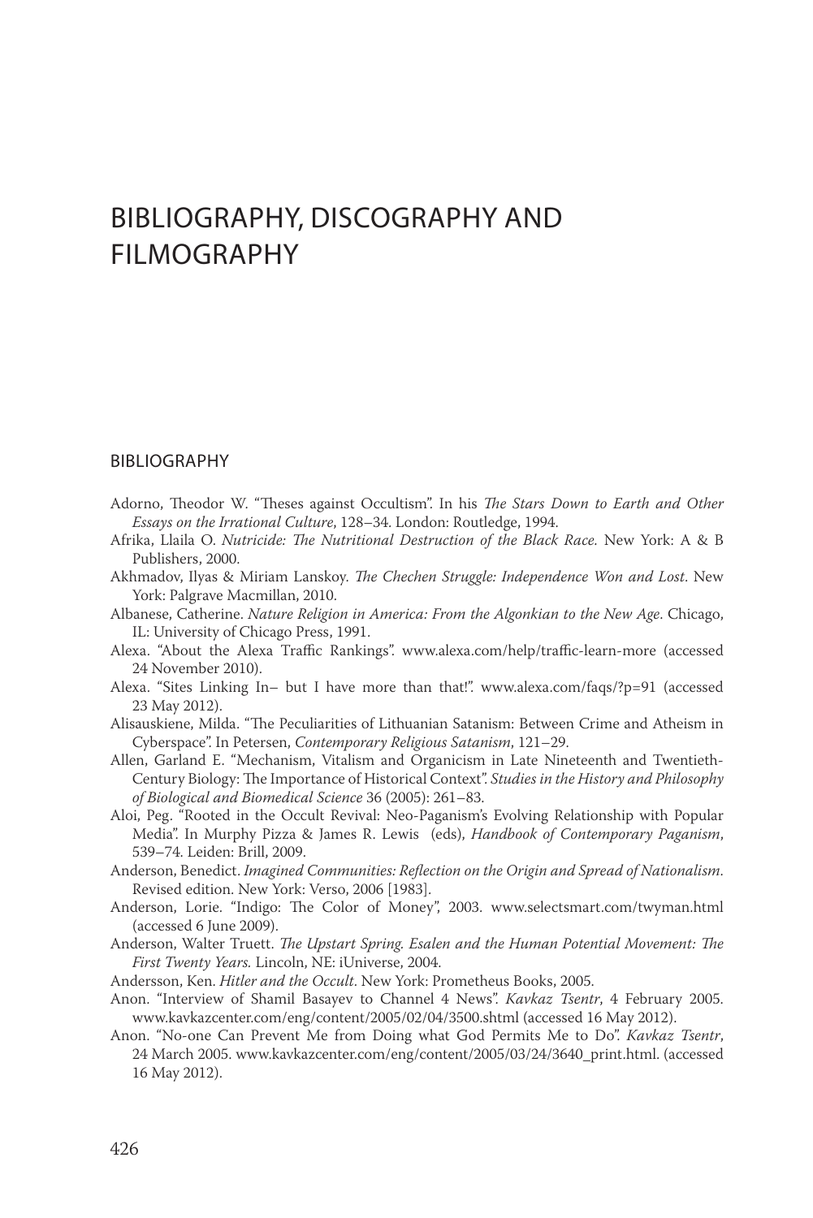# BIBLIOGRAPHY, DISCOGRAPHY AND FILMOGRAPHY

## BIBLIOGRAPHY

Adorno, Theodor W. "Theses against Occultism". In his *The Stars Down to Earth and Other Essays on the Irrational Culture*, 128–34. London: Routledge, 1994.

Afrika, Llaila O. *Nutricide: The Nutritional Destruction of the Black Race.* New York: A & B Publishers, 2000.

Akhmadov, Ilyas & Miriam Lanskoy. *The Chechen Struggle: Independence Won and Lost*. New York: Palgrave Macmillan, 2010.

Albanese, Catherine. *Nature Religion in America: From the Algonkian to the New Age*. Chicago, IL: University of Chicago Press, 1991.

Alexa. "About the Alexa Traffic Rankings". www.alexa.com/help/traffic-learn-more (accessed 24 November 2010).

Alexa. "Sites Linking In– but I have more than that!". www.alexa.com/faqs/?p=91 (accessed 23 May 2012).

Alisauskiene, Milda. "The Peculiarities of Lithuanian Satanism: Between Crime and Atheism in Cyberspace". In Petersen, *Contemporary Religious Satanism*, 121–29.

Allen, Garland E. "Mechanism, Vitalism and Organicism in Late Nineteenth and Twentieth-Century Biology: The Importance of Historical Context". *Studies in the History and Philosophy of Biological and Biomedical Science* 36 (2005): 261–83.

Aloi, Peg. "Rooted in the Occult Revival: Neo-Paganism's Evolving Relationship with Popular Media". In Murphy Pizza & James R. Lewis (eds), *Handbook of Contemporary Paganism*, 539–74. Leiden: Brill, 2009.

Anderson, Benedict. *Imagined Communities: Reflection on the Origin and Spread of Nationalism*. Revised edition. New York: Verso, 2006 [1983].

Anderson, Lorie. "Indigo: The Color of Money", 2003. www.selectsmart.com/twyman.html (accessed 6 June 2009).

Anderson, Walter Truett. *The Upstart Spring. Esalen and the Human Potential Movement: The First Twenty Years.* Lincoln, NE: iUniverse, 2004.

Andersson, Ken. *Hitler and the Occult*. New York: Prometheus Books, 2005.

Anon. "Interview of Shamil Basayev to Channel 4 News". *Kavkaz Tsentr*, 4 February 2005. www.kavkazcenter.com/eng/content/2005/02/04/3500.shtml (accessed 16 May 2012).

Anon. "No-one Can Prevent Me from Doing what God Permits Me to Do". *Kavkaz Tsentr*, 24 March 2005. www.kavkazcenter.com/eng/content/2005/03/24/3640_print.html. (accessed 16 May 2012).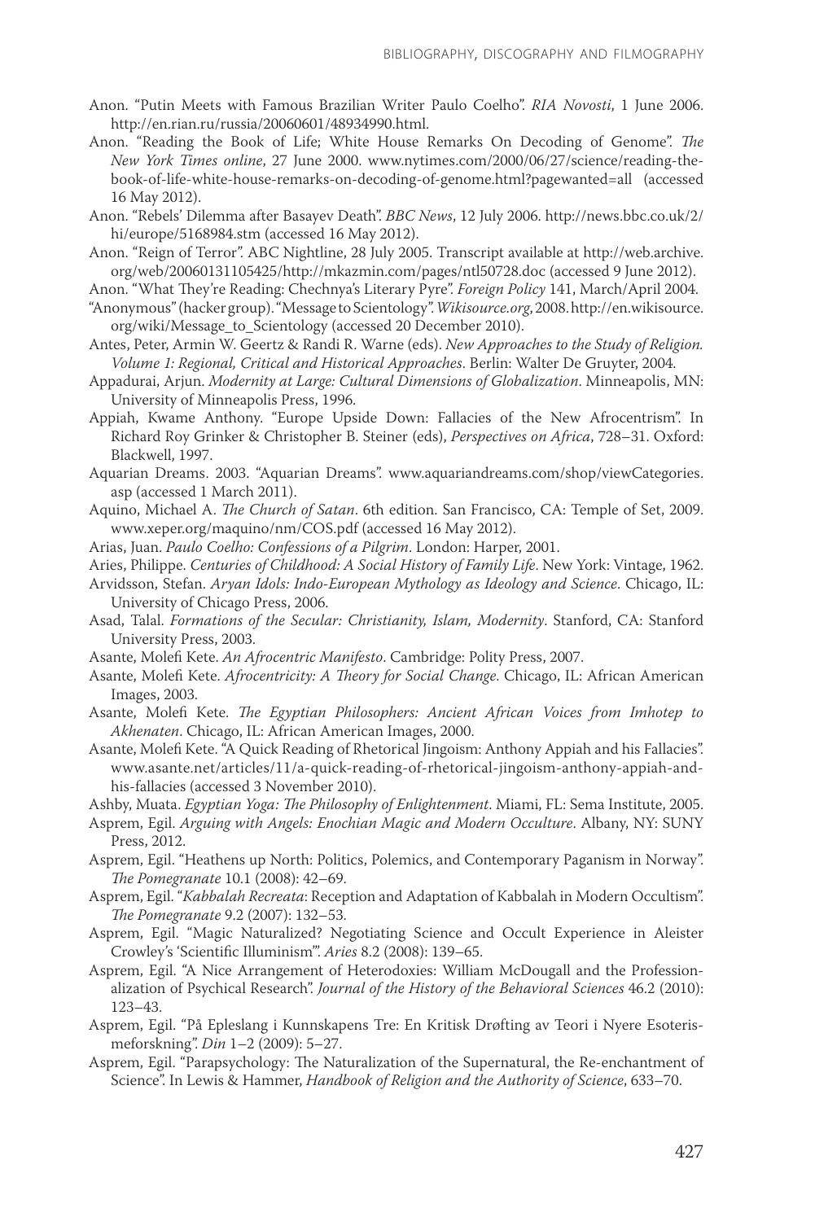Anon. "Putin Meets with Famous Brazilian Writer Paulo Coelho". *RIA Novosti*, 1 June 2006. http://en.rian.ru/russia/20060601/48934990.html.

Anon. "Reading the Book of Life; White House Remarks On Decoding of Genome". *The New York Times online*, 27 June 2000. www.nytimes.com/2000/06/27/science/reading-the-book-of-life-white-house-remarks-on-decoding-of-genome.html?pagewanted=all (accessed 16 May 2012).

Anon. "Rebels' Dilemma after Basayev Death". *BBC News*, 12 July 2006. http://news.bbc.co.uk/2/hi/europe/5168984.stm (accessed 16 May 2012).

Anon. "Reign of Terror". ABC Nightline, 28 July 2005. Transcript available at http://web.archive.org/web/20060131105425/http://mkazmin.com/pages/ntl50728.doc (accessed 9 June 2012).

Anon. "What They're Reading: Chechnya's Literary Pyre". *Foreign Policy* 141, March/April 2004.

"Anonymous" (hacker group). "Message to Scientology". *Wikisource.org*, 2008. http://en.wikisource.org/wiki/Message_to_Scientology (accessed 20 December 2010).

Antes, Peter, Armin W. Geertz & Randi R. Warne (eds). *New Approaches to the Study of Religion. Volume 1: Regional, Critical and Historical Approaches*. Berlin: Walter De Gruyter, 2004.

Appadurai, Arjun. *Modernity at Large: Cultural Dimensions of Globalization*. Minneapolis, MN: University of Minneapolis Press, 1996.

Appiah, Kwame Anthony. "Europe Upside Down: Fallacies of the New Afrocentrism". In Richard Roy Grinker & Christopher B. Steiner (eds), *Perspectives on Africa*, 728–31. Oxford: Blackwell, 1997.

Aquarian Dreams. 2003. "Aquarian Dreams". www.aquariandreams.com/shop/viewCategories.asp (accessed 1 March 2011).

Aquino, Michael A. *The Church of Satan*. 6th edition. San Francisco, CA: Temple of Set, 2009. www.xeper.org/maquino/nm/COS.pdf (accessed 16 May 2012).

Arias, Juan. *Paulo Coelho: Confessions of a Pilgrim*. London: Harper, 2001.

Aries, Philippe. *Centuries of Childhood: A Social History of Family Life*. New York: Vintage, 1962.

Arvidsson, Stefan. *Aryan Idols: Indo-European Mythology as Ideology and Science*. Chicago, IL: University of Chicago Press, 2006.

Asad, Talal. *Formations of the Secular: Christianity, Islam, Modernity*. Stanford, CA: Stanford University Press, 2003.

Asante, Molefi Kete. *An Afrocentric Manifesto*. Cambridge: Polity Press, 2007.

Asante, Molefi Kete. *Afrocentricity: A Theory for Social Change*. Chicago, IL: African American Images, 2003.

Asante, Molefi Kete. *The Egyptian Philosophers: Ancient African Voices from Imhotep to Akhenaten*. Chicago, IL: African American Images, 2000.

Asante, Molefi Kete. "A Quick Reading of Rhetorical Jingoism: Anthony Appiah and his Fallacies". www.asante.net/articles/11/a-quick-reading-of-rhetorical-jingoism-anthony-appiah-and-his-fallacies (accessed 3 November 2010).

Ashby, Muata. *Egyptian Yoga: The Philosophy of Enlightenment*. Miami, FL: Sema Institute, 2005.

Asprem, Egil. *Arguing with Angels: Enochian Magic and Modern Occulture*. Albany, NY: SUNY Press, 2012.

Asprem, Egil. "Heathens up North: Politics, Polemics, and Contemporary Paganism in Norway". *The Pomegranate* 10.1 (2008): 42–69.

Asprem, Egil. "*Kabbalah Recreata*: Reception and Adaptation of Kabbalah in Modern Occultism". *The Pomegranate* 9.2 (2007): 132–53.

Asprem, Egil. "Magic Naturalized? Negotiating Science and Occult Experience in Aleister Crowley's 'Scientific Illuminism'". *Aries* 8.2 (2008): 139–65.

Asprem, Egil. "A Nice Arrangement of Heterodoxies: William McDougall and the Professionalization of Psychical Research". *Journal of the History of the Behavioral Sciences* 46.2 (2010): 123–43.

Asprem, Egil. "På Epleslang i Kunnskapens Tre: En Kritisk Drøfting av Teori i Nyere Esoterismeforskning". *Din* 1–2 (2009): 5–27.

Asprem, Egil. "Parapsychology: The Naturalization of the Supernatural, the Re-enchantment of Science". In Lewis & Hammer, *Handbook of Religion and the Authority of Science*, 633–70.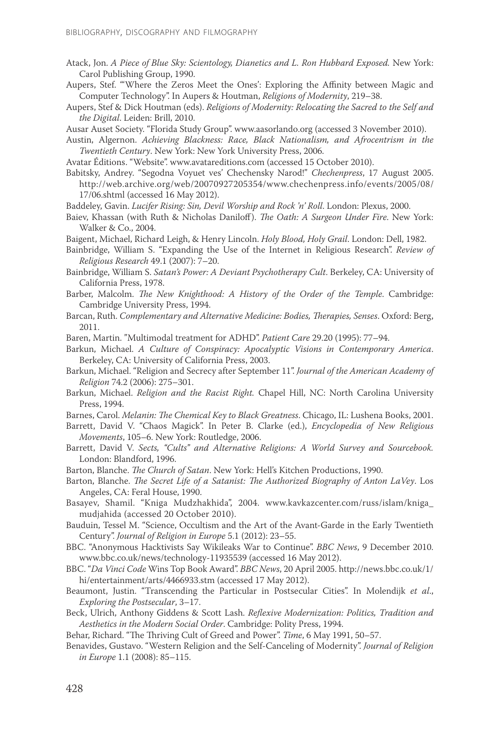Atack, Jon. *A Piece of Blue Sky: Scientology, Dianetics and L. Ron Hubbard Exposed.* New York: Carol Publishing Group, 1990.

Aupers, Stef. "'Where the Zeros Meet the Ones': Exploring the Affinity between Magic and Computer Technology". In Aupers & Houtman, *Religions of Modernity*, 219–38.

Aupers, Stef & Dick Houtman (eds). *Religions of Modernity: Relocating the Sacred to the Self and the Digital*. Leiden: Brill, 2010.

Ausar Auset Society. "Florida Study Group". www.aasorlando.org (accessed 3 November 2010).

Austin, Algernon. *Achieving Blackness: Race, Black Nationalism, and Afrocentrism in the Twentieth Century*. New York: New York University Press, 2006.

Avatar Éditions. "Website". www.avatareditions.com (accessed 15 October 2010).

Babitsky, Andrey. "Segodna Voyuet ves' Chechensky Narod!" *Chechenpress*, 17 August 2005. http://web.archive.org/web/20070927205354/www.chechenpress.info/events/2005/08/17/06.shtml (accessed 16 May 2012).

Baddeley, Gavin. *Lucifer Rising: Sin, Devil Worship and Rock 'n' Roll*. London: Plexus, 2000.

Baiev, Khassan (with Ruth & Nicholas Daniloff). *The Oath: A Surgeon Under Fire*. New York: Walker & Co., 2004.

Baigent, Michael, Richard Leigh, & Henry Lincoln. *Holy Blood, Holy Grail*. London: Dell, 1982.

Bainbridge, William S. "Expanding the Use of the Internet in Religious Research". *Review of Religious Research* 49.1 (2007): 7–20.

Bainbridge, William S. *Satan's Power: A Deviant Psychotherapy Cult*. Berkeley, CA: University of California Press, 1978.

Barber, Malcolm. *The New Knighthood: A History of the Order of the Temple*. Cambridge: Cambridge University Press, 1994.

Barcan, Ruth. *Complementary and Alternative Medicine: Bodies, Therapies, Senses*. Oxford: Berg, 2011.

Baren, Martin. "Multimodal treatment for ADHD". *Patient Care* 29.20 (1995): 77–94.

Barkun, Michael. *A Culture of Conspiracy: Apocalyptic Visions in Contemporary America*. Berkeley, CA: University of California Press, 2003.

Barkun, Michael. "Religion and Secrecy after September 11". *Journal of the American Academy of Religion* 74.2 (2006): 275–301.

Barkun, Michael. *Religion and the Racist Right.* Chapel Hill, NC: North Carolina University Press, 1994.

Barnes, Carol. *Melanin: The Chemical Key to Black Greatness*. Chicago, IL: Lushena Books, 2001.

Barrett, David V. "Chaos Magick". In Peter B. Clarke (ed.), *Encyclopedia of New Religious Movements*, 105–6. New York: Routledge, 2006.

Barrett, David V. *Sects, "Cults" and Alternative Religions: A World Survey and Sourcebook.* London: Blandford, 1996.

Barton, Blanche. *The Church of Satan*. New York: Hell's Kitchen Productions, 1990.

Barton, Blanche. *The Secret Life of a Satanist: The Authorized Biography of Anton LaVey*. Los Angeles, CA: Feral House, 1990.

Basayev, Shamil. "Kniga Mudzhakhida", 2004. www.kavkazcenter.com/russ/islam/kniga_mudjahida (accessed 20 October 2010).

Bauduin, Tessel M. "Science, Occultism and the Art of the Avant-Garde in the Early Twentieth Century". *Journal of Religion in Europe* 5.1 (2012): 23–55.

BBC. "Anonymous Hacktivists Say Wikileaks War to Continue". *BBC News*, 9 December 2010. www.bbc.co.uk/news/technology-11935539 (accessed 16 May 2012).

BBC. "*Da Vinci Code* Wins Top Book Award". *BBC News*, 20 April 2005. http://news.bbc.co.uk/1/hi/entertainment/arts/4466933.stm (accessed 17 May 2012).

Beaumont, Justin. "Transcending the Particular in Postsecular Cities". In Molendijk *et al*., *Exploring the Postsecular*, 3–17.

Beck, Ulrich, Anthony Giddens & Scott Lash. *Reflexive Modernization: Politics, Tradition and Aesthetics in the Modern Social Order*. Cambridge: Polity Press, 1994.

Behar, Richard. "The Thriving Cult of Greed and Power". *Time*, 6 May 1991, 50–57.

Benavides, Gustavo. "Western Religion and the Self-Canceling of Modernity". *Journal of Religion in Europe* 1.1 (2008): 85–115.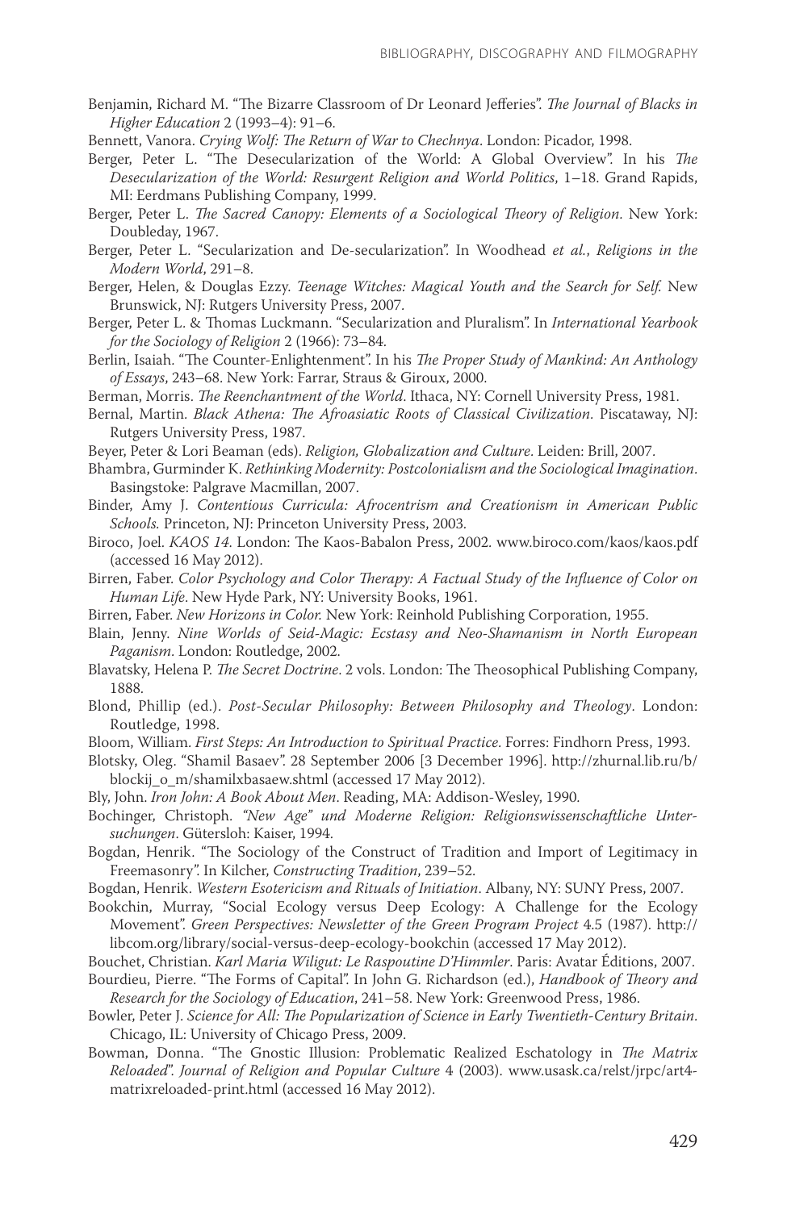Benjamin, Richard M. "The Bizarre Classroom of Dr Leonard Jefferies". *The Journal of Blacks in Higher Education* 2 (1993–4): 91–6.

Bennett, Vanora. *Crying Wolf: The Return of War to Chechnya*. London: Picador, 1998.

Berger, Peter L. "The Desecularization of the World: A Global Overview". In his *The Desecularization of the World: Resurgent Religion and World Politics*, 1–18. Grand Rapids, MI: Eerdmans Publishing Company, 1999.

Berger, Peter L. *The Sacred Canopy: Elements of a Sociological Theory of Religion*. New York: Doubleday, 1967.

Berger, Peter L. "Secularization and De-secularization". In Woodhead *et al.*, *Religions in the Modern World*, 291–8.

Berger, Helen, & Douglas Ezzy. *Teenage Witches: Magical Youth and the Search for Self.* New Brunswick, NJ: Rutgers University Press, 2007.

Berger, Peter L. & Thomas Luckmann. "Secularization and Pluralism". In *International Yearbook for the Sociology of Religion* 2 (1966): 73–84.

Berlin, Isaiah. "The Counter-Enlightenment". In his *The Proper Study of Mankind: An Anthology of Essays*, 243–68. New York: Farrar, Straus & Giroux, 2000.

Berman, Morris. *The Reenchantment of the World*. Ithaca, NY: Cornell University Press, 1981.

Bernal, Martin. *Black Athena: The Afroasiatic Roots of Classical Civilization*. Piscataway, NJ: Rutgers University Press, 1987.

Beyer, Peter & Lori Beaman (eds). *Religion, Globalization and Culture*. Leiden: Brill, 2007.

Bhambra, Gurminder K. *Rethinking Modernity: Postcolonialism and the Sociological Imagination*. Basingstoke: Palgrave Macmillan, 2007.

Binder, Amy J. *Contentious Curricula: Afrocentrism and Creationism in American Public Schools.* Princeton, NJ: Princeton University Press, 2003.

Biroco, Joel. *KAOS 14*. London: The Kaos-Babalon Press, 2002. www.biroco.com/kaos/kaos.pdf (accessed 16 May 2012).

Birren, Faber. *Color Psychology and Color Therapy: A Factual Study of the Influence of Color on Human Life*. New Hyde Park, NY: University Books, 1961.

Birren, Faber. *New Horizons in Color.* New York: Reinhold Publishing Corporation, 1955.

Blain, Jenny. *Nine Worlds of Seid-Magic: Ecstasy and Neo-Shamanism in North European Paganism*. London: Routledge, 2002.

Blavatsky, Helena P. *The Secret Doctrine*. 2 vols. London: The Theosophical Publishing Company, 1888.

Blond, Phillip (ed.). *Post-Secular Philosophy: Between Philosophy and Theology*. London: Routledge, 1998.

Bloom, William. *First Steps: An Introduction to Spiritual Practice*. Forres: Findhorn Press, 1993.

Blotsky, Oleg. "Shamil Basaev". 28 September 2006 [3 December 1996]. http://zhurnal.lib.ru/b/blockij_o_m/shamilxbasaew.shtml (accessed 17 May 2012).

Bly, John. *Iron John: A Book About Men*. Reading, MA: Addison-Wesley, 1990.

Bochinger, Christoph. *"New Age" und Moderne Religion: Religionswissenschaftliche Untersuchungen*. Gütersloh: Kaiser, 1994.

Bogdan, Henrik. "The Sociology of the Construct of Tradition and Import of Legitimacy in Freemasonry". In Kilcher, *Constructing Tradition*, 239–52.

Bogdan, Henrik. *Western Esotericism and Rituals of Initiation*. Albany, NY: SUNY Press, 2007.

Bookchin, Murray, "Social Ecology versus Deep Ecology: A Challenge for the Ecology Movement". *Green Perspectives: Newsletter of the Green Program Project* 4.5 (1987). http://libcom.org/library/social-versus-deep-ecology-bookchin (accessed 17 May 2012).

Bouchet, Christian. *Karl Maria Wiligut: Le Raspoutine D'Himmler*. Paris: Avatar Éditions, 2007.

Bourdieu, Pierre. "The Forms of Capital". In John G. Richardson (ed.), *Handbook of Theory and Research for the Sociology of Education*, 241–58. New York: Greenwood Press, 1986.

Bowler, Peter J. *Science for All: The Popularization of Science in Early Twentieth-Century Britain*. Chicago, IL: University of Chicago Press, 2009.

Bowman, Donna. "The Gnostic Illusion: Problematic Realized Eschatology in *The Matrix Reloaded*". *Journal of Religion and Popular Culture* 4 (2003). www.usask.ca/relst/jrpc/art4-matrixreloaded-print.html (accessed 16 May 2012).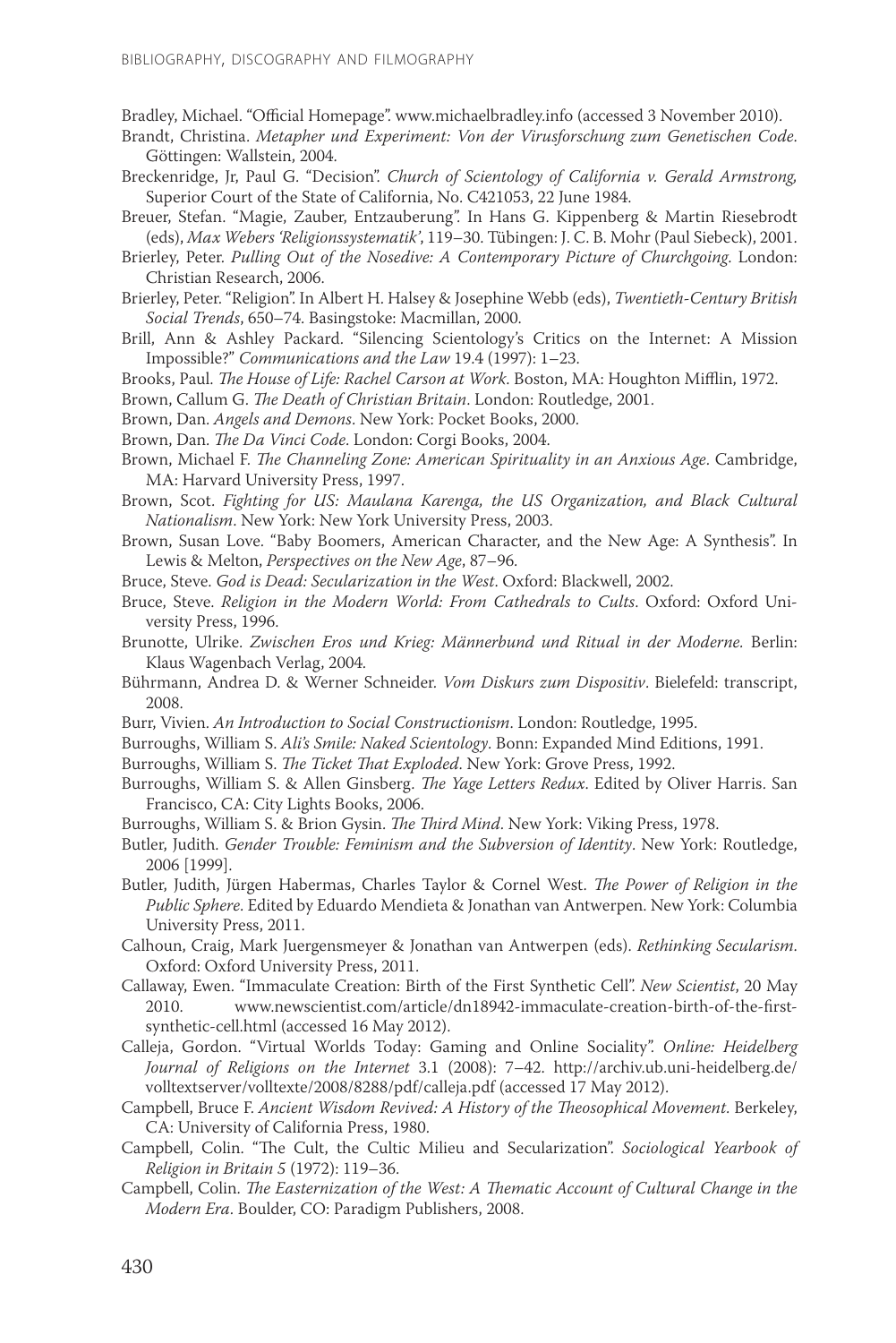Bradley, Michael. "Official Homepage". www.michaelbradley.info (accessed 3 November 2010).

Brandt, Christina. *Metapher und Experiment: Von der Virusforschung zum Genetischen Code.* Göttingen: Wallstein, 2004.

Breckenridge, Jr, Paul G. "Decision". *Church of Scientology of California v. Gerald Armstrong,* Superior Court of the State of California, No. C421053, 22 June 1984.

Breuer, Stefan. "Magie, Zauber, Entzauberung". In Hans G. Kippenberg & Martin Riesebrodt (eds), *Max Webers 'Religionssystematik'*, 119–30. Tübingen: J. C. B. Mohr (Paul Siebeck), 2001.

Brierley, Peter. *Pulling Out of the Nosedive: A Contemporary Picture of Churchgoing.* London: Christian Research, 2006.

Brierley, Peter. "Religion". In Albert H. Halsey & Josephine Webb (eds), *Twentieth-Century British Social Trends*, 650–74. Basingstoke: Macmillan, 2000.

Brill, Ann & Ashley Packard. "Silencing Scientology's Critics on the Internet: A Mission Impossible?" *Communications and the Law* 19.4 (1997): 1–23.

Brooks, Paul. *The House of Life: Rachel Carson at Work.* Boston, MA: Houghton Mifflin, 1972.

Brown, Callum G. *The Death of Christian Britain*. London: Routledge, 2001.

Brown, Dan. *Angels and Demons*. New York: Pocket Books, 2000.

Brown, Dan. *The Da Vinci Code.* London: Corgi Books, 2004.

Brown, Michael F. *The Channeling Zone: American Spirituality in an Anxious Age*. Cambridge, MA: Harvard University Press, 1997.

Brown, Scot. *Fighting for US: Maulana Karenga, the US Organization, and Black Cultural Nationalism*. New York: New York University Press, 2003.

Brown, Susan Love. "Baby Boomers, American Character, and the New Age: A Synthesis". In Lewis & Melton, *Perspectives on the New Age*, 87–96.

Bruce, Steve. *God is Dead: Secularization in the West*. Oxford: Blackwell, 2002.

Bruce, Steve. *Religion in the Modern World: From Cathedrals to Cults.* Oxford: Oxford University Press, 1996.

Brunotte, Ulrike. *Zwischen Eros und Krieg: Männerbund und Ritual in der Moderne.* Berlin: Klaus Wagenbach Verlag, 2004.

Bührmann, Andrea D. & Werner Schneider. *Vom Diskurs zum Dispositiv*. Bielefeld: transcript, 2008.

Burr, Vivien. *An Introduction to Social Constructionism*. London: Routledge, 1995.

Burroughs, William S. *Ali's Smile: Naked Scientology*. Bonn: Expanded Mind Editions, 1991.

Burroughs, William S. *The Ticket That Exploded*. New York: Grove Press, 1992.

Burroughs, William S. & Allen Ginsberg. *The Yage Letters Redux*. Edited by Oliver Harris. San Francisco, CA: City Lights Books, 2006.

Burroughs, William S. & Brion Gysin. *The Third Mind*. New York: Viking Press, 1978.

Butler, Judith. *Gender Trouble: Feminism and the Subversion of Identity*. New York: Routledge, 2006 [1999].

Butler, Judith, Jürgen Habermas, Charles Taylor & Cornel West. *The Power of Religion in the Public Sphere.* Edited by Eduardo Mendieta & Jonathan van Antwerpen. New York: Columbia University Press, 2011.

Calhoun, Craig, Mark Juergensmeyer & Jonathan van Antwerpen (eds). *Rethinking Secularism.* Oxford: Oxford University Press, 2011.

Callaway, Ewen. "Immaculate Creation: Birth of the First Synthetic Cell". *New Scientist*, 20 May 2010. www.newscientist.com/article/dn18942-immaculate-creation-birth-of-the-first-synthetic-cell.html (accessed 16 May 2012).

Calleja, Gordon. "Virtual Worlds Today: Gaming and Online Sociality". *Online: Heidelberg Journal of Religions on the Internet* 3.1 (2008): 7–42. http://archiv.ub.uni-heidelberg.de/volltextserver/volltexte/2008/8288/pdf/calleja.pdf (accessed 17 May 2012).

Campbell, Bruce F. *Ancient Wisdom Revived: A History of the Theosophical Movement.* Berkeley, CA: University of California Press, 1980.

Campbell, Colin. "The Cult, the Cultic Milieu and Secularization". *Sociological Yearbook of Religion in Britain 5* (1972): 119–36.

Campbell, Colin. *The Easternization of the West: A Thematic Account of Cultural Change in the Modern Era*. Boulder, CO: Paradigm Publishers, 2008.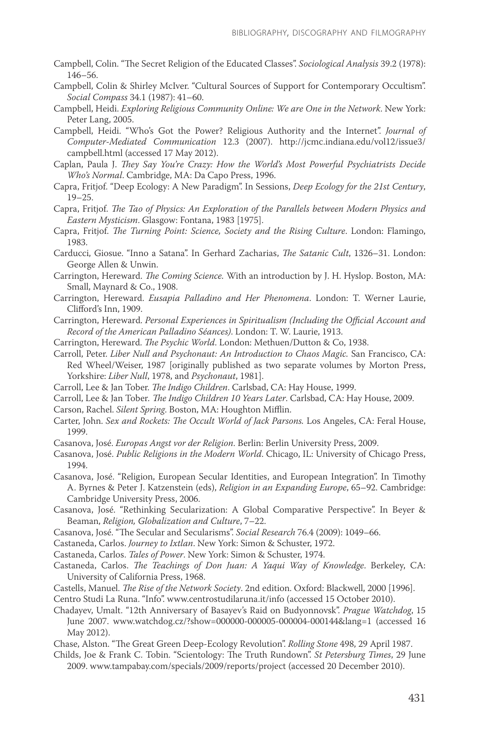Campbell, Colin. "The Secret Religion of the Educated Classes". *Sociological Analysis* 39.2 (1978): 146–56.

Campbell, Colin & Shirley McIver. "Cultural Sources of Support for Contemporary Occultism". *Social Compass* 34.1 (1987): 41–60.

Campbell, Heidi. *Exploring Religious Community Online: We are One in the Network*. New York: Peter Lang, 2005.

Campbell, Heidi. "Who's Got the Power? Religious Authority and the Internet". *Journal of Computer-Mediated Communication* 12.3 (2007). http://jcmc.indiana.edu/vol12/issue3/campbell.html (accessed 17 May 2012).

Caplan, Paula J. *They Say You're Crazy: How the World's Most Powerful Psychiatrists Decide Who's Normal*. Cambridge, MA: Da Capo Press, 1996.

Capra, Fritjof. "Deep Ecology: A New Paradigm". In Sessions, *Deep Ecology for the 21st Century*, 19–25.

Capra, Fritjof. *The Tao of Physics: An Exploration of the Parallels between Modern Physics and Eastern Mysticism*. Glasgow: Fontana, 1983 [1975].

Capra, Fritjof. *The Turning Point: Science, Society and the Rising Culture*. London: Flamingo, 1983.

Carducci, Giosue. "Inno a Satana". In Gerhard Zacharias, *The Satanic Cult*, 1326–31. London: George Allen & Unwin.

Carrington, Hereward. *The Coming Science.* With an introduction by J. H. Hyslop. Boston, MA: Small, Maynard & Co., 1908.

Carrington, Hereward. *Eusapia Palladino and Her Phenomena*. London: T. Werner Laurie, Clifford's Inn, 1909.

Carrington, Hereward. *Personal Experiences in Spiritualism (Including the Official Account and Record of the American Palladino Séances)*. London: T. W. Laurie, 1913.

Carrington, Hereward. *The Psychic World*. London: Methuen/Dutton & Co, 1938.

Carroll, Peter. *Liber Null and Psychonaut: An Introduction to Chaos Magic.* San Francisco, CA: Red Wheel/Weiser, 1987 [originally published as two separate volumes by Morton Press, Yorkshire: *Liber Null*, 1978, and *Psychonaut*, 1981].

Carroll, Lee & Jan Tober. *The Indigo Children*. Carlsbad, CA: Hay House, 1999.

Carroll, Lee & Jan Tober. *The Indigo Children 10 Years Later*. Carlsbad, CA: Hay House, 2009.

Carson, Rachel. *Silent Spring*. Boston, MA: Houghton Mifflin.

Carter, John. *Sex and Rockets: The Occult World of Jack Parsons.* Los Angeles, CA: Feral House, 1999.

Casanova, José. *Europas Angst vor der Religion*. Berlin: Berlin University Press, 2009.

Casanova, José. *Public Religions in the Modern World*. Chicago, IL: University of Chicago Press, 1994.

Casanova, José. "Religion, European Secular Identities, and European Integration". In Timothy A. Byrnes & Peter J. Katzenstein (eds), *Religion in an Expanding Europe*, 65–92. Cambridge: Cambridge University Press, 2006.

Casanova, José. "Rethinking Secularization: A Global Comparative Perspective". In Beyer & Beaman, *Religion, Globalization and Culture*, 7–22.

Casanova, José. "The Secular and Secularisms". *Social Research* 76.4 (2009): 1049–66.

Castaneda, Carlos. *Journey to Ixtlan*. New York: Simon & Schuster, 1972.

Castaneda, Carlos. *Tales of Power*. New York: Simon & Schuster, 1974.

Castaneda, Carlos. *The Teachings of Don Juan: A Yaqui Way of Knowledge*. Berkeley, CA: University of California Press, 1968.

Castells, Manuel. *The Rise of the Network Society*. 2nd edition. Oxford: Blackwell, 2000 [1996].

Centro Studi La Runa. "Info". www.centrostudilaruna.it/info (accessed 15 October 2010).

Chadayev, Umalt. "12th Anniversary of Basayev's Raid on Budyonnovsk". *Prague Watchdog*, 15 June 2007. www.watchdog.cz/?show=000000-000005-000004-000144&lang=1 (accessed 16 May 2012).

Chase, Alston. "The Great Green Deep-Ecology Revolution". *Rolling Stone* 498, 29 April 1987.

Childs, Joe & Frank C. Tobin. "Scientology: The Truth Rundown". *St Petersburg Times*, 29 June 2009. www.tampabay.com/specials/2009/reports/project (accessed 20 December 2010).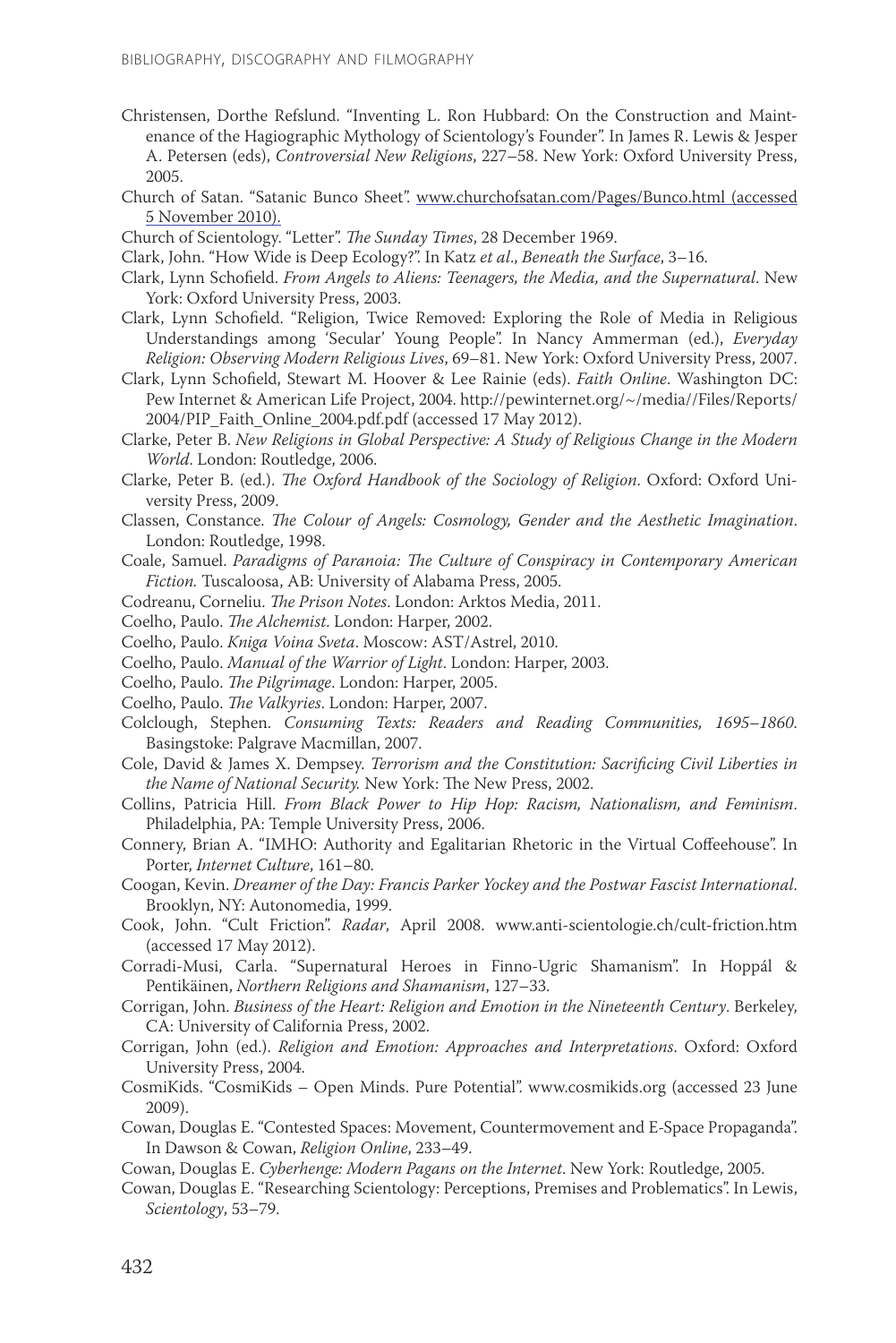Christensen, Dorthe Refslund. "Inventing L. Ron Hubbard: On the Construction and Maintenance of the Hagiographic Mythology of Scientology's Founder". In James R. Lewis & Jesper A. Petersen (eds), *Controversial New Religions*, 227–58. New York: Oxford University Press, 2005.

Church of Satan. "Satanic Bunco Sheet". www.churchofsatan.com/Pages/Bunco.html (accessed 5 November 2010).

Church of Scientology. "Letter". *The Sunday Times*, 28 December 1969.

Clark, John. "How Wide is Deep Ecology?". In Katz *et al*., *Beneath the Surface*, 3–16.

Clark, Lynn Schofield. *From Angels to Aliens: Teenagers, the Media, and the Supernatural*. New York: Oxford University Press, 2003.

Clark, Lynn Schofield. "Religion, Twice Removed: Exploring the Role of Media in Religious Understandings among 'Secular' Young People". In Nancy Ammerman (ed.), *Everyday Religion: Observing Modern Religious Lives*, 69–81. New York: Oxford University Press, 2007.

Clark, Lynn Schofield, Stewart M. Hoover & Lee Rainie (eds). *Faith Online*. Washington DC: Pew Internet & American Life Project, 2004. http://pewinternet.org/~/media//Files/Reports/2004/PIP_Faith_Online_2004.pdf.pdf (accessed 17 May 2012).

Clarke, Peter B. *New Religions in Global Perspective: A Study of Religious Change in the Modern World*. London: Routledge, 2006.

Clarke, Peter B. (ed.). *The Oxford Handbook of the Sociology of Religion*. Oxford: Oxford University Press, 2009.

Classen, Constance. *The Colour of Angels: Cosmology, Gender and the Aesthetic Imagination*. London: Routledge, 1998.

Coale, Samuel. *Paradigms of Paranoia: The Culture of Conspiracy in Contemporary American Fiction.* Tuscaloosa, AB: University of Alabama Press, 2005.

Codreanu, Corneliu. *The Prison Notes*. London: Arktos Media, 2011.

Coelho, Paulo. *The Alchemist*. London: Harper, 2002.

Coelho, Paulo. *Kniga Voina Sveta*. Moscow: AST/Astrel, 2010.

Coelho, Paulo. *Manual of the Warrior of Light*. London: Harper, 2003.

Coelho, Paulo. *The Pilgrimage*. London: Harper, 2005.

Coelho, Paulo. *The Valkyries*. London: Harper, 2007.

Colclough, Stephen. *Consuming Texts: Readers and Reading Communities, 1695–1860*. Basingstoke: Palgrave Macmillan, 2007.

Cole, David & James X. Dempsey. *Terrorism and the Constitution: Sacrificing Civil Liberties in the Name of National Security.* New York: The New Press, 2002.

Collins, Patricia Hill. *From Black Power to Hip Hop: Racism, Nationalism, and Feminism*. Philadelphia, PA: Temple University Press, 2006.

Connery, Brian A. "IMHO: Authority and Egalitarian Rhetoric in the Virtual Coffeehouse". In Porter, *Internet Culture*, 161–80.

Coogan, Kevin. *Dreamer of the Day: Francis Parker Yockey and the Postwar Fascist International*. Brooklyn, NY: Autonomedia, 1999.

Cook, John. "Cult Friction". *Radar*, April 2008. www.anti-scientologie.ch/cult-friction.htm (accessed 17 May 2012).

Corradi-Musi, Carla. "Supernatural Heroes in Finno-Ugric Shamanism". In Hoppál & Pentikäinen, *Northern Religions and Shamanism*, 127–33.

Corrigan, John. *Business of the Heart: Religion and Emotion in the Nineteenth Century*. Berkeley, CA: University of California Press, 2002.

Corrigan, John (ed.). *Religion and Emotion: Approaches and Interpretations*. Oxford: Oxford University Press, 2004.

CosmiKids. "CosmiKids – Open Minds. Pure Potential". www.cosmikids.org (accessed 23 June 2009).

Cowan, Douglas E. "Contested Spaces: Movement, Countermovement and E-Space Propaganda". In Dawson & Cowan, *Religion Online*, 233–49.

Cowan, Douglas E. *Cyberhenge: Modern Pagans on the Internet*. New York: Routledge, 2005.

Cowan, Douglas E. "Researching Scientology: Perceptions, Premises and Problematics". In Lewis, *Scientology*, 53–79.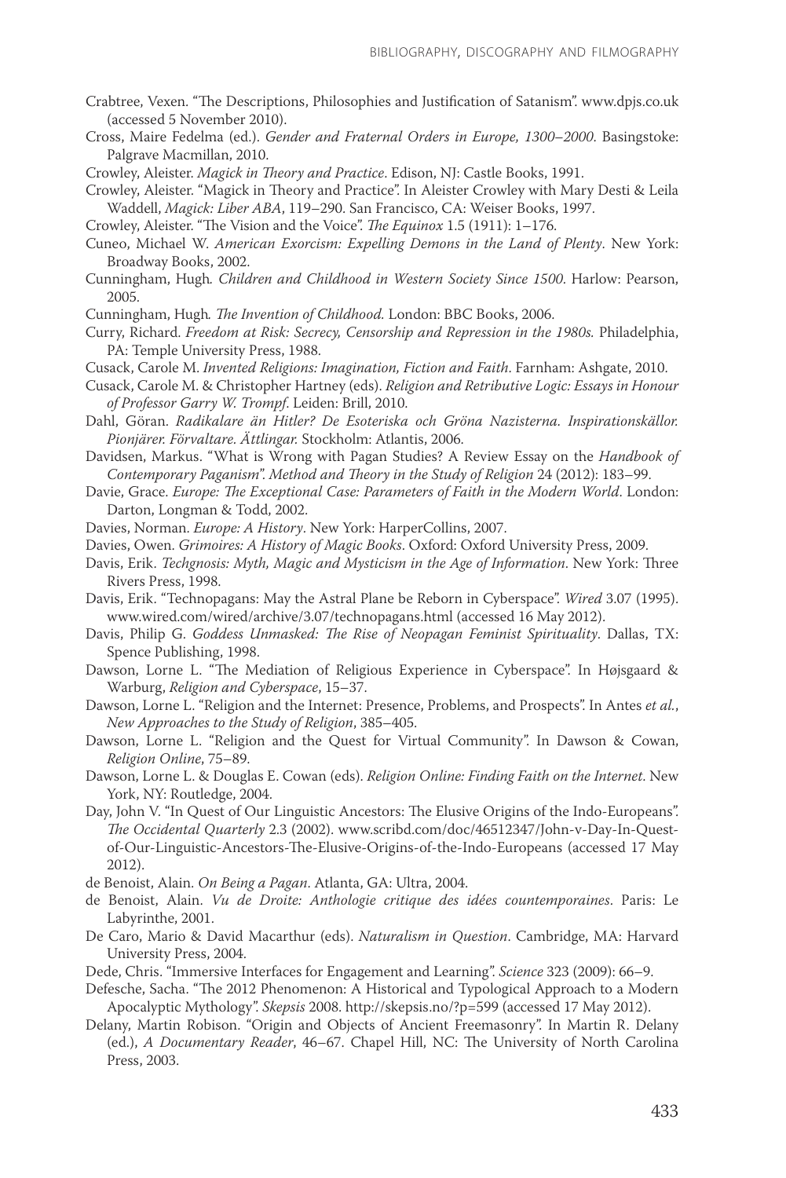Crabtree, Vexen. "The Descriptions, Philosophies and Justification of Satanism". www.dpjs.co.uk (accessed 5 November 2010).

Cross, Maire Fedelma (ed.). *Gender and Fraternal Orders in Europe, 1300–2000*. Basingstoke: Palgrave Macmillan, 2010.

Crowley, Aleister. *Magick in Theory and Practice*. Edison, NJ: Castle Books, 1991.

Crowley, Aleister. "Magick in Theory and Practice". In Aleister Crowley with Mary Desti & Leila Waddell, *Magick: Liber ABA*, 119–290. San Francisco, CA: Weiser Books, 1997.

Crowley, Aleister. "The Vision and the Voice". *The Equinox* 1.5 (1911): 1–176.

Cuneo, Michael W. *American Exorcism: Expelling Demons in the Land of Plenty*. New York: Broadway Books, 2002.

Cunningham, Hugh. *Children and Childhood in Western Society Since 1500*. Harlow: Pearson, 2005.

Cunningham, Hugh. *The Invention of Childhood*. London: BBC Books, 2006.

Curry, Richard. *Freedom at Risk: Secrecy, Censorship and Repression in the 1980s*. Philadelphia, PA: Temple University Press, 1988.

Cusack, Carole M. *Invented Religions: Imagination, Fiction and Faith*. Farnham: Ashgate, 2010.

Cusack, Carole M. & Christopher Hartney (eds). *Religion and Retributive Logic: Essays in Honour of Professor Garry W. Trompf*. Leiden: Brill, 2010.

Dahl, Göran. *Radikalare än Hitler? De Esoteriska och Gröna Nazisterna. Inspirationskällor. Pionjärer. Förvaltare. Ättlingar.* Stockholm: Atlantis, 2006.

Davidsen, Markus. "What is Wrong with Pagan Studies? A Review Essay on the *Handbook of Contemporary Paganism*". *Method and Theory in the Study of Religion* 24 (2012): 183–99.

Davie, Grace. *Europe: The Exceptional Case: Parameters of Faith in the Modern World*. London: Darton, Longman & Todd, 2002.

Davies, Norman. *Europe: A History*. New York: HarperCollins, 2007.

Davies, Owen. *Grimoires: A History of Magic Books*. Oxford: Oxford University Press, 2009.

Davis, Erik. *Techgnosis: Myth, Magic and Mysticism in the Age of Information*. New York: Three Rivers Press, 1998.

Davis, Erik. "Technopagans: May the Astral Plane be Reborn in Cyberspace". *Wired* 3.07 (1995). www.wired.com/wired/archive/3.07/technopagans.html (accessed 16 May 2012).

Davis, Philip G. *Goddess Unmasked: The Rise of Neopagan Feminist Spirituality*. Dallas, TX: Spence Publishing, 1998.

Dawson, Lorne L. "The Mediation of Religious Experience in Cyberspace". In Højsgaard & Warburg, *Religion and Cyberspace*, 15–37.

Dawson, Lorne L. "Religion and the Internet: Presence, Problems, and Prospects". In Antes *et al.*, *New Approaches to the Study of Religion*, 385–405.

Dawson, Lorne L. "Religion and the Quest for Virtual Community". In Dawson & Cowan, *Religion Online*, 75–89.

Dawson, Lorne L. & Douglas E. Cowan (eds). *Religion Online: Finding Faith on the Internet*. New York, NY: Routledge, 2004.

Day, John V. "In Quest of Our Linguistic Ancestors: The Elusive Origins of the Indo-Europeans". *The Occidental Quarterly* 2.3 (2002). www.scribd.com/doc/46512347/John-v-Day-In-Quest-of-Our-Linguistic-Ancestors-The-Elusive-Origins-of-the-Indo-Europeans (accessed 17 May 2012).

de Benoist, Alain. *On Being a Pagan*. Atlanta, GA: Ultra, 2004.

de Benoist, Alain. *Vu de Droite: Anthologie critique des idées countemporaines*. Paris: Le Labyrinthe, 2001.

De Caro, Mario & David Macarthur (eds). *Naturalism in Question*. Cambridge, MA: Harvard University Press, 2004.

Dede, Chris. "Immersive Interfaces for Engagement and Learning". *Science* 323 (2009): 66–9.

Defesche, Sacha. "The 2012 Phenomenon: A Historical and Typological Approach to a Modern Apocalyptic Mythology". *Skepsis* 2008. http://skepsis.no/?p=599 (accessed 17 May 2012).

Delany, Martin Robison. "Origin and Objects of Ancient Freemasonry". In Martin R. Delany (ed.), *A Documentary Reader*, 46–67. Chapel Hill, NC: The University of North Carolina Press, 2003.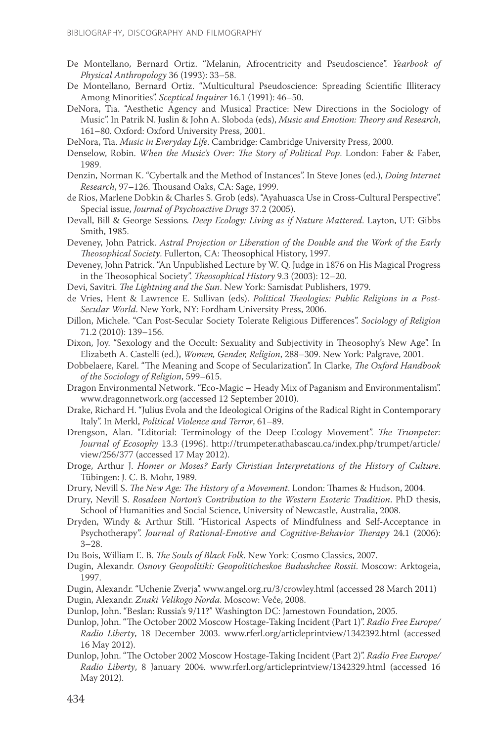De Montellano, Bernard Ortiz. "Melanin, Afrocentricity and Pseudoscience". *Yearbook of Physical Anthropology* 36 (1993): 33–58.

De Montellano, Bernard Ortiz. "Multicultural Pseudoscience: Spreading Scientific Illiteracy Among Minorities". *Sceptical Inquirer* 16.1 (1991): 46–50.

DeNora, Tia. "Aesthetic Agency and Musical Practice: New Directions in the Sociology of Music". In Patrik N. Juslin & John A. Sloboda (eds), *Music and Emotion: Theory and Research*, 161–80. Oxford: Oxford University Press, 2001.

DeNora, Tia. *Music in Everyday Life*. Cambridge: Cambridge University Press, 2000.

Denselow, Robin. *When the Music's Over: The Story of Political Pop*. London: Faber & Faber, 1989.

Denzin, Norman K. "Cybertalk and the Method of Instances". In Steve Jones (ed.), *Doing Internet Research*, 97–126. Thousand Oaks, CA: Sage, 1999.

de Rios, Marlene Dobkin & Charles S. Grob (eds). "Ayahuasca Use in Cross-Cultural Perspective". Special issue, *Journal of Psychoactive Drugs* 37.2 (2005).

Devall, Bill & George Sessions. *Deep Ecology: Living as if Nature Mattered*. Layton, UT: Gibbs Smith, 1985.

Deveney, John Patrick. *Astral Projection or Liberation of the Double and the Work of the Early Theosophical Society*. Fullerton, CA: Theosophical History, 1997.

Deveney, John Patrick. "An Unpublished Lecture by W. Q. Judge in 1876 on His Magical Progress in the Theosophical Society". *Theosophical History* 9.3 (2003): 12–20.

Devi, Savitri. *The Lightning and the Sun*. New York: Samisdat Publishers, 1979.

de Vries, Hent & Lawrence E. Sullivan (eds). *Political Theologies: Public Religions in a Post-Secular World*. New York, NY: Fordham University Press, 2006.

Dillon, Michele. "Can Post-Secular Society Tolerate Religious Differences". *Sociology of Religion* 71.2 (2010): 139–156.

Dixon, Joy. "Sexology and the Occult: Sexuality and Subjectivity in Theosophy's New Age". In Elizabeth A. Castelli (ed.), *Women, Gender, Religion*, 288–309. New York: Palgrave, 2001.

Dobbelaere, Karel. "The Meaning and Scope of Secularization". In Clarke, *The Oxford Handbook of the Sociology of Religion*, 599–615.

Dragon Environmental Network. "Eco-Magic – Heady Mix of Paganism and Environmentalism". www.dragonnetwork.org (accessed 12 September 2010).

Drake, Richard H. "Julius Evola and the Ideological Origins of the Radical Right in Contemporary Italy". In Merkl, *Political Violence and Terror*, 61–89.

Drengson, Alan. "Editorial: Terminology of the Deep Ecology Movement". *The Trumpeter: Journal of Ecosophy* 13.3 (1996). http://trumpeter.athabascau.ca/index.php/trumpet/article/view/256/377 (accessed 17 May 2012).

Droge, Arthur J. *Homer or Moses? Early Christian Interpretations of the History of Culture*. Tübingen: J. C. B. Mohr, 1989.

Drury, Nevill S. *The New Age: The History of a Movement*. London: Thames & Hudson, 2004.

Drury, Nevill S. *Rosaleen Norton's Contribution to the Western Esoteric Tradition*. PhD thesis, School of Humanities and Social Science, University of Newcastle, Australia, 2008.

Dryden, Windy & Arthur Still. "Historical Aspects of Mindfulness and Self-Acceptance in Psychotherapy". *Journal of Rational-Emotive and Cognitive-Behavior Therapy* 24.1 (2006): 3–28.

Du Bois, William E. B. *The Souls of Black Folk*. New York: Cosmo Classics, 2007.

Dugin, Alexandr. *Osnovy Geopolitiki: Geopoliticheskoe Budushchee Rossii*. Moscow: Arktogeia, 1997.

Dugin, Alexandr. "Uchenie Zverja". www.angel.org.ru/3/crowley.html (accessed 28 March 2011)

Dugin, Alexandr. *Znaki Velikogo Norda*. Moscow: Veče, 2008.

Dunlop, John. "Beslan: Russia's 9/11?" Washington DC: Jamestown Foundation, 2005.

Dunlop, John. "The October 2002 Moscow Hostage-Taking Incident (Part 1)". *Radio Free Europe/Radio Liberty*, 18 December 2003. www.rferl.org/articleprintview/1342392.html (accessed 16 May 2012).

Dunlop, John. "The October 2002 Moscow Hostage-Taking Incident (Part 2)". *Radio Free Europe/Radio Liberty*, 8 January 2004. www.rferl.org/articleprintview/1342329.html (accessed 16 May 2012).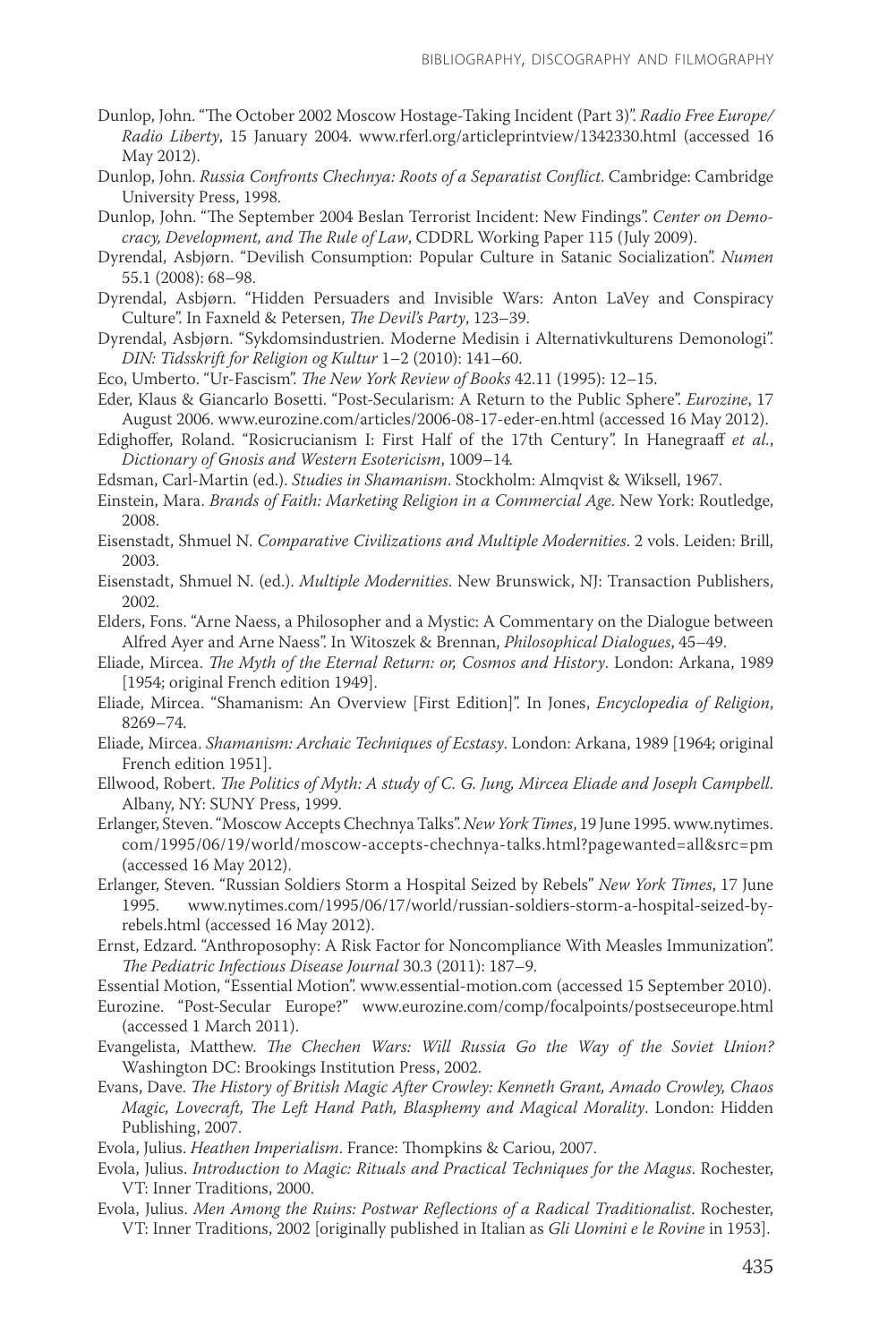Dunlop, John. "The October 2002 Moscow Hostage-Taking Incident (Part 3)". *Radio Free Europe/Radio Liberty*, 15 January 2004. www.rferl.org/articleprintview/1342330.html (accessed 16 May 2012).

Dunlop, John. *Russia Confronts Chechnya: Roots of a Separatist Conflict*. Cambridge: Cambridge University Press, 1998.

Dunlop, John. "The September 2004 Beslan Terrorist Incident: New Findings". *Center on Democracy, Development, and The Rule of Law*, CDDRL Working Paper 115 (July 2009).

Dyrendal, Asbjørn. "Devilish Consumption: Popular Culture in Satanic Socialization". *Numen* 55.1 (2008): 68–98.

Dyrendal, Asbjørn. "Hidden Persuaders and Invisible Wars: Anton LaVey and Conspiracy Culture". In Faxneld & Petersen, *The Devil's Party*, 123–39.

Dyrendal, Asbjørn. "Sykdomsindustrien. Moderne Medisin i Alternativkulturens Demonologi". *DIN: Tidsskrift for Religion og Kultur* 1–2 (2010): 141–60.

Eco, Umberto. "Ur-Fascism". *The New York Review of Books* 42.11 (1995): 12–15.

Eder, Klaus & Giancarlo Bosetti. "Post-Secularism: A Return to the Public Sphere". *Eurozine*, 17 August 2006. www.eurozine.com/articles/2006-08-17-eder-en.html (accessed 16 May 2012).

Edighoffer, Roland. "Rosicrucianism I: First Half of the 17th Century". In Hanegraaff *et al.*, *Dictionary of Gnosis and Western Esotericism*, 1009–14.

Edsman, Carl-Martin (ed.). *Studies in Shamanism*. Stockholm: Almqvist & Wiksell, 1967.

Einstein, Mara. *Brands of Faith: Marketing Religion in a Commercial Age*. New York: Routledge, 2008.

Eisenstadt, Shmuel N. *Comparative Civilizations and Multiple Modernities*. 2 vols. Leiden: Brill, 2003.

Eisenstadt, Shmuel N. (ed.). *Multiple Modernities*. New Brunswick, NJ: Transaction Publishers, 2002.

Elders, Fons. "Arne Naess, a Philosopher and a Mystic: A Commentary on the Dialogue between Alfred Ayer and Arne Naess". In Witoszek & Brennan, *Philosophical Dialogues*, 45–49.

Eliade, Mircea. *The Myth of the Eternal Return: or, Cosmos and History*. London: Arkana, 1989 [1954; original French edition 1949].

Eliade, Mircea. "Shamanism: An Overview [First Edition]". In Jones, *Encyclopedia of Religion*, 8269–74.

Eliade, Mircea. *Shamanism: Archaic Techniques of Ecstasy*. London: Arkana, 1989 [1964; original French edition 1951].

Ellwood, Robert. *The Politics of Myth: A study of C. G. Jung, Mircea Eliade and Joseph Campbell*. Albany, NY: SUNY Press, 1999.

Erlanger, Steven. "Moscow Accepts Chechnya Talks". *New York Times*, 19 June 1995. www.nytimes.com/1995/06/19/world/moscow-accepts-chechnya-talks.html?pagewanted=all&src=pm (accessed 16 May 2012).

Erlanger, Steven. "Russian Soldiers Storm a Hospital Seized by Rebels" *New York Times*, 17 June 1995. www.nytimes.com/1995/06/17/world/russian-soldiers-storm-a-hospital-seized-by-rebels.html (accessed 16 May 2012).

Ernst, Edzard. "Anthroposophy: A Risk Factor for Noncompliance With Measles Immunization". *The Pediatric Infectious Disease Journal* 30.3 (2011): 187–9.

Essential Motion, "Essential Motion". www.essential-motion.com (accessed 15 September 2010).

Eurozine. "Post-Secular Europe?" www.eurozine.com/comp/focalpoints/postseceurope.html (accessed 1 March 2011).

Evangelista, Matthew. *The Chechen Wars: Will Russia Go the Way of the Soviet Union?* Washington DC: Brookings Institution Press, 2002.

Evans, Dave. *The History of British Magic After Crowley: Kenneth Grant, Amado Crowley, Chaos Magic, Lovecraft, The Left Hand Path, Blasphemy and Magical Morality*. London: Hidden Publishing, 2007.

Evola, Julius. *Heathen Imperialism*. France: Thompkins & Cariou, 2007.

Evola, Julius. *Introduction to Magic: Rituals and Practical Techniques for the Magus*. Rochester, VT: Inner Traditions, 2000.

Evola, Julius. *Men Among the Ruins: Postwar Reflections of a Radical Traditionalist*. Rochester, VT: Inner Traditions, 2002 [originally published in Italian as *Gli Uomini e le Rovine* in 1953].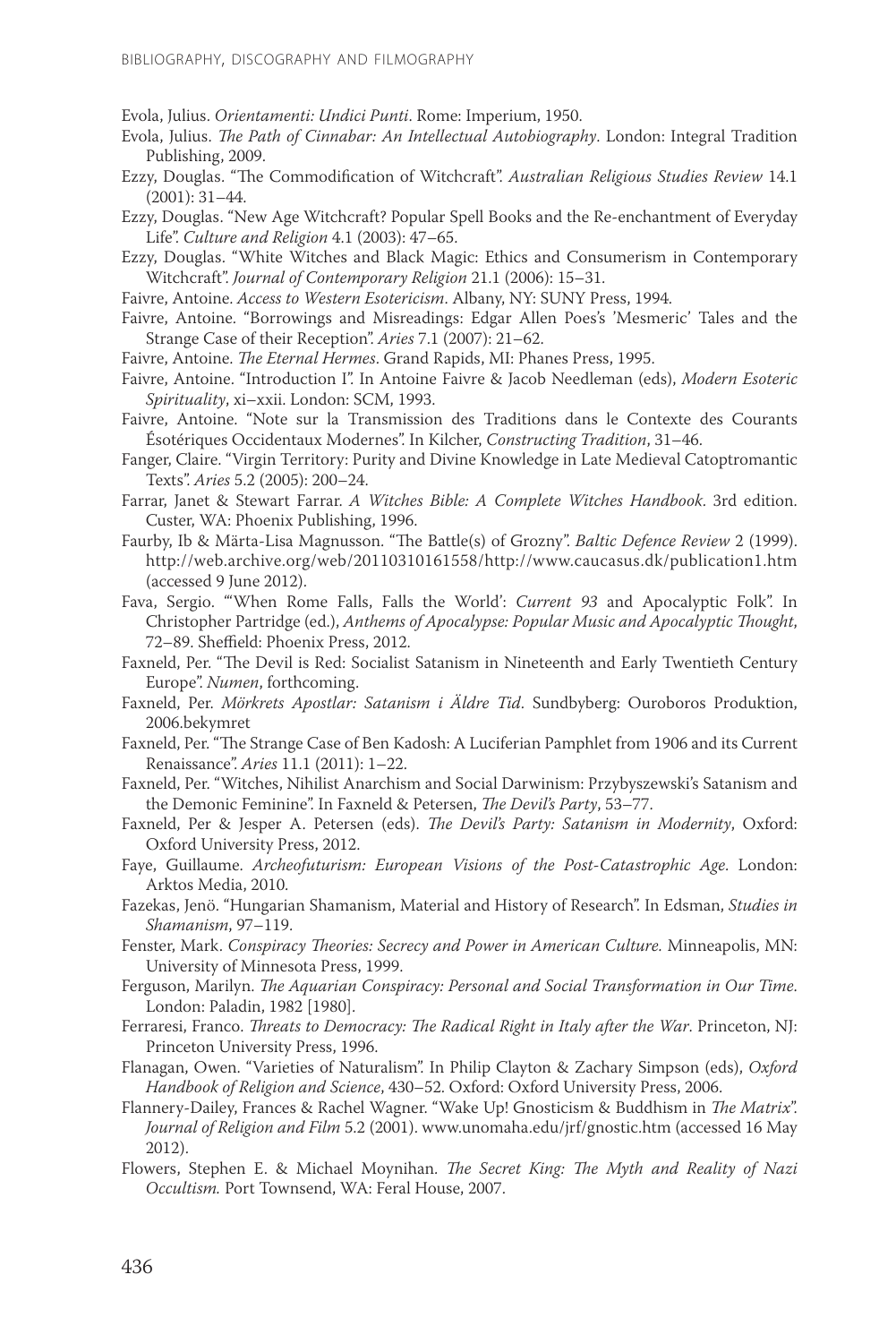Evola, Julius. *Orientamenti: Undici Punti*. Rome: Imperium, 1950.

Evola, Julius. *The Path of Cinnabar: An Intellectual Autobiography*. London: Integral Tradition Publishing, 2009.

Ezzy, Douglas. "The Commodification of Witchcraft". *Australian Religious Studies Review* 14.1 (2001): 31–44.

Ezzy, Douglas. "New Age Witchcraft? Popular Spell Books and the Re-enchantment of Everyday Life". *Culture and Religion* 4.1 (2003): 47–65.

Ezzy, Douglas. "White Witches and Black Magic: Ethics and Consumerism in Contemporary Witchcraft". *Journal of Contemporary Religion* 21.1 (2006): 15–31.

Faivre, Antoine. *Access to Western Esotericism*. Albany, NY: SUNY Press, 1994.

Faivre, Antoine. "Borrowings and Misreadings: Edgar Allen Poes's 'Mesmeric' Tales and the Strange Case of their Reception". *Aries* 7.1 (2007): 21–62.

Faivre, Antoine. *The Eternal Hermes*. Grand Rapids, MI: Phanes Press, 1995.

Faivre, Antoine. "Introduction I". In Antoine Faivre & Jacob Needleman (eds), *Modern Esoteric Spirituality*, xi–xxii. London: SCM, 1993.

Faivre, Antoine. "Note sur la Transmission des Traditions dans le Contexte des Courants Ésotériques Occidentaux Modernes". In Kilcher, *Constructing Tradition*, 31–46.

Fanger, Claire. "Virgin Territory: Purity and Divine Knowledge in Late Medieval Catoptromantic Texts". *Aries* 5.2 (2005): 200–24.

Farrar, Janet & Stewart Farrar. *A Witches Bible: A Complete Witches Handbook*. 3rd edition. Custer, WA: Phoenix Publishing, 1996.

Faurby, Ib & Märta-Lisa Magnusson. "The Battle(s) of Grozny". *Baltic Defence Review* 2 (1999). http://web.archive.org/web/20110310161558/http://www.caucasus.dk/publication1.htm (accessed 9 June 2012).

Fava, Sergio. "'When Rome Falls, Falls the World': *Current 93* and Apocalyptic Folk". In Christopher Partridge (ed.), *Anthems of Apocalypse: Popular Music and Apocalyptic Thought*, 72–89. Sheffield: Phoenix Press, 2012.

Faxneld, Per. "The Devil is Red: Socialist Satanism in Nineteenth and Early Twentieth Century Europe". *Numen*, forthcoming.

Faxneld, Per. *Mörkrets Apostlar: Satanism i Äldre Tid*. Sundbyberg: Ouroboros Produktion, 2006.bekymret

Faxneld, Per. "The Strange Case of Ben Kadosh: A Luciferian Pamphlet from 1906 and its Current Renaissance". *Aries* 11.1 (2011): 1–22.

Faxneld, Per. "Witches, Nihilist Anarchism and Social Darwinism: Przybyszewski's Satanism and the Demonic Feminine". In Faxneld & Petersen, *The Devil's Party*, 53–77.

Faxneld, Per & Jesper A. Petersen (eds). *The Devil's Party: Satanism in Modernity*, Oxford: Oxford University Press, 2012.

Faye, Guillaume. *Archeofuturism: European Visions of the Post-Catastrophic Age*. London: Arktos Media, 2010.

Fazekas, Jenö. "Hungarian Shamanism, Material and History of Research". In Edsman, *Studies in Shamanism*, 97–119.

Fenster, Mark. *Conspiracy Theories: Secrecy and Power in American Culture.* Minneapolis, MN: University of Minnesota Press, 1999.

Ferguson, Marilyn. *The Aquarian Conspiracy: Personal and Social Transformation in Our Time.* London: Paladin, 1982 [1980].

Ferraresi, Franco. *Threats to Democracy: The Radical Right in Italy after the War*. Princeton, NJ: Princeton University Press, 1996.

Flanagan, Owen. "Varieties of Naturalism". In Philip Clayton & Zachary Simpson (eds), *Oxford Handbook of Religion and Science*, 430–52. Oxford: Oxford University Press, 2006.

Flannery-Dailey, Frances & Rachel Wagner. "Wake Up! Gnosticism & Buddhism in *The Matrix*". *Journal of Religion and Film* 5.2 (2001). www.unomaha.edu/jrf/gnostic.htm (accessed 16 May 2012).

Flowers, Stephen E. & Michael Moynihan. *The Secret King: The Myth and Reality of Nazi Occultism.* Port Townsend, WA: Feral House, 2007.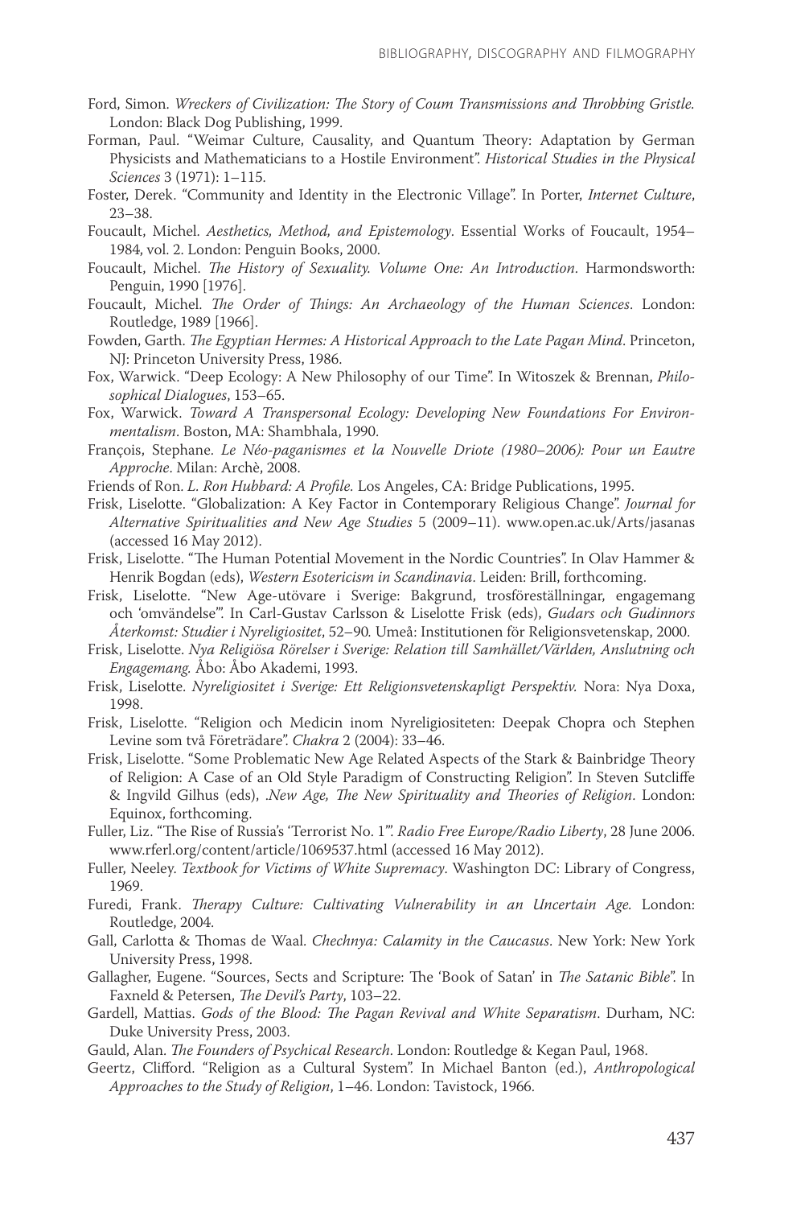Ford, Simon. *Wreckers of Civilization: The Story of Coum Transmissions and Throbbing Gristle.* London: Black Dog Publishing, 1999.

Forman, Paul. "Weimar Culture, Causality, and Quantum Theory: Adaptation by German Physicists and Mathematicians to a Hostile Environment". *Historical Studies in the Physical Sciences* 3 (1971): 1–115.

Foster, Derek. "Community and Identity in the Electronic Village". In Porter, *Internet Culture*, 23–38.

Foucault, Michel. *Aesthetics, Method, and Epistemology*. Essential Works of Foucault, 1954–1984, vol. 2. London: Penguin Books, 2000.

Foucault, Michel. *The History of Sexuality. Volume One: An Introduction*. Harmondsworth: Penguin, 1990 [1976].

Foucault, Michel. *The Order of Things: An Archaeology of the Human Sciences*. London: Routledge, 1989 [1966].

Fowden, Garth. *The Egyptian Hermes: A Historical Approach to the Late Pagan Mind*. Princeton, NJ: Princeton University Press, 1986.

Fox, Warwick. "Deep Ecology: A New Philosophy of our Time". In Witoszek & Brennan, *Philosophical Dialogues*, 153–65.

Fox, Warwick. *Toward A Transpersonal Ecology: Developing New Foundations For Environmentalism*. Boston, MA: Shambhala, 1990.

François, Stephane. *Le Néo-paganismes et la Nouvelle Driote (1980–2006): Pour un Eautre Approche*. Milan: Archè, 2008.

Friends of Ron. *L. Ron Hubbard: A Profile.* Los Angeles, CA: Bridge Publications, 1995.

Frisk, Liselotte. "Globalization: A Key Factor in Contemporary Religious Change". *Journal for Alternative Spiritualities and New Age Studies* 5 (2009–11). www.open.ac.uk/Arts/jasanas (accessed 16 May 2012).

Frisk, Liselotte. "The Human Potential Movement in the Nordic Countries". In Olav Hammer & Henrik Bogdan (eds), *Western Esotericism in Scandinavia*. Leiden: Brill, forthcoming.

Frisk, Liselotte. "New Age-utövare i Sverige: Bakgrund, trosföreställningar, engagemang och 'omvändelse'". In Carl-Gustav Carlsson & Liselotte Frisk (eds), *Gudars och Gudinnors Återkomst: Studier i Nyreligiositet*, 52–90. Umeå: Institutionen för Religionsvetenskap, 2000.

Frisk, Liselotte. *Nya Religiösa Rörelser i Sverige: Relation till Samhället/Världen, Anslutning och Engagemang.* Åbo: Åbo Akademi, 1993.

Frisk, Liselotte. *Nyreligiositet i Sverige: Ett Religionsvetenskapligt Perspektiv.* Nora: Nya Doxa, 1998.

Frisk, Liselotte. "Religion och Medicin inom Nyreligiositeten: Deepak Chopra och Stephen Levine som två Företrädare". *Chakra* 2 (2004): 33–46.

Frisk, Liselotte. "Some Problematic New Age Related Aspects of the Stark & Bainbridge Theory of Religion: A Case of an Old Style Paradigm of Constructing Religion". In Steven Sutcliffe & Ingvild Gilhus (eds), .*New Age, The New Spirituality and Theories of Religion*. London: Equinox, forthcoming.

Fuller, Liz. "The Rise of Russia's 'Terrorist No. 1'". *Radio Free Europe/Radio Liberty*, 28 June 2006. www.rferl.org/content/article/1069537.html (accessed 16 May 2012).

Fuller, Neeley. *Textbook for Victims of White Supremacy*. Washington DC: Library of Congress, 1969.

Furedi, Frank. *Therapy Culture: Cultivating Vulnerability in an Uncertain Age.* London: Routledge, 2004.

Gall, Carlotta & Thomas de Waal. *Chechnya: Calamity in the Caucasus*. New York: New York University Press, 1998.

Gallagher, Eugene. "Sources, Sects and Scripture: The 'Book of Satan' in *The Satanic Bible*". In Faxneld & Petersen, *The Devil's Party*, 103–22.

Gardell, Mattias. *Gods of the Blood: The Pagan Revival and White Separatism*. Durham, NC: Duke University Press, 2003.

Gauld, Alan. *The Founders of Psychical Research*. London: Routledge & Kegan Paul, 1968.

Geertz, Clifford. "Religion as a Cultural System". In Michael Banton (ed.), *Anthropological Approaches to the Study of Religion*, 1–46. London: Tavistock, 1966.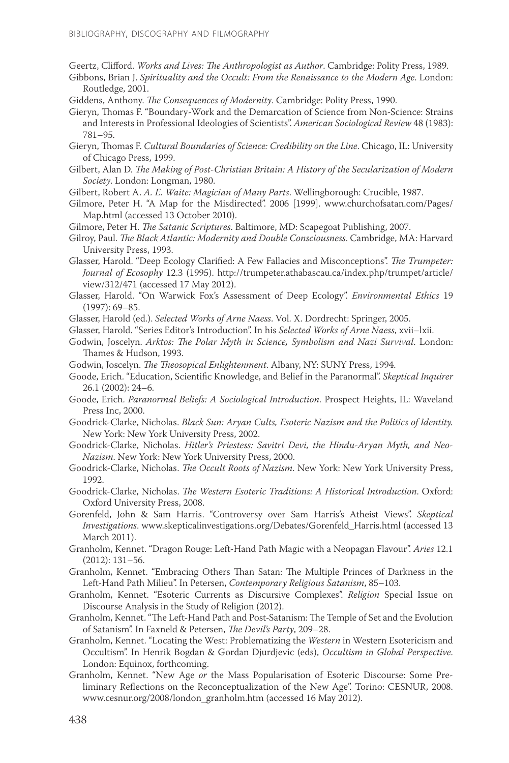Geertz, Clifford. *Works and Lives: The Anthropologist as Author*. Cambridge: Polity Press, 1989.

Gibbons, Brian J. *Spirituality and the Occult: From the Renaissance to the Modern Age*. London: Routledge, 2001.

Giddens, Anthony. *The Consequences of Modernity*. Cambridge: Polity Press, 1990.

Gieryn, Thomas F. "Boundary-Work and the Demarcation of Science from Non-Science: Strains and Interests in Professional Ideologies of Scientists". *American Sociological Review* 48 (1983): 781–95.

Gieryn, Thomas F. *Cultural Boundaries of Science: Credibility on the Line*. Chicago, IL: University of Chicago Press, 1999.

Gilbert, Alan D. *The Making of Post-Christian Britain: A History of the Secularization of Modern Society*. London: Longman, 1980.

Gilbert, Robert A. *A. E. Waite: Magician of Many Parts*. Wellingborough: Crucible, 1987.

Gilmore, Peter H. "A Map for the Misdirected". 2006 [1999]. www.churchofsatan.com/Pages/Map.html (accessed 13 October 2010).

Gilmore, Peter H. *The Satanic Scriptures*. Baltimore, MD: Scapegoat Publishing, 2007.

Gilroy, Paul. *The Black Atlantic: Modernity and Double Consciousness*. Cambridge, MA: Harvard University Press, 1993.

Glasser, Harold. "Deep Ecology Clarified: A Few Fallacies and Misconceptions". *The Trumpeter: Journal of Ecosophy* 12.3 (1995). http://trumpeter.athabascau.ca/index.php/trumpet/article/view/312/471 (accessed 17 May 2012).

Glasser, Harold. "On Warwick Fox's Assessment of Deep Ecology". *Environmental Ethics* 19 (1997): 69–85.

Glasser, Harold (ed.). *Selected Works of Arne Naess*. Vol. X. Dordrecht: Springer, 2005.

Glasser, Harold. "Series Editor's Introduction". In his *Selected Works of Arne Naess*, xvii–lxii.

Godwin, Joscelyn. *Arktos: The Polar Myth in Science, Symbolism and Nazi Survival*. London: Thames & Hudson, 1993.

Godwin, Joscelyn. *The Theosopical Enlightenment*. Albany, NY: SUNY Press, 1994.

Goode, Erich. "Education, Scientific Knowledge, and Belief in the Paranormal". *Skeptical Inquirer* 26.1 (2002): 24–6.

Goode, Erich. *Paranormal Beliefs: A Sociological Introduction*. Prospect Heights, IL: Waveland Press Inc, 2000.

Goodrick-Clarke, Nicholas. *Black Sun: Aryan Cults, Esoteric Nazism and the Politics of Identity.* New York: New York University Press, 2002.

Goodrick-Clarke, Nicholas. *Hitler's Priestess: Savitri Devi, the Hindu-Aryan Myth, and Neo-Nazism*. New York: New York University Press, 2000.

Goodrick-Clarke, Nicholas. *The Occult Roots of Nazism*. New York: New York University Press, 1992.

Goodrick-Clarke, Nicholas. *The Western Esoteric Traditions: A Historical Introduction*. Oxford: Oxford University Press, 2008.

Gorenfeld, John & Sam Harris. "Controversy over Sam Harris's Atheist Views". *Skeptical Investigations*. www.skepticalinvestigations.org/Debates/Gorenfeld_Harris.html (accessed 13 March 2011).

Granholm, Kennet. "Dragon Rouge: Left-Hand Path Magic with a Neopagan Flavour". *Aries* 12.1 (2012): 131–56.

Granholm, Kennet. "Embracing Others Than Satan: The Multiple Princes of Darkness in the Left-Hand Path Milieu". In Petersen, *Contemporary Religious Satanism*, 85–103.

Granholm, Kennet. "Esoteric Currents as Discursive Complexes". *Religion* Special Issue on Discourse Analysis in the Study of Religion (2012).

Granholm, Kennet. "The Left-Hand Path and Post-Satanism: The Temple of Set and the Evolution of Satanism". In Faxneld & Petersen, *The Devil's Party*, 209–28.

Granholm, Kennet. "Locating the West: Problematizing the *Western* in Western Esotericism and Occultism". In Henrik Bogdan & Gordan Djurdjevic (eds), *Occultism in Global Perspective*. London: Equinox, forthcoming.

Granholm, Kennet. "New Age *or* the Mass Popularisation of Esoteric Discourse: Some Preliminary Reflections on the Reconceptualization of the New Age". Torino: CESNUR, 2008. www.cesnur.org/2008/london_granholm.htm (accessed 16 May 2012).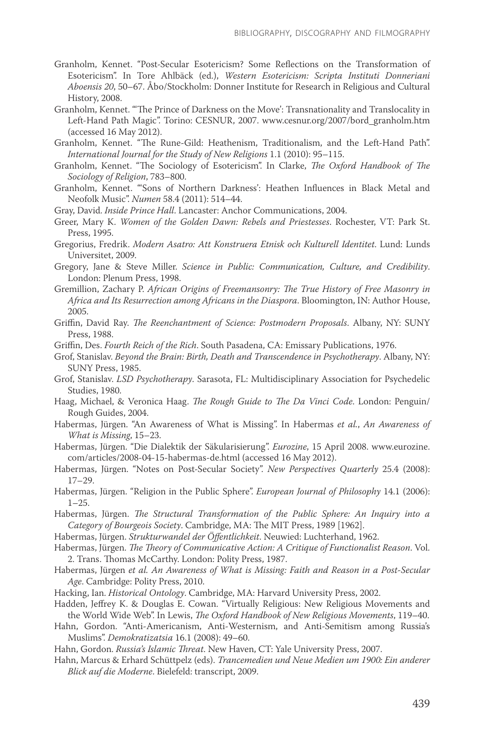Granholm, Kennet. "Post-Secular Esotericism? Some Reflections on the Transformation of Esotericism". In Tore Ahlbäck (ed.), *Western Esotericism: Scripta Instituti Donneriani Aboensis 20*, 50–67. Åbo/Stockholm: Donner Institute for Research in Religious and Cultural History, 2008.

Granholm, Kennet. "'The Prince of Darkness on the Move': Transnationality and Translocality in Left-Hand Path Magic". Torino: CESNUR, 2007. www.cesnur.org/2007/bord_granholm.htm (accessed 16 May 2012).

Granholm, Kennet. "The Rune-Gild: Heathenism, Traditionalism, and the Left-Hand Path". *International Journal for the Study of New Religions* 1.1 (2010): 95–115.

Granholm, Kennet. "The Sociology of Esotericism". In Clarke, *The Oxford Handbook of The Sociology of Religion*, 783–800.

Granholm, Kennet. "'Sons of Northern Darkness': Heathen Influences in Black Metal and Neofolk Music". *Numen* 58.4 (2011): 514–44.

Gray, David. *Inside Prince Hall*. Lancaster: Anchor Communications, 2004.

Greer, Mary K. *Women of the Golden Dawn: Rebels and Priestesses*. Rochester, VT: Park St. Press, 1995.

Gregorius, Fredrik. *Modern Asatro: Att Konstruera Etnisk och Kulturell Identitet*. Lund: Lunds Universitet, 2009.

Gregory, Jane & Steve Miller. *Science in Public: Communication, Culture, and Credibility*. London: Plenum Press, 1998.

Gremillion, Zachary P. *African Origins of Freemansonry: The True History of Free Masonry in Africa and Its Resurrection among Africans in the Diaspora*. Bloomington, IN: Author House, 2005.

Griffin, David Ray. *The Reenchantment of Science: Postmodern Proposals*. Albany, NY: SUNY Press, 1988.

Griffin, Des. *Fourth Reich of the Rich*. South Pasadena, CA: Emissary Publications, 1976.

Grof, Stanislav. *Beyond the Brain: Birth, Death and Transcendence in Psychotherapy*. Albany, NY: SUNY Press, 1985.

Grof, Stanislav. *LSD Psychotherapy*. Sarasota, FL: Multidisciplinary Association for Psychedelic Studies, 1980.

Haag, Michael, & Veronica Haag. *The Rough Guide to The Da Vinci Code*. London: Penguin/ Rough Guides, 2004.

Habermas, Jürgen. "An Awareness of What is Missing". In Habermas *et al.*, *An Awareness of What is Missing*, 15–23.

Habermas, Jürgen. "Die Dialektik der Säkularisierung". *Eurozine*, 15 April 2008. www.eurozine.com/articles/2008-04-15-habermas-de.html (accessed 16 May 2012).

Habermas, Jürgen. "Notes on Post-Secular Society". *New Perspectives Quarterly* 25.4 (2008): 17–29.

Habermas, Jürgen. "Religion in the Public Sphere". *European Journal of Philosophy* 14.1 (2006): 1–25.

Habermas, Jürgen. *The Structural Transformation of the Public Sphere: An Inquiry into a Category of Bourgeois Society*. Cambridge, MA: The MIT Press, 1989 [1962].

Habermas, Jürgen. *Strukturwandel der Öffentlichkeit*. Neuwied: Luchterhand, 1962.

Habermas, Jürgen. *The Theory of Communicative Action: A Critique of Functionalist Reason*. Vol. 2. Trans. Thomas McCarthy. London: Polity Press, 1987.

Habermas, Jürgen *et al. An Awareness of What is Missing: Faith and Reason in a Post-Secular Age*. Cambridge: Polity Press, 2010.

Hacking, Ian. *Historical Ontology*. Cambridge, MA: Harvard University Press, 2002.

Hadden, Jeffrey K. & Douglas E. Cowan. "Virtually Religious: New Religious Movements and the World Wide Web". In Lewis, *The Oxford Handbook of New Religious Movements*, 119–40.

Hahn, Gordon. "Anti-Americanism, Anti-Westernism, and Anti-Semitism among Russia's Muslims". *Demokratizatsia* 16.1 (2008): 49–60.

Hahn, Gordon. *Russia's Islamic Threat*. New Haven, CT: Yale University Press, 2007.

Hahn, Marcus & Erhard Schüttpelz (eds). *Trancemedien und Neue Medien um 1900: Ein anderer Blick auf die Moderne*. Bielefeld: transcript, 2009.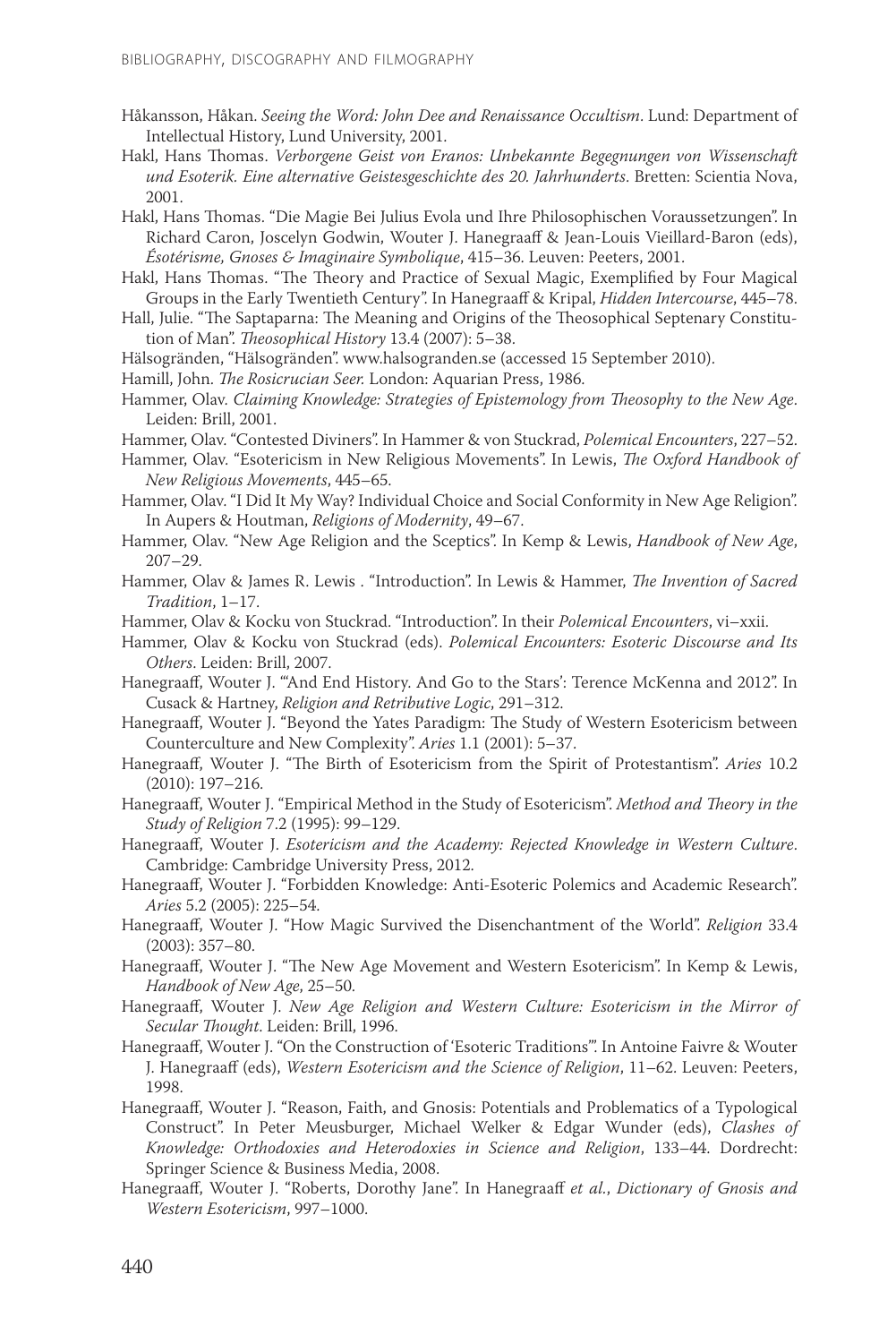Håkansson, Håkan. *Seeing the Word: John Dee and Renaissance Occultism*. Lund: Department of Intellectual History, Lund University, 2001.

Hakl, Hans Thomas. *Verborgene Geist von Eranos: Unbekannte Begegnungen von Wissenschaft und Esoterik. Eine alternative Geistesgeschichte des 20. Jahrhunderts*. Bretten: Scientia Nova, 2001.

Hakl, Hans Thomas. "Die Magie Bei Julius Evola und Ihre Philosophischen Voraussetzungen". In Richard Caron, Joscelyn Godwin, Wouter J. Hanegraaff & Jean-Louis Vieillard-Baron (eds), *Ésotérisme, Gnoses & Imaginaire Symbolique*, 415–36. Leuven: Peeters, 2001.

Hakl, Hans Thomas. "The Theory and Practice of Sexual Magic, Exemplified by Four Magical Groups in the Early Twentieth Century". In Hanegraaff & Kripal, *Hidden Intercourse*, 445–78.

Hall, Julie. "The Saptaparna: The Meaning and Origins of the Theosophical Septenary Constitution of Man". *Theosophical History* 13.4 (2007): 5–38.

Hälsogränden, "Hälsogränden". www.halsogranden.se (accessed 15 September 2010).

Hamill, John. *The Rosicrucian Seer.* London: Aquarian Press, 1986.

Hammer, Olav. *Claiming Knowledge: Strategies of Epistemology from Theosophy to the New Age*. Leiden: Brill, 2001.

Hammer, Olav. "Contested Diviners". In Hammer & von Stuckrad, *Polemical Encounters*, 227–52.

Hammer, Olav. "Esotericism in New Religious Movements". In Lewis, *The Oxford Handbook of New Religious Movements*, 445–65.

Hammer, Olav. "I Did It My Way? Individual Choice and Social Conformity in New Age Religion". In Aupers & Houtman, *Religions of Modernity*, 49–67.

Hammer, Olav. "New Age Religion and the Sceptics". In Kemp & Lewis, *Handbook of New Age*, 207–29.

Hammer, Olav & James R. Lewis . "Introduction". In Lewis & Hammer, *The Invention of Sacred Tradition*, 1–17.

Hammer, Olav & Kocku von Stuckrad. "Introduction". In their *Polemical Encounters*, vi–xxii.

Hammer, Olav & Kocku von Stuckrad (eds). *Polemical Encounters: Esoteric Discourse and Its Others*. Leiden: Brill, 2007.

Hanegraaff, Wouter J. "'And End History. And Go to the Stars': Terence McKenna and 2012". In Cusack & Hartney, *Religion and Retributive Logic*, 291–312.

Hanegraaff, Wouter J. "Beyond the Yates Paradigm: The Study of Western Esotericism between Counterculture and New Complexity". *Aries* 1.1 (2001): 5–37.

Hanegraaff, Wouter J. "The Birth of Esotericism from the Spirit of Protestantism". *Aries* 10.2 (2010): 197–216.

Hanegraaff, Wouter J. "Empirical Method in the Study of Esotericism". *Method and Theory in the Study of Religion* 7.2 (1995): 99–129.

Hanegraaff, Wouter J. *Esotericism and the Academy: Rejected Knowledge in Western Culture*. Cambridge: Cambridge University Press, 2012.

Hanegraaff, Wouter J. "Forbidden Knowledge: Anti-Esoteric Polemics and Academic Research". *Aries* 5.2 (2005): 225–54.

Hanegraaff, Wouter J. "How Magic Survived the Disenchantment of the World". *Religion* 33.4 (2003): 357–80.

Hanegraaff, Wouter J. "The New Age Movement and Western Esotericism". In Kemp & Lewis, *Handbook of New Age*, 25–50.

Hanegraaff, Wouter J. *New Age Religion and Western Culture: Esotericism in the Mirror of Secular Thought*. Leiden: Brill, 1996.

Hanegraaff, Wouter J. "On the Construction of 'Esoteric Traditions'". In Antoine Faivre & Wouter J. Hanegraaff (eds), *Western Esotericism and the Science of Religion*, 11–62. Leuven: Peeters, 1998.

Hanegraaff, Wouter J. "Reason, Faith, and Gnosis: Potentials and Problematics of a Typological Construct". In Peter Meusburger, Michael Welker & Edgar Wunder (eds), *Clashes of Knowledge: Orthodoxies and Heterodoxies in Science and Religion*, 133–44. Dordrecht: Springer Science & Business Media, 2008.

Hanegraaff, Wouter J. "Roberts, Dorothy Jane". In Hanegraaff *et al.*, *Dictionary of Gnosis and Western Esotericism*, 997–1000.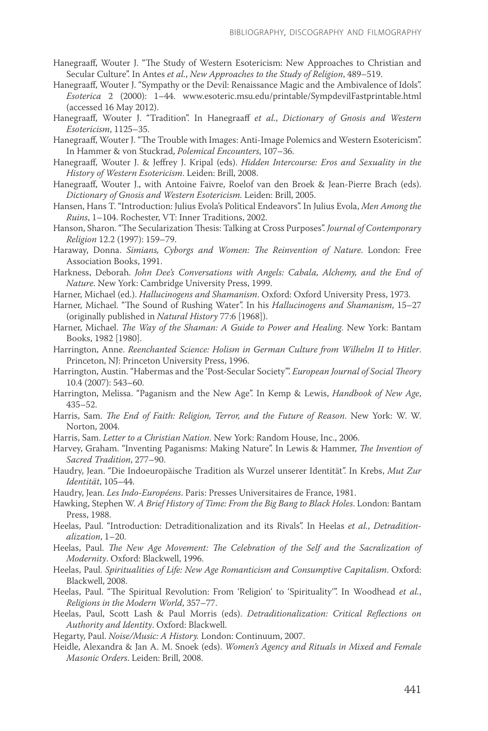Hanegraaff, Wouter J. "The Study of Western Esotericism: New Approaches to Christian and Secular Culture". In Antes *et al.*, *New Approaches to the Study of Religion*, 489–519.

Hanegraaff, Wouter J. "Sympathy or the Devil: Renaissance Magic and the Ambivalence of Idols". *Esoterica* 2 (2000): 1–44. www.esoteric.msu.edu/printable/SympdevilFastprintable.html (accessed 16 May 2012).

Hanegraaff, Wouter J. "Tradition". In Hanegraaff *et al.*, *Dictionary of Gnosis and Western Esotericism*, 1125–35.

Hanegraaff, Wouter J. "The Trouble with Images: Anti-Image Polemics and Western Esotericism". In Hammer & von Stuckrad, *Polemical Encounters*, 107–36.

Hanegraaff, Wouter J. & Jeffrey J. Kripal (eds). *Hidden Intercourse: Eros and Sexuality in the History of Western Esotericism*. Leiden: Brill, 2008.

Hanegraaff, Wouter J., with Antoine Faivre, Roelof van den Broek & Jean-Pierre Brach (eds). *Dictionary of Gnosis and Western Esotericism.* Leiden: Brill, 2005.

Hansen, Hans T. "Introduction: Julius Evola's Political Endeavors". In Julius Evola, *Men Among the Ruins*, 1–104. Rochester, VT: Inner Traditions, 2002.

Hanson, Sharon. "The Secularization Thesis: Talking at Cross Purposes". *Journal of Contemporary Religion* 12.2 (1997): 159–79.

Haraway, Donna. *Simians, Cyborgs and Women: The Reinvention of Nature*. London: Free Association Books, 1991.

Harkness, Deborah. *John Dee's Conversations with Angels: Cabala, Alchemy, and the End of Nature*. New York: Cambridge University Press, 1999.

Harner, Michael (ed.). *Hallucinogens and Shamanism*. Oxford: Oxford University Press, 1973.

Harner, Michael. "The Sound of Rushing Water". In his *Hallucinogens and Shamanism*, 15–27 (originally published in *Natural History* 77:6 [1968]).

Harner, Michael. *The Way of the Shaman: A Guide to Power and Healing*. New York: Bantam Books, 1982 [1980].

Harrington, Anne. *Reenchanted Science: Holism in German Culture from Wilhelm II to Hitler*. Princeton, NJ: Princeton University Press, 1996.

Harrington, Austin. "Habermas and the 'Post-Secular Society'". *European Journal of Social Theory* 10.4 (2007): 543–60.

Harrington, Melissa. "Paganism and the New Age". In Kemp & Lewis, *Handbook of New Age*, 435–52.

Harris, Sam. *The End of Faith: Religion, Terror, and the Future of Reason*. New York: W. W. Norton, 2004.

Harris, Sam. *Letter to a Christian Nation*. New York: Random House, Inc., 2006.

Harvey, Graham. "Inventing Paganisms: Making Nature". In Lewis & Hammer, *The Invention of Sacred Tradition*, 277–90.

Haudry, Jean. "Die Indoeuropäische Tradition als Wurzel unserer Identität". In Krebs, *Mut Zur Identität*, 105–44.

Haudry, Jean. *Les Indo-Européens*. Paris: Presses Universitaires de France, 1981.

Hawking, Stephen W. *A Brief History of Time: From the Big Bang to Black Holes*. London: Bantam Press, 1988.

Heelas, Paul. "Introduction: Detraditionalization and its Rivals". In Heelas *et al.*, *Detraditionalization*, 1–20.

Heelas, Paul. *The New Age Movement: The Celebration of the Self and the Sacralization of Modernity*. Oxford: Blackwell, 1996.

Heelas, Paul. *Spiritualities of Life: New Age Romanticism and Consumptive Capitalism*. Oxford: Blackwell, 2008.

Heelas, Paul. "The Spiritual Revolution: From 'Religion' to 'Spirituality'". In Woodhead *et al.*, *Religions in the Modern World*, 357–77.

Heelas, Paul, Scott Lash & Paul Morris (eds). *Detraditionalization: Critical Reflections on Authority and Identity*. Oxford: Blackwell.

Hegarty, Paul. *Noise/Music: A History.* London: Continuum, 2007.

Heidle, Alexandra & Jan A. M. Snoek (eds). *Women's Agency and Rituals in Mixed and Female Masonic Orders*. Leiden: Brill, 2008.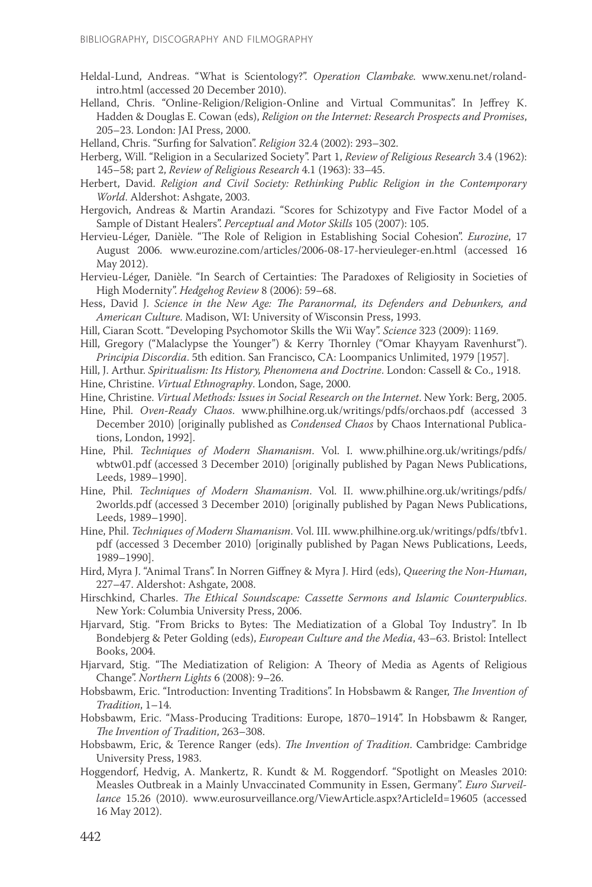Heldal-Lund, Andreas. "What is Scientology?". *Operation Clambake.* www.xenu.net/roland-intro.html (accessed 20 December 2010).

Helland, Chris. "Online-Religion/Religion-Online and Virtual Communitas". In Jeffrey K. Hadden & Douglas E. Cowan (eds), *Religion on the Internet: Research Prospects and Promises*, 205–23. London: JAI Press, 2000.

Helland, Chris. "Surfing for Salvation". *Religion* 32.4 (2002): 293–302.

Herberg, Will. "Religion in a Secularized Society". Part 1, *Review of Religious Research* 3.4 (1962): 145–58; part 2, *Review of Religious Research* 4.1 (1963): 33–45.

Herbert, David. *Religion and Civil Society: Rethinking Public Religion in the Contemporary World*. Aldershot: Ashgate, 2003.

Hergovich, Andreas & Martin Arandazi. "Scores for Schizotypy and Five Factor Model of a Sample of Distant Healers". *Perceptual and Motor Skills* 105 (2007): 105.

Hervieu-Léger, Danièle. "The Role of Religion in Establishing Social Cohesion". *Eurozine*, 17 August 2006. www.eurozine.com/articles/2006-08-17-hervieuleger-en.html (accessed 16 May 2012).

Hervieu-Léger, Danièle. "In Search of Certainties: The Paradoxes of Religiosity in Societies of High Modernity". *Hedgehog Review* 8 (2006): 59–68.

Hess, David J. *Science in the New Age: The Paranormal, its Defenders and Debunkers, and American Culture*. Madison, WI: University of Wisconsin Press, 1993.

Hill, Ciaran Scott. "Developing Psychomotor Skills the Wii Way". *Science* 323 (2009): 1169.

Hill, Gregory ("Malaclypse the Younger") & Kerry Thornley ("Omar Khayyam Ravenhurst"). *Principia Discordia*. 5th edition. San Francisco, CA: Loompanics Unlimited, 1979 [1957].

Hill, J. Arthur. *Spiritualism: Its History, Phenomena and Doctrine*. London: Cassell & Co., 1918.

Hine, Christine. *Virtual Ethnography*. London, Sage, 2000.

Hine, Christine. *Virtual Methods: Issues in Social Research on the Internet*. New York: Berg, 2005.

Hine, Phil. *Oven-Ready Chaos*. www.philhine.org.uk/writings/pdfs/orchaos.pdf (accessed 3 December 2010) [originally published as *Condensed Chaos* by Chaos International Publications, London, 1992].

Hine, Phil. *Techniques of Modern Shamanism*. Vol. I. www.philhine.org.uk/writings/pdfs/wbtw01.pdf (accessed 3 December 2010) [originally published by Pagan News Publications, Leeds, 1989–1990].

Hine, Phil. *Techniques of Modern Shamanism*. Vol. II. www.philhine.org.uk/writings/pdfs/2worlds.pdf (accessed 3 December 2010) [originally published by Pagan News Publications, Leeds, 1989–1990].

Hine, Phil. *Techniques of Modern Shamanism*. Vol. III. www.philhine.org.uk/writings/pdfs/tbfv1.pdf (accessed 3 December 2010) [originally published by Pagan News Publications, Leeds, 1989–1990].

Hird, Myra J. "Animal Trans". In Norren Giffney & Myra J. Hird (eds), *Queering the Non-Human*, 227–47. Aldershot: Ashgate, 2008.

Hirschkind, Charles. *The Ethical Soundscape: Cassette Sermons and Islamic Counterpublics*. New York: Columbia University Press, 2006.

Hjarvard, Stig. "From Bricks to Bytes: The Mediatization of a Global Toy Industry". In Ib Bondebjerg & Peter Golding (eds), *European Culture and the Media*, 43–63. Bristol: Intellect Books, 2004.

Hjarvard, Stig. "The Mediatization of Religion: A Theory of Media as Agents of Religious Change". *Northern Lights* 6 (2008): 9–26.

Hobsbawm, Eric. "Introduction: Inventing Traditions". In Hobsbawm & Ranger, *The Invention of Tradition*, 1–14.

Hobsbawm, Eric. "Mass-Producing Traditions: Europe, 1870–1914". In Hobsbawm & Ranger, *The Invention of Tradition*, 263–308.

Hobsbawm, Eric, & Terence Ranger (eds). *The Invention of Tradition*. Cambridge: Cambridge University Press, 1983.

Hoggendorf, Hedvig, A. Mankertz, R. Kundt & M. Roggendorf. "Spotlight on Measles 2010: Measles Outbreak in a Mainly Unvaccinated Community in Essen, Germany". *Euro Surveillance* 15.26 (2010). www.eurosurveillance.org/ViewArticle.aspx?ArticleId=19605 (accessed 16 May 2012).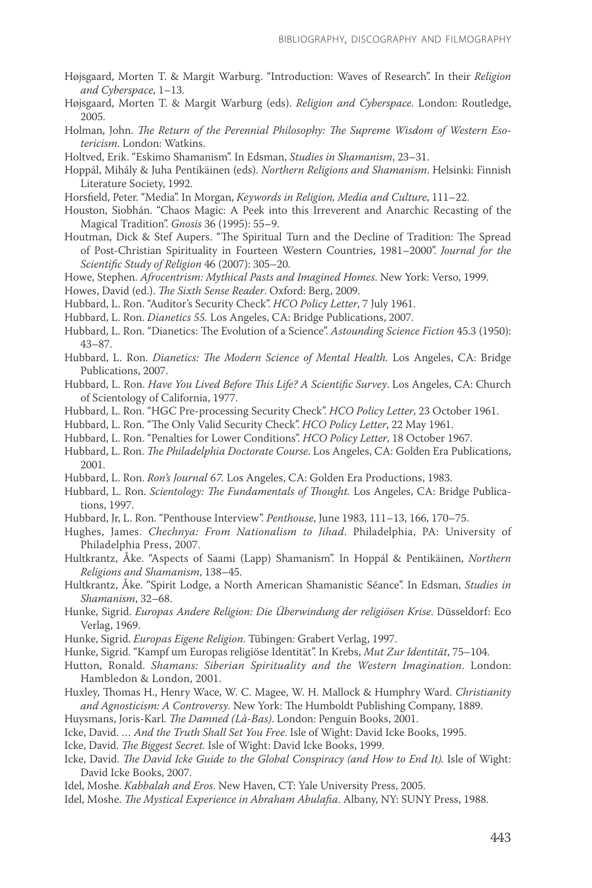Højsgaard, Morten T. & Margit Warburg. "Introduction: Waves of Research". In their *Religion and Cyberspace*, 1–13.

Højsgaard, Morten T. & Margit Warburg (eds). *Religion and Cyberspace*. London: Routledge, 2005.

Holman, John. *The Return of the Perennial Philosophy: The Supreme Wisdom of Western Esotericism*. London: Watkins.

Holtved, Erik. "Eskimo Shamanism". In Edsman, *Studies in Shamanism*, 23–31.

Hoppál, Mihály & Juha Pentikäinen (eds). *Northern Religions and Shamanism*. Helsinki: Finnish Literature Society, 1992.

Horsfield, Peter. "Media". In Morgan, *Keywords in Religion, Media and Culture*, 111–22.

Houston, Siobhán. "Chaos Magic: A Peek into this Irreverent and Anarchic Recasting of the Magical Tradition". *Gnosis* 36 (1995): 55–9.

Houtman, Dick & Stef Aupers. "The Spiritual Turn and the Decline of Tradition: The Spread of Post-Christian Spirituality in Fourteen Western Countries, 1981–2000". *Journal for the Scientific Study of Religion* 46 (2007): 305–20.

Howe, Stephen. *Afrocentrism: Mythical Pasts and Imagined Homes*. New York: Verso, 1999.

Howes, David (ed.). *The Sixth Sense Reader*. Oxford: Berg, 2009.

Hubbard, L. Ron. "Auditor's Security Check". *HCO Policy Letter*, 7 July 1961.

Hubbard, L. Ron. *Dianetics 55*. Los Angeles, CA: Bridge Publications, 2007.

Hubbard, L. Ron. "Dianetics: The Evolution of a Science". *Astounding Science Fiction* 45.3 (1950): 43–87.

Hubbard, L. Ron. *Dianetics: The Modern Science of Mental Health*. Los Angeles, CA: Bridge Publications, 2007.

Hubbard, L. Ron. *Have You Lived Before This Life? A Scientific Survey*. Los Angeles, CA: Church of Scientology of California, 1977.

Hubbard, L. Ron. "HGC Pre-processing Security Check". *HCO Policy Letter*, 23 October 1961.

Hubbard, L. Ron. "The Only Valid Security Check". *HCO Policy Letter*, 22 May 1961.

Hubbard, L. Ron. "Penalties for Lower Conditions". *HCO Policy Letter*, 18 October 1967.

Hubbard, L. Ron. *The Philadelphia Doctorate Course*. Los Angeles, CA: Golden Era Publications, 2001.

Hubbard, L. Ron. *Ron's Journal 67*. Los Angeles, CA: Golden Era Productions, 1983.

Hubbard, L. Ron. *Scientology: The Fundamentals of Thought*. Los Angeles, CA: Bridge Publications, 1997.

Hubbard, Jr, L. Ron. "Penthouse Interview". *Penthouse*, June 1983, 111–13, 166, 170–75.

Hughes, James. *Chechnya: From Nationalism to Jihad*. Philadelphia, PA: University of Philadelphia Press, 2007.

Hultkrantz, Åke. "Aspects of Saami (Lapp) Shamanism". In Hoppál & Pentikäinen, *Northern Religions and Shamanism*, 138–45.

Hultkrantz, Åke. "Spirit Lodge, a North American Shamanistic Séance". In Edsman, *Studies in Shamanism*, 32–68.

Hunke, Sigrid. *Europas Andere Religion: Die Überwindung der religiösen Krise*. Düsseldorf: Eco Verlag, 1969.

Hunke, Sigrid. *Europas Eigene Religion*. Tübingen: Grabert Verlag, 1997.

Hunke, Sigrid. "Kampf um Europas religiöse Identität". In Krebs, *Mut Zur Identität*, 75–104.

Hutton, Ronald. *Shamans: Siberian Spirituality and the Western Imagination*. London: Hambledon & London, 2001.

Huxley, Thomas H., Henry Wace, W. C. Magee, W. H. Mallock & Humphry Ward. *Christianity and Agnosticism: A Controversy*. New York: The Humboldt Publishing Company, 1889.

Huysmans, Joris-Karl. *The Damned (Là-Bas)*. London: Penguin Books, 2001.

Icke, David. *… And the Truth Shall Set You Free*. Isle of Wight: David Icke Books, 1995.

Icke, David. *The Biggest Secret*. Isle of Wight: David Icke Books, 1999.

Icke, David. *The David Icke Guide to the Global Conspiracy (and How to End It)*. Isle of Wight: David Icke Books, 2007.

Idel, Moshe. *Kabbalah and Eros*. New Haven, CT: Yale University Press, 2005.

Idel, Moshe. *The Mystical Experience in Abraham Abulafia*. Albany, NY: SUNY Press, 1988.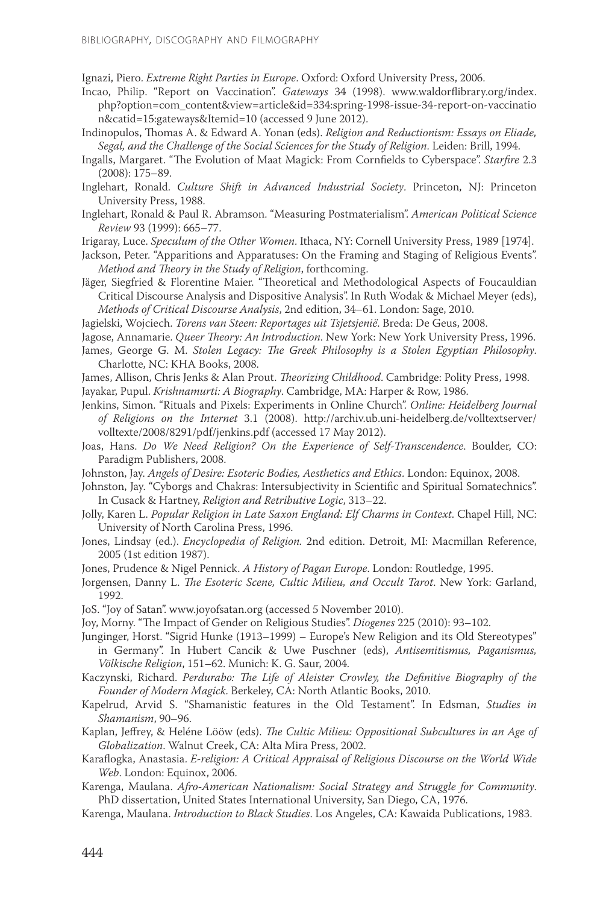Ignazi, Piero. *Extreme Right Parties in Europe*. Oxford: Oxford University Press, 2006.

Incao, Philip. "Report on Vaccination". *Gateways* 34 (1998). www.waldorflibrary.org/index.php?option=com_content&view=article&id=334:spring-1998-issue-34-report-on-vaccination&catid=15:gateways&Itemid=10 (accessed 9 June 2012).

Indinopulos, Thomas A. & Edward A. Yonan (eds). *Religion and Reductionism: Essays on Eliade, Segal, and the Challenge of the Social Sciences for the Study of Religion*. Leiden: Brill, 1994.

Ingalls, Margaret. "The Evolution of Maat Magick: From Cornfields to Cyberspace". *Starfire* 2.3 (2008): 175–89.

Inglehart, Ronald. *Culture Shift in Advanced Industrial Society*. Princeton, NJ: Princeton University Press, 1988.

Inglehart, Ronald & Paul R. Abramson. "Measuring Postmaterialism". *American Political Science Review* 93 (1999): 665–77.

Irigaray, Luce. *Speculum of the Other Women*. Ithaca, NY: Cornell University Press, 1989 [1974].

Jackson, Peter. "Apparitions and Apparatuses: On the Framing and Staging of Religious Events". *Method and Theory in the Study of Religion*, forthcoming.

Jäger, Siegfried & Florentine Maier. "Theoretical and Methodological Aspects of Foucauldian Critical Discourse Analysis and Dispositive Analysis". In Ruth Wodak & Michael Meyer (eds), *Methods of Critical Discourse Analysis*, 2nd edition, 34–61. London: Sage, 2010.

Jagielski, Wojciech. *Torens van Steen: Reportages uit Tsjetsjenië*. Breda: De Geus, 2008.

Jagose, Annamarie. *Queer Theory: An Introduction*. New York: New York University Press, 1996.

James, George G. M. *Stolen Legacy: The Greek Philosophy is a Stolen Egyptian Philosophy*. Charlotte, NC: KHA Books, 2008.

James, Allison, Chris Jenks & Alan Prout. *Theorizing Childhood*. Cambridge: Polity Press, 1998.

Jayakar, Pupul. *Krishnamurti: A Biography*. Cambridge, MA: Harper & Row, 1986.

Jenkins, Simon. "Rituals and Pixels: Experiments in Online Church". *Online: Heidelberg Journal of Religions on the Internet* 3.1 (2008). http://archiv.ub.uni-heidelberg.de/volltextserver/volltexte/2008/8291/pdf/jenkins.pdf (accessed 17 May 2012).

Joas, Hans. *Do We Need Religion? On the Experience of Self-Transcendence*. Boulder, CO: Paradigm Publishers, 2008.

Johnston, Jay. *Angels of Desire: Esoteric Bodies, Aesthetics and Ethics*. London: Equinox, 2008.

Johnston, Jay. "Cyborgs and Chakras: Intersubjectivity in Scientific and Spiritual Somatechnics". In Cusack & Hartney, *Religion and Retributive Logic*, 313–22.

Jolly, Karen L. *Popular Religion in Late Saxon England: Elf Charms in Context*. Chapel Hill, NC: University of North Carolina Press, 1996.

Jones, Lindsay (ed.). *Encyclopedia of Religion*. 2nd edition. Detroit, MI: Macmillan Reference, 2005 (1st edition 1987).

Jones, Prudence & Nigel Pennick. *A History of Pagan Europe*. London: Routledge, 1995.

Jorgensen, Danny L. *The Esoteric Scene, Cultic Milieu, and Occult Tarot*. New York: Garland, 1992.

JoS. "Joy of Satan". www.joyofsatan.org (accessed 5 November 2010).

Joy, Morny. "The Impact of Gender on Religious Studies". *Diogenes* 225 (2010): 93–102.

Junginger, Horst. "Sigrid Hunke (1913–1999) – Europe's New Religion and its Old Stereotypes" in Germany". In Hubert Cancik & Uwe Puschner (eds), *Antisemitismus, Paganismus, Völkische Religion*, 151–62. Munich: K. G. Saur, 2004.

Kaczynski, Richard. *Perdurabo: The Life of Aleister Crowley, the Definitive Biography of the Founder of Modern Magick*. Berkeley, CA: North Atlantic Books, 2010.

Kapelrud, Arvid S. "Shamanistic features in the Old Testament". In Edsman, *Studies in Shamanism*, 90–96.

Kaplan, Jeffrey, & Heléne Lööw (eds). *The Cultic Milieu: Oppositional Subcultures in an Age of Globalization*. Walnut Creek, CA: Alta Mira Press, 2002.

Karaflogka, Anastasia. *E-religion: A Critical Appraisal of Religious Discourse on the World Wide Web*. London: Equinox, 2006.

Karenga, Maulana. *Afro-American Nationalism: Social Strategy and Struggle for Community*. PhD dissertation, United States International University, San Diego, CA, 1976.

Karenga, Maulana. *Introduction to Black Studies*. Los Angeles, CA: Kawaida Publications, 1983.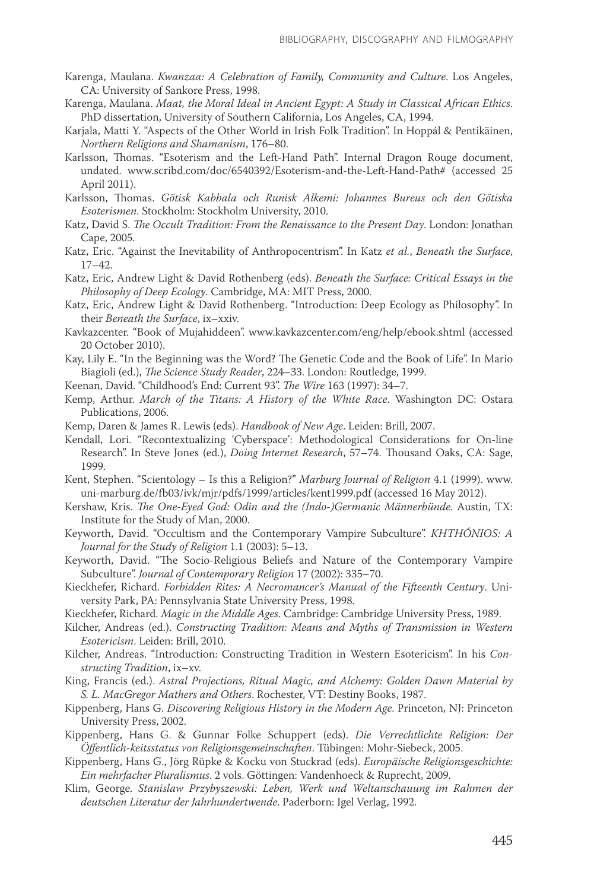Karenga, Maulana. *Kwanzaa: A Celebration of Family, Community and Culture*. Los Angeles, CA: University of Sankore Press, 1998.

Karenga, Maulana. *Maat, the Moral Ideal in Ancient Egypt: A Study in Classical African Ethics*. PhD dissertation, University of Southern California, Los Angeles, CA, 1994.

Karjala, Matti Y. "Aspects of the Other World in Irish Folk Tradition". In Hoppál & Pentikäinen, *Northern Religions and Shamanism*, 176–80.

Karlsson, Thomas. "Esoterism and the Left-Hand Path". Internal Dragon Rouge document, undated. www.scribd.com/doc/6540392/Esoterism-and-the-Left-Hand-Path# (accessed 25 April 2011).

Karlsson, Thomas. *Götisk Kabbala och Runisk Alkemi: Johannes Bureus och den Götiska Esoterismen*. Stockholm: Stockholm University, 2010.

Katz, David S. *The Occult Tradition: From the Renaissance to the Present Day*. London: Jonathan Cape, 2005.

Katz, Eric. "Against the Inevitability of Anthropocentrism". In Katz *et al.*, *Beneath the Surface*, 17–42.

Katz, Eric, Andrew Light & David Rothenberg (eds). *Beneath the Surface: Critical Essays in the Philosophy of Deep Ecology*. Cambridge, MA: MIT Press, 2000.

Katz, Eric, Andrew Light & David Rothenberg. "Introduction: Deep Ecology as Philosophy". In their *Beneath the Surface*, ix–xxiv.

Kavkazcenter. "Book of Mujahiddeen". www.kavkazcenter.com/eng/help/ebook.shtml (accessed 20 October 2010).

Kay, Lily E. "In the Beginning was the Word? The Genetic Code and the Book of Life". In Mario Biagioli (ed.), *The Science Study Reader*, 224–33. London: Routledge, 1999.

Keenan, David. "Childhood's End: Current 93". *The Wire* 163 (1997): 34–7.

Kemp, Arthur. *March of the Titans: A History of the White Race*. Washington DC: Ostara Publications, 2006.

Kemp, Daren & James R. Lewis (eds). *Handbook of New Age*. Leiden: Brill, 2007.

Kendall, Lori. "Recontextualizing 'Cyberspace': Methodological Considerations for On-line Research". In Steve Jones (ed.), *Doing Internet Research*, 57–74. Thousand Oaks, CA: Sage, 1999.

Kent, Stephen. "Scientology – Is this a Religion?" *Marburg Journal of Religion* 4.1 (1999). www.uni-marburg.de/fb03/ivk/mjr/pdfs/1999/articles/kent1999.pdf (accessed 16 May 2012).

Kershaw, Kris. *The One-Eyed God: Odin and the (Indo-)Germanic Männerbünde*. Austin, TX: Institute for the Study of Man, 2000.

Keyworth, David. "Occultism and the Contemporary Vampire Subculture". *KHTHÓNIOS: A Journal for the Study of Religion* 1.1 (2003): 5–13.

Keyworth, David. "The Socio-Religious Beliefs and Nature of the Contemporary Vampire Subculture". *Journal of Contemporary Religion* 17 (2002): 335–70.

Kieckhefer, Richard. *Forbidden Rites: A Necromancer's Manual of the Fifteenth Century*. University Park, PA: Pennsylvania State University Press, 1998.

Kieckhefer, Richard. *Magic in the Middle Ages*. Cambridge: Cambridge University Press, 1989.

Kilcher, Andreas (ed.). *Constructing Tradition: Means and Myths of Transmission in Western Esotericism*. Leiden: Brill, 2010.

Kilcher, Andreas. "Introduction: Constructing Tradition in Western Esotericism". In his *Constructing Tradition*, ix–xv.

King, Francis (ed.). *Astral Projections, Ritual Magic, and Alchemy: Golden Dawn Material by S. L. MacGregor Mathers and Others*. Rochester, VT: Destiny Books, 1987.

Kippenberg, Hans G. *Discovering Religious History in the Modern Age*. Princeton, NJ: Princeton University Press, 2002.

Kippenberg, Hans G. & Gunnar Folke Schuppert (eds). *Die Verrechtlichte Religion: Der Öffentlich-keitsstatus von Religionsgemeinschaften*. Tübingen: Mohr-Siebeck, 2005.

Kippenberg, Hans G., Jörg Rüpke & Kocku von Stuckrad (eds). *Europäische Religionsgeschichte: Ein mehrfacher Pluralismus*. 2 vols. Göttingen: Vandenhoeck & Ruprecht, 2009.

Klim, George. *Stanislaw Przybyszewski: Leben, Werk und Weltanschauung im Rahmen der deutschen Literatur der Jahrhundertwende*. Paderborn: Igel Verlag, 1992.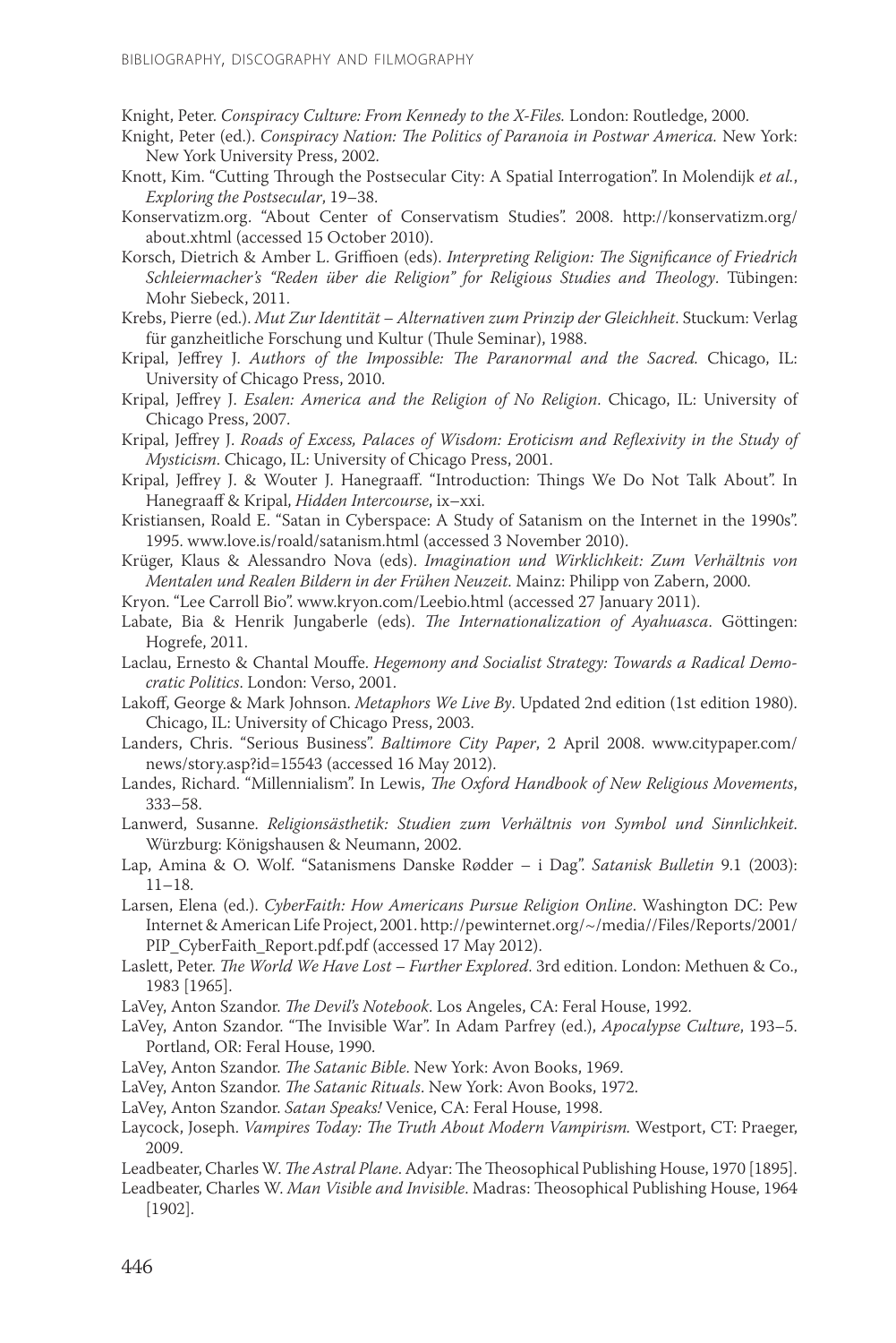Knight, Peter. *Conspiracy Culture: From Kennedy to the X-Files.* London: Routledge, 2000.

Knight, Peter (ed.). *Conspiracy Nation: The Politics of Paranoia in Postwar America.* New York: New York University Press, 2002.

Knott, Kim. "Cutting Through the Postsecular City: A Spatial Interrogation". In Molendijk *et al.*, *Exploring the Postsecular*, 19–38.

Konservatizm.org. "About Center of Conservatism Studies". 2008. http://konservatizm.org/about.xhtml (accessed 15 October 2010).

Korsch, Dietrich & Amber L. Griffioen (eds). *Interpreting Religion: The Significance of Friedrich Schleiermacher's "Reden über die Religion" for Religious Studies and Theology*. Tübingen: Mohr Siebeck, 2011.

Krebs, Pierre (ed.). *Mut Zur Identität – Alternativen zum Prinzip der Gleichheit*. Stuckum: Verlag für ganzheitliche Forschung und Kultur (Thule Seminar), 1988.

Kripal, Jeffrey J. *Authors of the Impossible: The Paranormal and the Sacred.* Chicago, IL: University of Chicago Press, 2010.

Kripal, Jeffrey J. *Esalen: America and the Religion of No Religion*. Chicago, IL: University of Chicago Press, 2007.

Kripal, Jeffrey J. *Roads of Excess, Palaces of Wisdom: Eroticism and Reflexivity in the Study of Mysticism*. Chicago, IL: University of Chicago Press, 2001.

Kripal, Jeffrey J. & Wouter J. Hanegraaff. "Introduction: Things We Do Not Talk About". In Hanegraaff & Kripal, *Hidden Intercourse*, ix–xxi.

Kristiansen, Roald E. "Satan in Cyberspace: A Study of Satanism on the Internet in the 1990s". 1995. www.love.is/roald/satanism.html (accessed 3 November 2010).

Krüger, Klaus & Alessandro Nova (eds). *Imagination und Wirklichkeit: Zum Verhältnis von Mentalen und Realen Bildern in der Frühen Neuzeit*. Mainz: Philipp von Zabern, 2000.

Kryon. "Lee Carroll Bio". www.kryon.com/Leebio.html (accessed 27 January 2011).

Labate, Bia & Henrik Jungaberle (eds). *The Internationalization of Ayahuasca*. Göttingen: Hogrefe, 2011.

Laclau, Ernesto & Chantal Mouffe. *Hegemony and Socialist Strategy: Towards a Radical Democratic Politics*. London: Verso, 2001.

Lakoff, George & Mark Johnson. *Metaphors We Live By*. Updated 2nd edition (1st edition 1980). Chicago, IL: University of Chicago Press, 2003.

Landers, Chris. "Serious Business". *Baltimore City Paper*, 2 April 2008. www.citypaper.com/news/story.asp?id=15543 (accessed 16 May 2012).

Landes, Richard. "Millennialism". In Lewis, *The Oxford Handbook of New Religious Movements*, 333–58.

Lanwerd, Susanne. *Religionsästhetik: Studien zum Verhältnis von Symbol und Sinnlichkeit*. Würzburg: Königshausen & Neumann, 2002.

Lap, Amina & O. Wolf. "Satanismens Danske Rødder – i Dag". *Satanisk Bulletin* 9.1 (2003): 11–18.

Larsen, Elena (ed.). *CyberFaith: How Americans Pursue Religion Online*. Washington DC: Pew Internet & American Life Project, 2001. http://pewinternet.org/~/media//Files/Reports/2001/PIP_CyberFaith_Report.pdf.pdf (accessed 17 May 2012).

Laslett, Peter. *The World We Have Lost – Further Explored*. 3rd edition. London: Methuen & Co., 1983 [1965].

LaVey, Anton Szandor. *The Devil's Notebook*. Los Angeles, CA: Feral House, 1992.

LaVey, Anton Szandor. "The Invisible War". In Adam Parfrey (ed.), *Apocalypse Culture*, 193–5. Portland, OR: Feral House, 1990.

LaVey, Anton Szandor. *The Satanic Bible*. New York: Avon Books, 1969.

LaVey, Anton Szandor. *The Satanic Rituals*. New York: Avon Books, 1972.

LaVey, Anton Szandor. *Satan Speaks!* Venice, CA: Feral House, 1998.

Laycock, Joseph. *Vampires Today: The Truth About Modern Vampirism.* Westport, CT: Praeger, 2009.

Leadbeater, Charles W. *The Astral Plane*. Adyar: The Theosophical Publishing House, 1970 [1895].

Leadbeater, Charles W. *Man Visible and Invisible*. Madras: Theosophical Publishing House, 1964 [1902].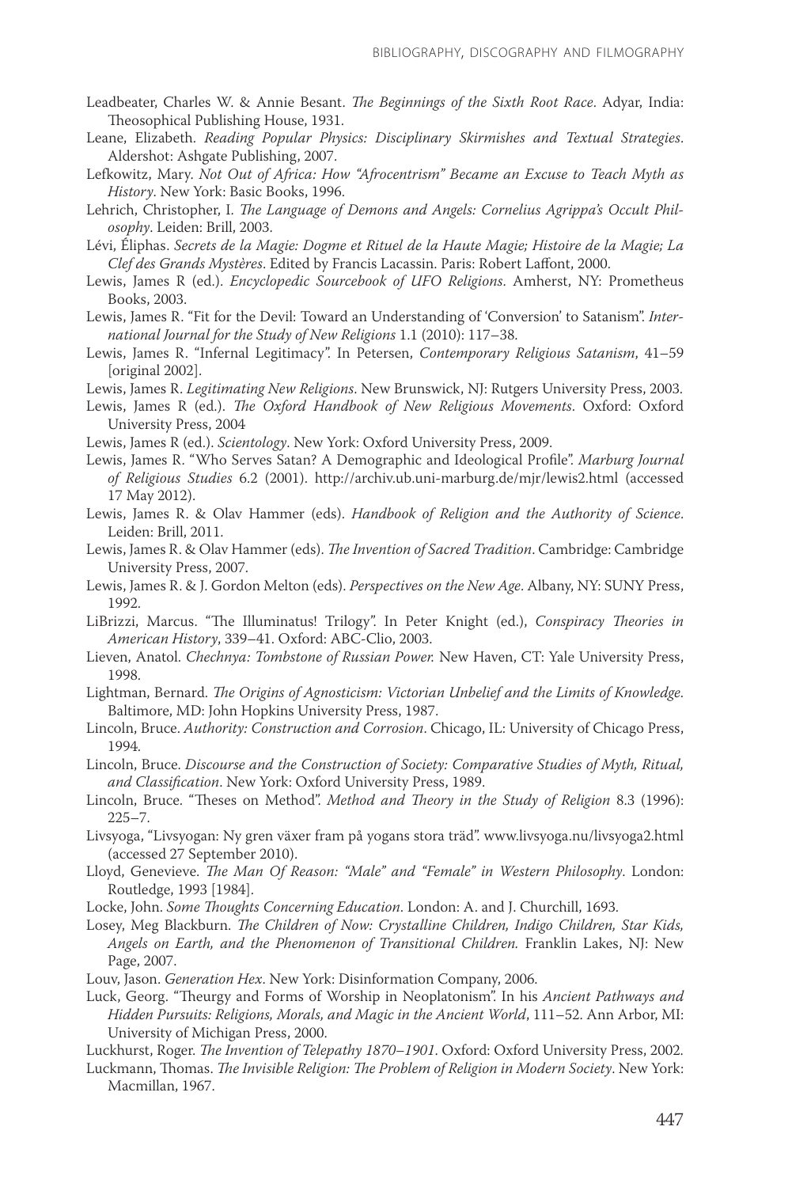Leadbeater, Charles W. & Annie Besant. *The Beginnings of the Sixth Root Race*. Adyar, India: Theosophical Publishing House, 1931.

Leane, Elizabeth. *Reading Popular Physics: Disciplinary Skirmishes and Textual Strategies*. Aldershot: Ashgate Publishing, 2007.

Lefkowitz, Mary. *Not Out of Africa: How "Afrocentrism" Became an Excuse to Teach Myth as History*. New York: Basic Books, 1996.

Lehrich, Christopher, I. *The Language of Demons and Angels: Cornelius Agrippa's Occult Philosophy*. Leiden: Brill, 2003.

Lévi, Éliphas. *Secrets de la Magie: Dogme et Rituel de la Haute Magie; Histoire de la Magie; La Clef des Grands Mystères*. Edited by Francis Lacassin. Paris: Robert Laffont, 2000.

Lewis, James R (ed.). *Encyclopedic Sourcebook of UFO Religions*. Amherst, NY: Prometheus Books, 2003.

Lewis, James R. "Fit for the Devil: Toward an Understanding of 'Conversion' to Satanism". *International Journal for the Study of New Religions* 1.1 (2010): 117–38.

Lewis, James R. "Infernal Legitimacy". In Petersen, *Contemporary Religious Satanism*, 41–59 [original 2002].

Lewis, James R. *Legitimating New Religions*. New Brunswick, NJ: Rutgers University Press, 2003.

Lewis, James R (ed.). *The Oxford Handbook of New Religious Movements*. Oxford: Oxford University Press, 2004

Lewis, James R (ed.). *Scientology*. New York: Oxford University Press, 2009.

Lewis, James R. "Who Serves Satan? A Demographic and Ideological Profile". *Marburg Journal of Religious Studies* 6.2 (2001). http://archiv.ub.uni-marburg.de/mjr/lewis2.html (accessed 17 May 2012).

Lewis, James R. & Olav Hammer (eds). *Handbook of Religion and the Authority of Science*. Leiden: Brill, 2011.

Lewis, James R. & Olav Hammer (eds). *The Invention of Sacred Tradition*. Cambridge: Cambridge University Press, 2007.

Lewis, James R. & J. Gordon Melton (eds). *Perspectives on the New Age*. Albany, NY: SUNY Press, 1992.

LiBrizzi, Marcus. "The Illuminatus! Trilogy". In Peter Knight (ed.), *Conspiracy Theories in American History*, 339–41. Oxford: ABC-Clio, 2003.

Lieven, Anatol. *Chechnya: Tombstone of Russian Power.* New Haven, CT: Yale University Press, 1998.

Lightman, Bernard. *The Origins of Agnosticism: Victorian Unbelief and the Limits of Knowledge*. Baltimore, MD: John Hopkins University Press, 1987.

Lincoln, Bruce. *Authority: Construction and Corrosion*. Chicago, IL: University of Chicago Press, 1994.

Lincoln, Bruce. *Discourse and the Construction of Society: Comparative Studies of Myth, Ritual, and Classification*. New York: Oxford University Press, 1989.

Lincoln, Bruce. "Theses on Method". *Method and Theory in the Study of Religion* 8.3 (1996): 225–7.

Livsyoga, "Livsyogan: Ny gren växer fram på yogans stora träd". www.livsyoga.nu/livsyoga2.html (accessed 27 September 2010).

Lloyd, Genevieve. *The Man Of Reason: "Male" and "Female" in Western Philosophy*. London: Routledge, 1993 [1984].

Locke, John. *Some Thoughts Concerning Education*. London: A. and J. Churchill, 1693.

Losey, Meg Blackburn. *The Children of Now: Crystalline Children, Indigo Children, Star Kids, Angels on Earth, and the Phenomenon of Transitional Children.* Franklin Lakes, NJ: New Page, 2007.

Louv, Jason. *Generation Hex*. New York: Disinformation Company, 2006.

Luck, Georg. "Theurgy and Forms of Worship in Neoplatonism". In his *Ancient Pathways and Hidden Pursuits: Religions, Morals, and Magic in the Ancient World*, 111–52. Ann Arbor, MI: University of Michigan Press, 2000.

Luckhurst, Roger. *The Invention of Telepathy 1870–1901*. Oxford: Oxford University Press, 2002.

Luckmann, Thomas. *The Invisible Religion: The Problem of Religion in Modern Society*. New York: Macmillan, 1967.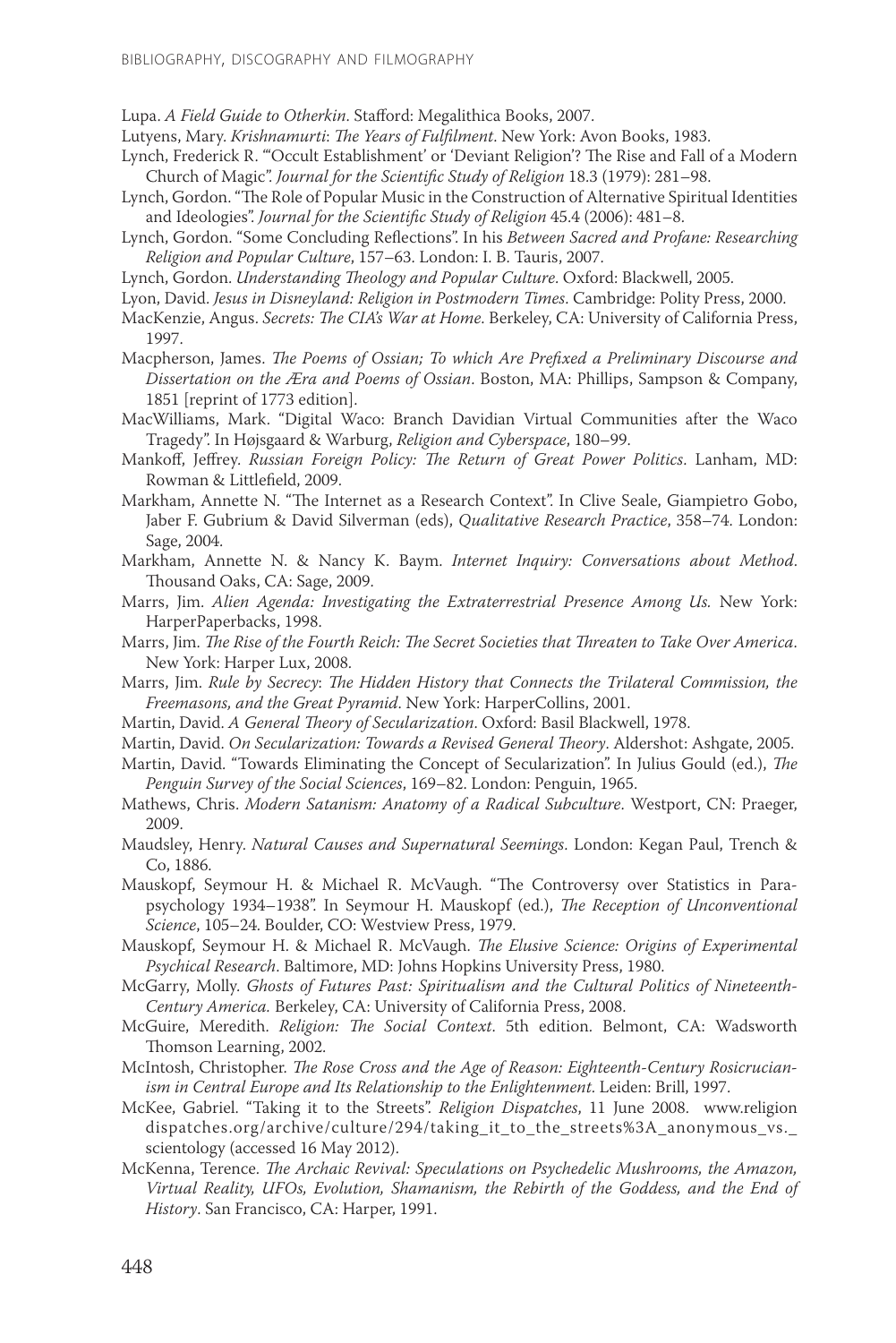Lupa. *A Field Guide to Otherkin*. Stafford: Megalithica Books, 2007.

Lutyens, Mary. *Krishnamurti: The Years of Fulfilment*. New York: Avon Books, 1983.

Lynch, Frederick R. "'Occult Establishment' or 'Deviant Religion'? The Rise and Fall of a Modern Church of Magic". *Journal for the Scientific Study of Religion* 18.3 (1979): 281–98.

Lynch, Gordon. "The Role of Popular Music in the Construction of Alternative Spiritual Identities and Ideologies". *Journal for the Scientific Study of Religion* 45.4 (2006): 481–8.

Lynch, Gordon. "Some Concluding Reflections". In his *Between Sacred and Profane: Researching Religion and Popular Culture*, 157–63. London: I. B. Tauris, 2007.

Lynch, Gordon. *Understanding Theology and Popular Culture*. Oxford: Blackwell, 2005.

Lyon, David. *Jesus in Disneyland: Religion in Postmodern Times*. Cambridge: Polity Press, 2000.

MacKenzie, Angus. *Secrets: The CIA's War at Home*. Berkeley, CA: University of California Press, 1997.

Macpherson, James. *The Poems of Ossian; To which Are Prefixed a Preliminary Discourse and Dissertation on the Æra and Poems of Ossian*. Boston, MA: Phillips, Sampson & Company, 1851 [reprint of 1773 edition].

MacWilliams, Mark. "Digital Waco: Branch Davidian Virtual Communities after the Waco Tragedy". In Højsgaard & Warburg, *Religion and Cyberspace*, 180–99.

Mankoff, Jeffrey. *Russian Foreign Policy: The Return of Great Power Politics*. Lanham, MD: Rowman & Littlefield, 2009.

Markham, Annette N. "The Internet as a Research Context". In Clive Seale, Giampietro Gobo, Jaber F. Gubrium & David Silverman (eds), *Qualitative Research Practice*, 358–74. London: Sage, 2004.

Markham, Annette N. & Nancy K. Baym. *Internet Inquiry: Conversations about Method*. Thousand Oaks, CA: Sage, 2009.

Marrs, Jim. *Alien Agenda: Investigating the Extraterrestrial Presence Among Us.* New York: HarperPaperbacks, 1998.

Marrs, Jim. *The Rise of the Fourth Reich: The Secret Societies that Threaten to Take Over America*. New York: Harper Lux, 2008.

Marrs, Jim. *Rule by Secrecy: The Hidden History that Connects the Trilateral Commission, the Freemasons, and the Great Pyramid*. New York: HarperCollins, 2001.

Martin, David. *A General Theory of Secularization*. Oxford: Basil Blackwell, 1978.

Martin, David. *On Secularization: Towards a Revised General Theory*. Aldershot: Ashgate, 2005.

Martin, David. "Towards Eliminating the Concept of Secularization". In Julius Gould (ed.), *The Penguin Survey of the Social Sciences*, 169–82. London: Penguin, 1965.

Mathews, Chris. *Modern Satanism: Anatomy of a Radical Subculture*. Westport, CN: Praeger, 2009.

Maudsley, Henry. *Natural Causes and Supernatural Seemings*. London: Kegan Paul, Trench & Co, 1886.

Mauskopf, Seymour H. & Michael R. McVaugh. "The Controversy over Statistics in Parapsychology 1934–1938". In Seymour H. Mauskopf (ed.), *The Reception of Unconventional Science*, 105–24. Boulder, CO: Westview Press, 1979.

Mauskopf, Seymour H. & Michael R. McVaugh. *The Elusive Science: Origins of Experimental Psychical Research*. Baltimore, MD: Johns Hopkins University Press, 1980.

McGarry, Molly. *Ghosts of Futures Past: Spiritualism and the Cultural Politics of Nineteenth-Century America.* Berkeley, CA: University of California Press, 2008.

McGuire, Meredith. *Religion: The Social Context*. 5th edition. Belmont, CA: Wadsworth Thomson Learning, 2002.

McIntosh, Christopher. *The Rose Cross and the Age of Reason: Eighteenth-Century Rosicrucianism in Central Europe and Its Relationship to the Enlightenment*. Leiden: Brill, 1997.

McKee, Gabriel. "Taking it to the Streets". *Religion Dispatches*, 11 June 2008. www.religiondispatches.org/archive/culture/294/taking_it_to_the_streets%3A_anonymous_vs._scientology (accessed 16 May 2012).

McKenna, Terence. *The Archaic Revival: Speculations on Psychedelic Mushrooms, the Amazon, Virtual Reality, UFOs, Evolution, Shamanism, the Rebirth of the Goddess, and the End of History*. San Francisco, CA: Harper, 1991.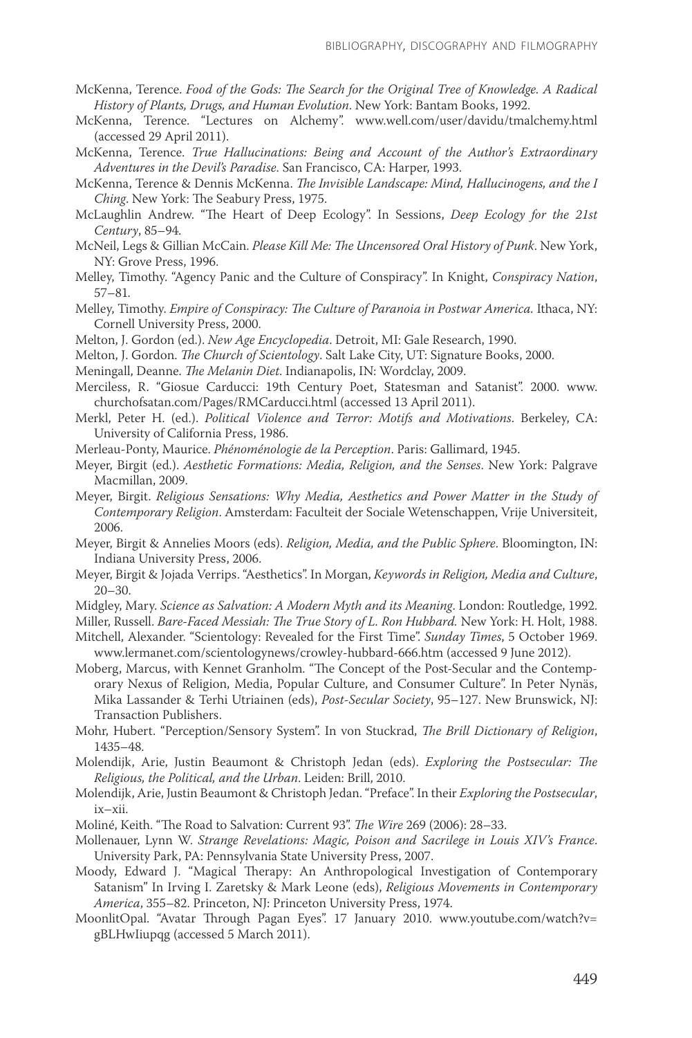McKenna, Terence. *Food of the Gods: The Search for the Original Tree of Knowledge. A Radical History of Plants, Drugs, and Human Evolution*. New York: Bantam Books, 1992.

McKenna, Terence. "Lectures on Alchemy". www.well.com/user/davidu/tmalchemy.html (accessed 29 April 2011).

McKenna, Terence. *True Hallucinations: Being and Account of the Author's Extraordinary Adventures in the Devil's Paradise*. San Francisco, CA: Harper, 1993.

McKenna, Terence & Dennis McKenna. *The Invisible Landscape: Mind, Hallucinogens, and the I Ching*. New York: The Seabury Press, 1975.

McLaughlin Andrew. "The Heart of Deep Ecology". In Sessions, *Deep Ecology for the 21st Century*, 85–94.

McNeil, Legs & Gillian McCain. *Please Kill Me: The Uncensored Oral History of Punk*. New York, NY: Grove Press, 1996.

Melley, Timothy. "Agency Panic and the Culture of Conspiracy". In Knight, *Conspiracy Nation*, 57–81.

Melley, Timothy. *Empire of Conspiracy: The Culture of Paranoia in Postwar America*. Ithaca, NY: Cornell University Press, 2000.

Melton, J. Gordon (ed.). *New Age Encyclopedia*. Detroit, MI: Gale Research, 1990.

Melton, J. Gordon. *The Church of Scientology*. Salt Lake City, UT: Signature Books, 2000.

Meningall, Deanne. *The Melanin Diet*. Indianapolis, IN: Wordclay, 2009.

Merciless, R. "Giosue Carducci: 19th Century Poet, Statesman and Satanist". 2000. www.churchofsatan.com/Pages/RMCarducci.html (accessed 13 April 2011).

Merkl, Peter H. (ed.). *Political Violence and Terror: Motifs and Motivations*. Berkeley, CA: University of California Press, 1986.

Merleau-Ponty, Maurice. *Phénoménologie de la Perception*. Paris: Gallimard, 1945.

Meyer, Birgit (ed.). *Aesthetic Formations: Media, Religion, and the Senses*. New York: Palgrave Macmillan, 2009.

Meyer, Birgit. *Religious Sensations: Why Media, Aesthetics and Power Matter in the Study of Contemporary Religion*. Amsterdam: Faculteit der Sociale Wetenschappen, Vrije Universiteit, 2006.

Meyer, Birgit & Annelies Moors (eds). *Religion, Media, and the Public Sphere*. Bloomington, IN: Indiana University Press, 2006.

Meyer, Birgit & Jojada Verrips. "Aesthetics". In Morgan, *Keywords in Religion, Media and Culture*, 20–30.

Midgley, Mary. *Science as Salvation: A Modern Myth and its Meaning*. London: Routledge, 1992.

Miller, Russell. *Bare-Faced Messiah: The True Story of L. Ron Hubbard.* New York: H. Holt, 1988.

Mitchell, Alexander. "Scientology: Revealed for the First Time". *Sunday Times*, 5 October 1969. www.lermanet.com/scientologynews/crowley-hubbard-666.htm (accessed 9 June 2012).

Moberg, Marcus, with Kennet Granholm. "The Concept of the Post-Secular and the Contemporary Nexus of Religion, Media, Popular Culture, and Consumer Culture". In Peter Nynäs, Mika Lassander & Terhi Utriainen (eds), *Post-Secular Society*, 95–127. New Brunswick, NJ: Transaction Publishers.

Mohr, Hubert. "Perception/Sensory System". In von Stuckrad, *The Brill Dictionary of Religion*, 1435–48.

Molendijk, Arie, Justin Beaumont & Christoph Jedan (eds). *Exploring the Postsecular: The Religious, the Political, and the Urban*. Leiden: Brill, 2010.

Molendijk, Arie, Justin Beaumont & Christoph Jedan. "Preface". In their *Exploring the Postsecular*, ix–xii.

Moliné, Keith. "The Road to Salvation: Current 93". *The Wire* 269 (2006): 28–33.

Mollenauer, Lynn W. *Strange Revelations: Magic, Poison and Sacrilege in Louis XIV's France*. University Park, PA: Pennsylvania State University Press, 2007.

Moody, Edward J. "Magical Therapy: An Anthropological Investigation of Contemporary Satanism" In Irving I. Zaretsky & Mark Leone (eds), *Religious Movements in Contemporary America*, 355–82. Princeton, NJ: Princeton University Press, 1974.

MoonlitOpal. "Avatar Through Pagan Eyes". 17 January 2010. www.youtube.com/watch?v=gBLHwIiupqg (accessed 5 March 2011).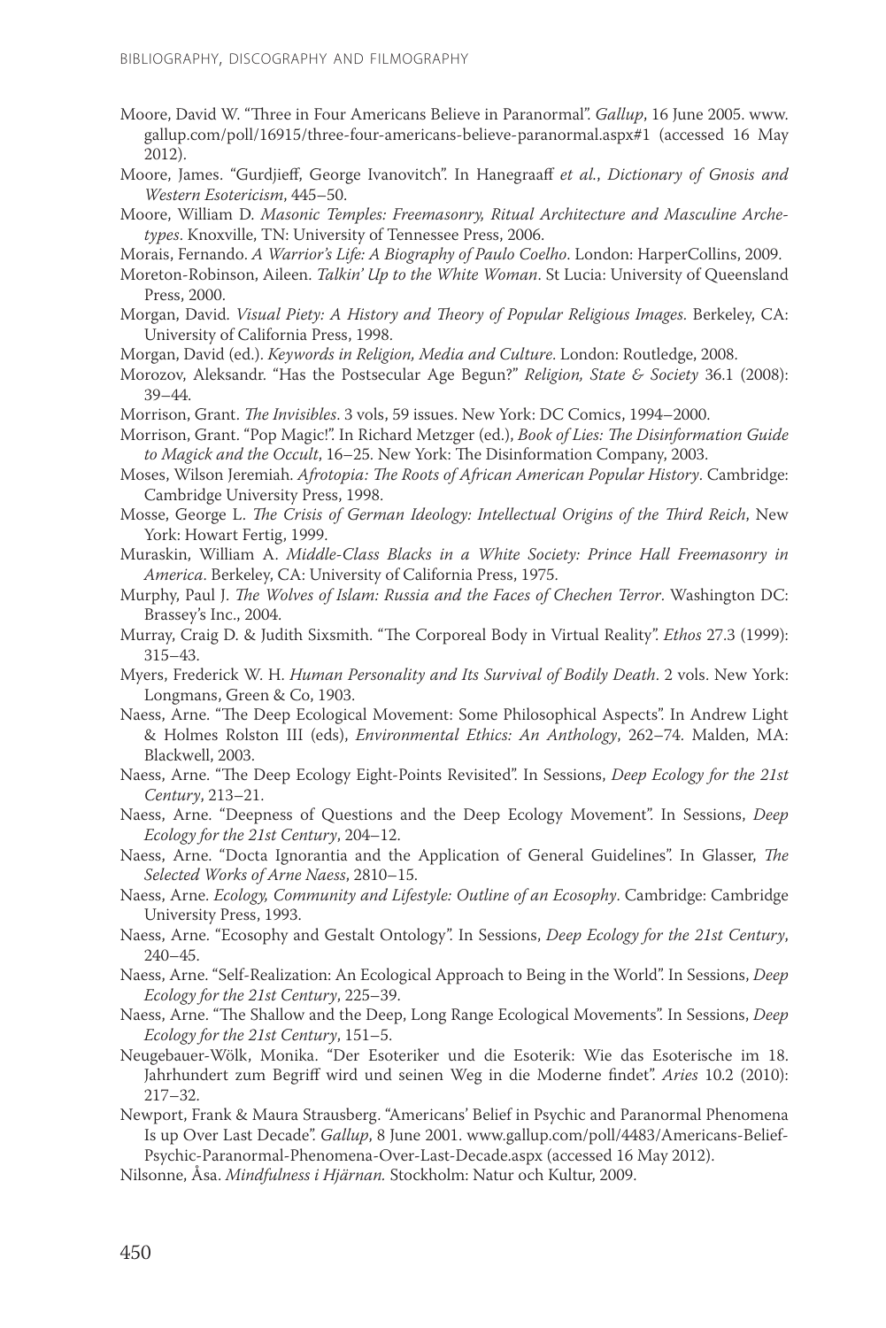Moore, David W. "Three in Four Americans Believe in Paranormal". *Gallup*, 16 June 2005. www.gallup.com/poll/16915/three-four-americans-believe-paranormal.aspx#1 (accessed 16 May 2012).

Moore, James. "Gurdjieff, George Ivanovitch". In Hanegraaff *et al.*, *Dictionary of Gnosis and Western Esotericism*, 445–50.

Moore, William D. *Masonic Temples: Freemasonry, Ritual Architecture and Masculine Archetypes*. Knoxville, TN: University of Tennessee Press, 2006.

Morais, Fernando. *A Warrior's Life: A Biography of Paulo Coelho*. London: HarperCollins, 2009.

Moreton-Robinson, Aileen. *Talkin' Up to the White Woman*. St Lucia: University of Queensland Press, 2000.

Morgan, David. *Visual Piety: A History and Theory of Popular Religious Images*. Berkeley, CA: University of California Press, 1998.

Morgan, David (ed.). *Keywords in Religion, Media and Culture*. London: Routledge, 2008.

Morozov, Aleksandr. "Has the Postsecular Age Begun?" *Religion, State & Society* 36.1 (2008): 39–44.

Morrison, Grant. *The Invisibles*. 3 vols, 59 issues. New York: DC Comics, 1994–2000.

Morrison, Grant. "Pop Magic!". In Richard Metzger (ed.), *Book of Lies: The Disinformation Guide to Magick and the Occult*, 16–25. New York: The Disinformation Company, 2003.

Moses, Wilson Jeremiah. *Afrotopia: The Roots of African American Popular History*. Cambridge: Cambridge University Press, 1998.

Mosse, George L. *The Crisis of German Ideology: Intellectual Origins of the Third Reich*, New York: Howart Fertig, 1999.

Muraskin, William A. *Middle-Class Blacks in a White Society: Prince Hall Freemasonry in America*. Berkeley, CA: University of California Press, 1975.

Murphy, Paul J. *The Wolves of Islam: Russia and the Faces of Chechen Terror*. Washington DC: Brassey's Inc., 2004.

Murray, Craig D. & Judith Sixsmith. "The Corporeal Body in Virtual Reality". *Ethos* 27.3 (1999): 315–43.

Myers, Frederick W. H. *Human Personality and Its Survival of Bodily Death*. 2 vols. New York: Longmans, Green & Co, 1903.

Naess, Arne. "The Deep Ecological Movement: Some Philosophical Aspects". In Andrew Light & Holmes Rolston III (eds), *Environmental Ethics: An Anthology*, 262–74. Malden, MA: Blackwell, 2003.

Naess, Arne. "The Deep Ecology Eight-Points Revisited". In Sessions, *Deep Ecology for the 21st Century*, 213–21.

Naess, Arne. "Deepness of Questions and the Deep Ecology Movement". In Sessions, *Deep Ecology for the 21st Century*, 204–12.

Naess, Arne. "Docta Ignorantia and the Application of General Guidelines". In Glasser, *The Selected Works of Arne Naess*, 2810–15.

Naess, Arne. *Ecology, Community and Lifestyle: Outline of an Ecosophy*. Cambridge: Cambridge University Press, 1993.

Naess, Arne. "Ecosophy and Gestalt Ontology". In Sessions, *Deep Ecology for the 21st Century*, 240–45.

Naess, Arne. "Self-Realization: An Ecological Approach to Being in the World". In Sessions, *Deep Ecology for the 21st Century*, 225–39.

Naess, Arne. "The Shallow and the Deep, Long Range Ecological Movements". In Sessions, *Deep Ecology for the 21st Century*, 151–5.

Neugebauer-Wölk, Monika. "Der Esoteriker und die Esoterik: Wie das Esoterische im 18. Jahrhundert zum Begriff wird und seinen Weg in die Moderne findet". *Aries* 10.2 (2010): 217–32.

Newport, Frank & Maura Strausberg. "Americans' Belief in Psychic and Paranormal Phenomena Is up Over Last Decade". *Gallup*, 8 June 2001. www.gallup.com/poll/4483/Americans-Belief-Psychic-Paranormal-Phenomena-Over-Last-Decade.aspx (accessed 16 May 2012).

Nilsonne, Åsa. *Mindfulness i Hjärnan*. Stockholm: Natur och Kultur, 2009.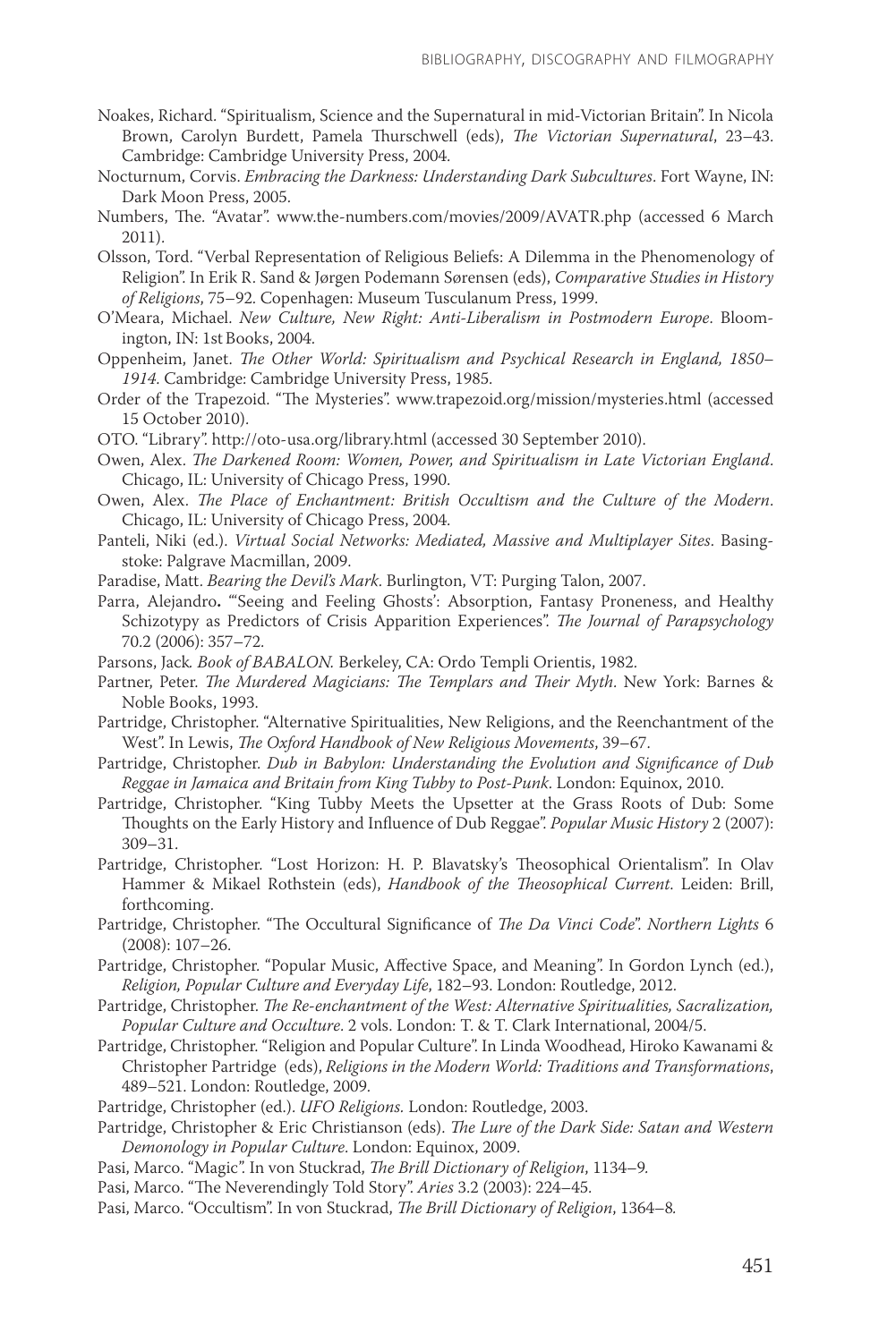Noakes, Richard. "Spiritualism, Science and the Supernatural in mid-Victorian Britain". In Nicola Brown, Carolyn Burdett, Pamela Thurschwell (eds), *The Victorian Supernatural*, 23–43. Cambridge: Cambridge University Press, 2004.

Nocturnum, Corvis. *Embracing the Darkness: Understanding Dark Subcultures*. Fort Wayne, IN: Dark Moon Press, 2005.

Numbers, The. "Avatar". www.the-numbers.com/movies/2009/AVATR.php (accessed 6 March 2011).

Olsson, Tord. "Verbal Representation of Religious Beliefs: A Dilemma in the Phenomenology of Religion". In Erik R. Sand & Jørgen Podemann Sørensen (eds), *Comparative Studies in History of Religions*, 75–92. Copenhagen: Museum Tusculanum Press, 1999.

O'Meara, Michael. *New Culture, New Right: Anti-Liberalism in Postmodern Europe*. Bloomington, IN: 1st Books, 2004.

Oppenheim, Janet. *The Other World: Spiritualism and Psychical Research in England, 1850–1914*. Cambridge: Cambridge University Press, 1985.

Order of the Trapezoid. "The Mysteries". www.trapezoid.org/mission/mysteries.html (accessed 15 October 2010).

OTO. "Library". http://oto-usa.org/library.html (accessed 30 September 2010).

Owen, Alex. *The Darkened Room: Women, Power, and Spiritualism in Late Victorian England*. Chicago, IL: University of Chicago Press, 1990.

Owen, Alex. *The Place of Enchantment: British Occultism and the Culture of the Modern*. Chicago, IL: University of Chicago Press, 2004.

Panteli, Niki (ed.). *Virtual Social Networks: Mediated, Massive and Multiplayer Sites*. Basingstoke: Palgrave Macmillan, 2009.

Paradise, Matt. *Bearing the Devil's Mark*. Burlington, VT: Purging Talon, 2007.

Parra, Alejandro**.** "'Seeing and Feeling Ghosts': Absorption, Fantasy Proneness, and Healthy Schizotypy as Predictors of Crisis Apparition Experiences". *The Journal of Parapsychology* 70.2 (2006): 357–72.

Parsons, Jack*. Book of BABALON*. Berkeley, CA: Ordo Templi Orientis, 1982.

Partner, Peter. *The Murdered Magicians: The Templars and Their Myth*. New York: Barnes & Noble Books, 1993.

Partridge, Christopher. "Alternative Spiritualities, New Religions, and the Reenchantment of the West". In Lewis, *The Oxford Handbook of New Religious Movements*, 39–67.

Partridge, Christopher. *Dub in Babylon: Understanding the Evolution and Significance of Dub Reggae in Jamaica and Britain from King Tubby to Post-Punk*. London: Equinox, 2010.

Partridge, Christopher. "King Tubby Meets the Upsetter at the Grass Roots of Dub: Some Thoughts on the Early History and Influence of Dub Reggae". *Popular Music History* 2 (2007): 309–31.

Partridge, Christopher. "Lost Horizon: H. P. Blavatsky's Theosophical Orientalism". In Olav Hammer & Mikael Rothstein (eds), *Handbook of the Theosophical Current*. Leiden: Brill, forthcoming.

Partridge, Christopher. "The Occultural Significance of *The Da Vinci Code*". *Northern Lights* 6 (2008): 107–26.

Partridge, Christopher. "Popular Music, Affective Space, and Meaning". In Gordon Lynch (ed.), *Religion, Popular Culture and Everyday Life*, 182–93. London: Routledge, 2012.

Partridge, Christopher*. The Re-enchantment of the West: Alternative Spiritualities, Sacralization, Popular Culture and Occulture*. 2 vols. London: T. & T. Clark International, 2004/5.

Partridge, Christopher. "Religion and Popular Culture". In Linda Woodhead, Hiroko Kawanami & Christopher Partridge (eds), *Religions in the Modern World: Traditions and Transformations*, 489–521. London: Routledge, 2009.

Partridge, Christopher (ed.). *UFO Religions*. London: Routledge, 2003.

Partridge, Christopher & Eric Christianson (eds). *The Lure of the Dark Side: Satan and Western Demonology in Popular Culture*. London: Equinox, 2009.

Pasi, Marco. "Magic". In von Stuckrad, *The Brill Dictionary of Religion*, 1134–9.

Pasi, Marco. "The Neverendingly Told Story". *Aries* 3.2 (2003): 224–45.

Pasi, Marco. "Occultism". In von Stuckrad, *The Brill Dictionary of Religion*, 1364–8.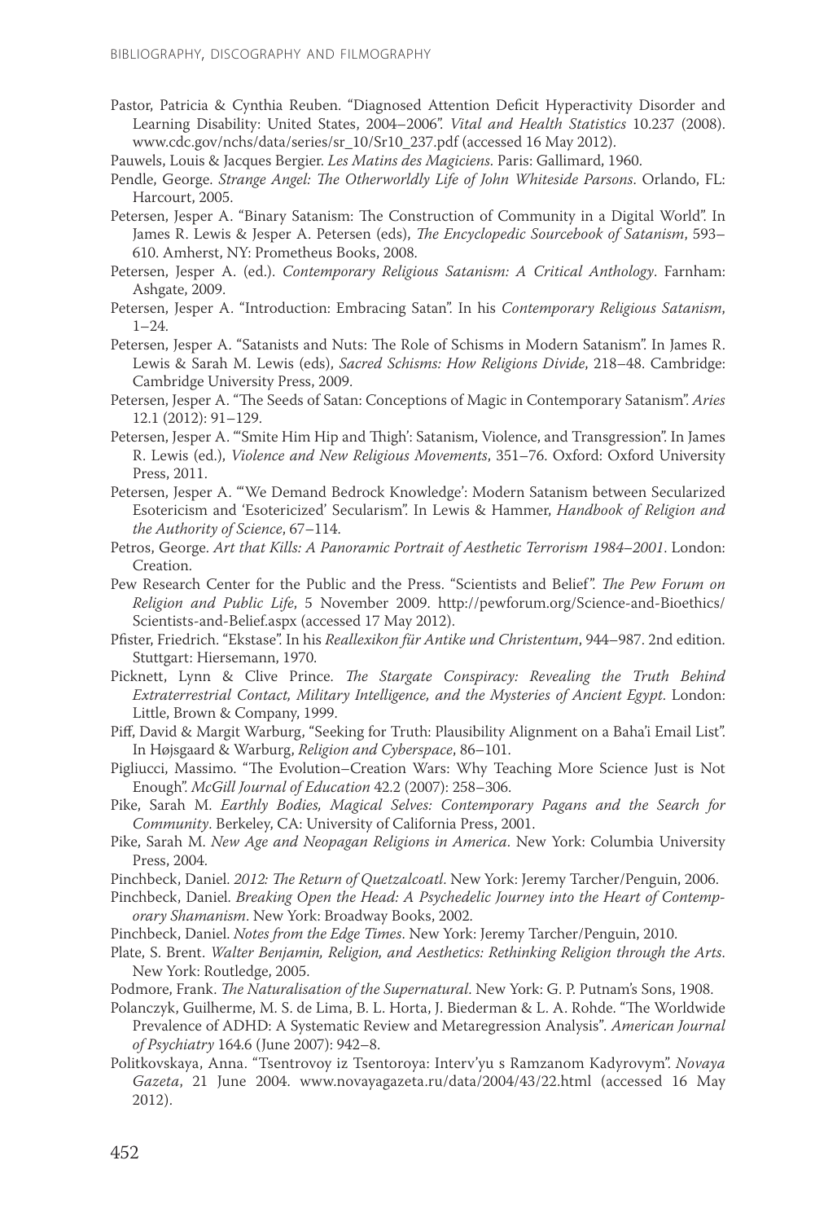Pastor, Patricia & Cynthia Reuben. "Diagnosed Attention Deficit Hyperactivity Disorder and Learning Disability: United States, 2004–2006". *Vital and Health Statistics* 10.237 (2008). www.cdc.gov/nchs/data/series/sr_10/Sr10_237.pdf (accessed 16 May 2012).

Pauwels, Louis & Jacques Bergier. *Les Matins des Magiciens*. Paris: Gallimard, 1960.

Pendle, George. *Strange Angel: The Otherworldly Life of John Whiteside Parsons*. Orlando, FL: Harcourt, 2005.

Petersen, Jesper A. "Binary Satanism: The Construction of Community in a Digital World". In James R. Lewis & Jesper A. Petersen (eds), *The Encyclopedic Sourcebook of Satanism*, 593–610. Amherst, NY: Prometheus Books, 2008.

Petersen, Jesper A. (ed.). *Contemporary Religious Satanism: A Critical Anthology*. Farnham: Ashgate, 2009.

Petersen, Jesper A. "Introduction: Embracing Satan". In his *Contemporary Religious Satanism*, 1–24.

Petersen, Jesper A. "Satanists and Nuts: The Role of Schisms in Modern Satanism". In James R. Lewis & Sarah M. Lewis (eds), *Sacred Schisms: How Religions Divide*, 218–48. Cambridge: Cambridge University Press, 2009.

Petersen, Jesper A. "The Seeds of Satan: Conceptions of Magic in Contemporary Satanism". *Aries* 12.1 (2012): 91–129.

Petersen, Jesper A. "'Smite Him Hip and Thigh': Satanism, Violence, and Transgression". In James R. Lewis (ed.), *Violence and New Religious Movements*, 351–76. Oxford: Oxford University Press, 2011.

Petersen, Jesper A. "'We Demand Bedrock Knowledge': Modern Satanism between Secularized Esotericism and 'Esotericized' Secularism". In Lewis & Hammer, *Handbook of Religion and the Authority of Science*, 67–114.

Petros, George. *Art that Kills: A Panoramic Portrait of Aesthetic Terrorism 1984–2001*. London: Creation.

Pew Research Center for the Public and the Press. "Scientists and Belief". *The Pew Forum on Religion and Public Life*, 5 November 2009. http://pewforum.org/Science-and-Bioethics/Scientists-and-Belief.aspx (accessed 17 May 2012).

Pfister, Friedrich. "Ekstase". In his *Reallexikon für Antike und Christentum*, 944–987. 2nd edition. Stuttgart: Hiersemann, 1970.

Picknett, Lynn & Clive Prince. *The Stargate Conspiracy: Revealing the Truth Behind Extraterrestrial Contact, Military Intelligence, and the Mysteries of Ancient Egypt*. London: Little, Brown & Company, 1999.

Piff, David & Margit Warburg, "Seeking for Truth: Plausibility Alignment on a Baha'i Email List". In Højsgaard & Warburg, *Religion and Cyberspace*, 86–101.

Pigliucci, Massimo. "The Evolution–Creation Wars: Why Teaching More Science Just is Not Enough". *McGill Journal of Education* 42.2 (2007): 258–306.

Pike, Sarah M. *Earthly Bodies, Magical Selves: Contemporary Pagans and the Search for Community*. Berkeley, CA: University of California Press, 2001.

Pike, Sarah M. *New Age and Neopagan Religions in America*. New York: Columbia University Press, 2004.

Pinchbeck, Daniel. *2012: The Return of Quetzalcoatl*. New York: Jeremy Tarcher/Penguin, 2006.

Pinchbeck, Daniel. *Breaking Open the Head: A Psychedelic Journey into the Heart of Contemporary Shamanism*. New York: Broadway Books, 2002.

Pinchbeck, Daniel. *Notes from the Edge Times*. New York: Jeremy Tarcher/Penguin, 2010.

Plate, S. Brent. *Walter Benjamin, Religion, and Aesthetics: Rethinking Religion through the Arts*. New York: Routledge, 2005.

Podmore, Frank. *The Naturalisation of the Supernatural*. New York: G. P. Putnam's Sons, 1908.

Polanczyk, Guilherme, M. S. de Lima, B. L. Horta, J. Biederman & L. A. Rohde. "The Worldwide Prevalence of ADHD: A Systematic Review and Metaregression Analysis". *American Journal of Psychiatry* 164.6 (June 2007): 942–8.

Politkovskaya, Anna. "Tsentrovoy iz Tsentoroya: Interv'yu s Ramzanom Kadyrovym". *Novaya Gazeta*, 21 June 2004. www.novayagazeta.ru/data/2004/43/22.html (accessed 16 May 2012).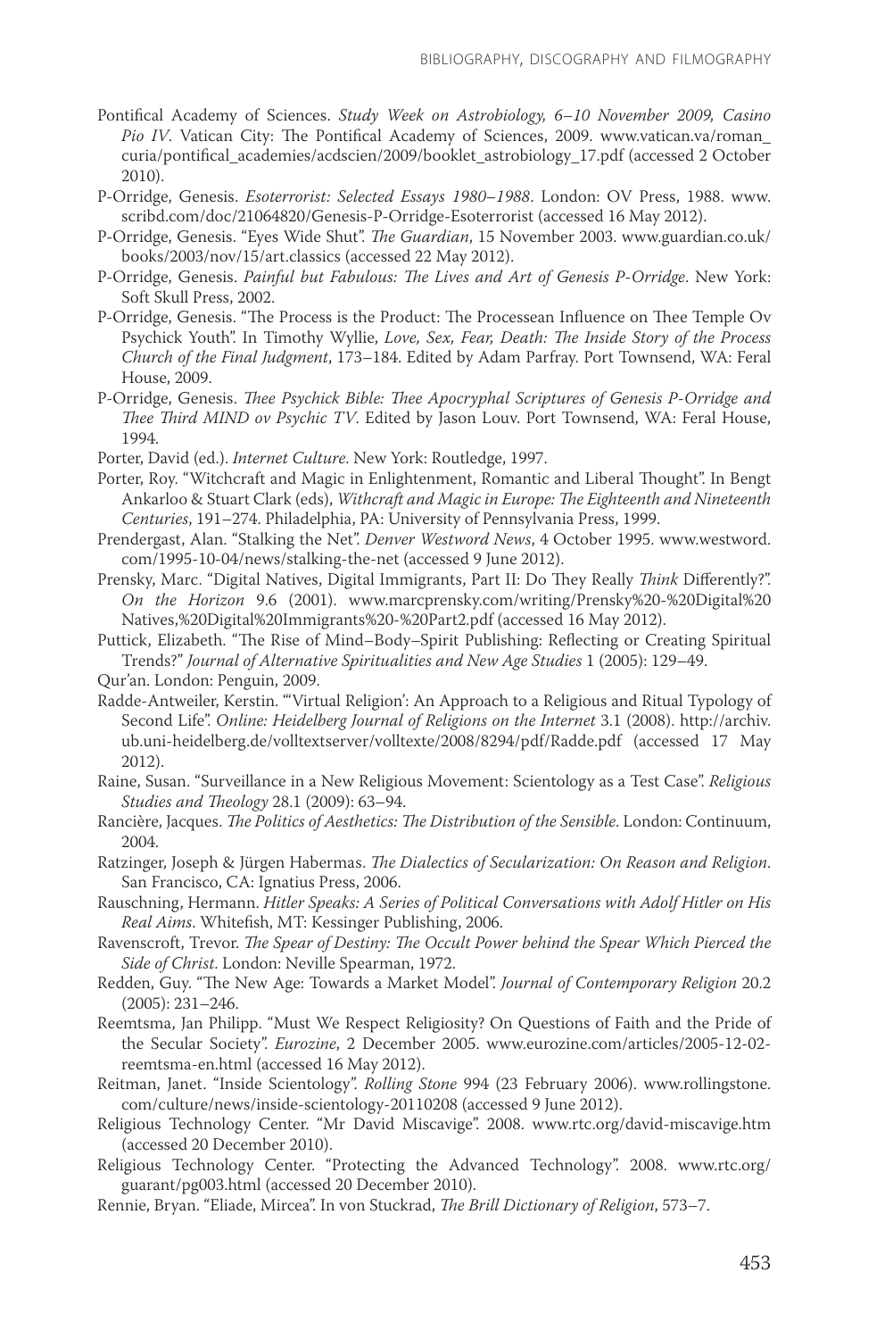Pontifical Academy of Sciences. *Study Week on Astrobiology, 6–10 November 2009, Casino Pio IV*. Vatican City: The Pontifical Academy of Sciences, 2009. www.vatican.va/roman_curia/pontifical_academies/acdscien/2009/booklet_astrobiology_17.pdf (accessed 2 October 2010).

P-Orridge, Genesis. *Esoterrorist: Selected Essays 1980–1988*. London: OV Press, 1988. www.scribd.com/doc/21064820/Genesis-P-Orridge-Esoterrorist (accessed 16 May 2012).

P-Orridge, Genesis. "Eyes Wide Shut". *The Guardian*, 15 November 2003. www.guardian.co.uk/books/2003/nov/15/art.classics (accessed 22 May 2012).

P-Orridge, Genesis. *Painful but Fabulous: The Lives and Art of Genesis P-Orridge*. New York: Soft Skull Press, 2002.

P-Orridge, Genesis. "The Process is the Product: The Processean Influence on Thee Temple Ov Psychick Youth". In Timothy Wyllie, *Love, Sex, Fear, Death: The Inside Story of the Process Church of the Final Judgment*, 173–184. Edited by Adam Parfray. Port Townsend, WA: Feral House, 2009.

P-Orridge, Genesis. *Thee Psychick Bible: Thee Apocryphal Scriptures of Genesis P-Orridge and Thee Third MIND ov Psychic TV*. Edited by Jason Louv. Port Townsend, WA: Feral House, 1994.

Porter, David (ed.). *Internet Culture*. New York: Routledge, 1997.

Porter, Roy. "Witchcraft and Magic in Enlightenment, Romantic and Liberal Thought". In Bengt Ankarloo & Stuart Clark (eds), *Withcraft and Magic in Europe: The Eighteenth and Nineteenth Centuries*, 191–274. Philadelphia, PA: University of Pennsylvania Press, 1999.

Prendergast, Alan. "Stalking the Net". *Denver Westword News*, 4 October 1995. www.westword.com/1995-10-04/news/stalking-the-net (accessed 9 June 2012).

Prensky, Marc. "Digital Natives, Digital Immigrants, Part II: Do They Really *Think* Differently?". *On the Horizon* 9.6 (2001). www.marcprensky.com/writing/Prensky%20-%20Digital%20Natives,%20Digital%20Immigrants%20-%20Part2.pdf (accessed 16 May 2012).

Puttick, Elizabeth. "The Rise of Mind–Body–Spirit Publishing: Reflecting or Creating Spiritual Trends?" *Journal of Alternative Spiritualities and New Age Studies* 1 (2005): 129–49.

Qur'an. London: Penguin, 2009.

Radde-Antweiler, Kerstin. "'Virtual Religion': An Approach to a Religious and Ritual Typology of Second Life". *Online: Heidelberg Journal of Religions on the Internet* 3.1 (2008). http://archiv.ub.uni-heidelberg.de/volltextserver/volltexte/2008/8294/pdf/Radde.pdf (accessed 17 May 2012).

Raine, Susan. "Surveillance in a New Religious Movement: Scientology as a Test Case". *Religious Studies and Theology* 28.1 (2009): 63–94.

Rancière, Jacques. *The Politics of Aesthetics: The Distribution of the Sensible*. London: Continuum, 2004.

Ratzinger, Joseph & Jürgen Habermas. *The Dialectics of Secularization: On Reason and Religion*. San Francisco, CA: Ignatius Press, 2006.

Rauschning, Hermann. *Hitler Speaks: A Series of Political Conversations with Adolf Hitler on His Real Aims*. Whitefish, MT: Kessinger Publishing, 2006.

Ravenscroft, Trevor. *The Spear of Destiny: The Occult Power behind the Spear Which Pierced the Side of Christ*. London: Neville Spearman, 1972.

Redden, Guy. "The New Age: Towards a Market Model". *Journal of Contemporary Religion* 20.2 (2005): 231–246.

Reemtsma, Jan Philipp. "Must We Respect Religiosity? On Questions of Faith and the Pride of the Secular Society". *Eurozine*, 2 December 2005. www.eurozine.com/articles/2005-12-02-reemtsma-en.html (accessed 16 May 2012).

Reitman, Janet. "Inside Scientology". *Rolling Stone* 994 (23 February 2006). www.rollingstone.com/culture/news/inside-scientology-20110208 (accessed 9 June 2012).

Religious Technology Center. "Mr David Miscavige". 2008. www.rtc.org/david-miscavige.htm (accessed 20 December 2010).

Religious Technology Center. "Protecting the Advanced Technology". 2008. www.rtc.org/guarant/pg003.html (accessed 20 December 2010).

Rennie, Bryan. "Eliade, Mircea". In von Stuckrad, *The Brill Dictionary of Religion*, 573–7.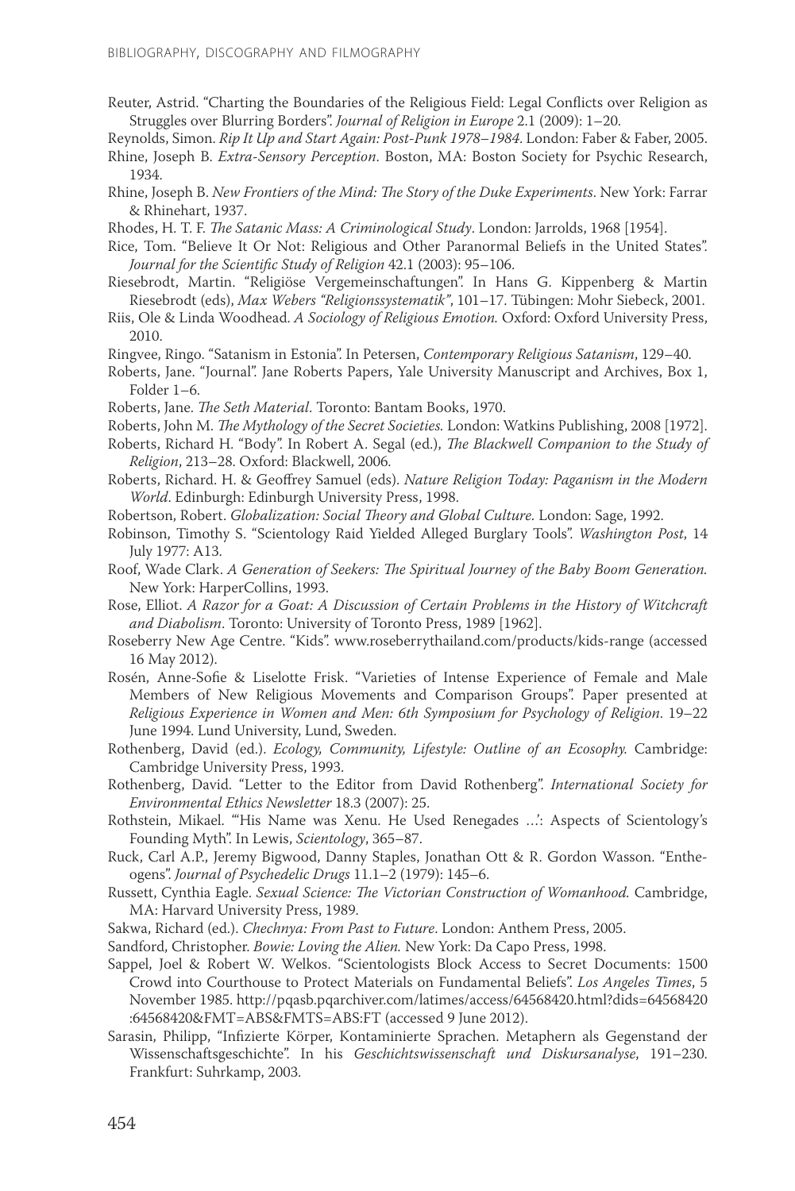Reuter, Astrid. “Charting the Boundaries of the Religious Field: Legal Conflicts over Religion as Struggles over Blurring Borders”. *Journal of Religion in Europe* 2.1 (2009): 1–20.

Reynolds, Simon. *Rip It Up and Start Again: Post-Punk 1978–1984*. London: Faber & Faber, 2005.

Rhine, Joseph B. *Extra-Sensory Perception*. Boston, MA: Boston Society for Psychic Research, 1934.

Rhine, Joseph B. *New Frontiers of the Mind: The Story of the Duke Experiments*. New York: Farrar & Rhinehart, 1937.

Rhodes, H. T. F. *The Satanic Mass: A Criminological Study*. London: Jarrolds, 1968 [1954].

Rice, Tom. “Believe It Or Not: Religious and Other Paranormal Beliefs in the United States”. *Journal for the Scientific Study of Religion* 42.1 (2003): 95–106.

Riesebrodt, Martin. “Religiöse Vergemeinschaftungen”. In Hans G. Kippenberg & Martin Riesebrodt (eds), *Max Webers “Religionssystematik”*, 101–17. Tübingen: Mohr Siebeck, 2001.

Riis, Ole & Linda Woodhead. *A Sociology of Religious Emotion.* Oxford: Oxford University Press, 2010.

Ringvee, Ringo. “Satanism in Estonia”. In Petersen, *Contemporary Religious Satanism*, 129–40.

Roberts, Jane. “Journal”. Jane Roberts Papers, Yale University Manuscript and Archives, Box 1, Folder 1–6.

Roberts, Jane. *The Seth Material*. Toronto: Bantam Books, 1970.

Roberts, John M. *The Mythology of the Secret Societies.* London: Watkins Publishing, 2008 [1972].

Roberts, Richard H. “Body”. In Robert A. Segal (ed.), *The Blackwell Companion to the Study of Religion*, 213–28. Oxford: Blackwell, 2006.

Roberts, Richard. H. & Geoffrey Samuel (eds). *Nature Religion Today: Paganism in the Modern World*. Edinburgh: Edinburgh University Press, 1998.

Robertson, Robert. *Globalization: Social Theory and Global Culture.* London: Sage, 1992.

Robinson, Timothy S. “Scientology Raid Yielded Alleged Burglary Tools”. *Washington Post*, 14 July 1977: A13.

Roof, Wade Clark. *A Generation of Seekers: The Spiritual Journey of the Baby Boom Generation.* New York: HarperCollins, 1993.

Rose, Elliot. *A Razor for a Goat: A Discussion of Certain Problems in the History of Witchcraft and Diabolism*. Toronto: University of Toronto Press, 1989 [1962].

Roseberry New Age Centre. “Kids”. www.roseberrythailand.com/products/kids-range (accessed 16 May 2012).

Rosén, Anne-Sofie & Liselotte Frisk. “Varieties of Intense Experience of Female and Male Members of New Religious Movements and Comparison Groups”. Paper presented at *Religious Experience in Women and Men: 6th Symposium for Psychology of Religion*. 19–22 June 1994. Lund University, Lund, Sweden.

Rothenberg, David (ed.). *Ecology, Community, Lifestyle: Outline of an Ecosophy.* Cambridge: Cambridge University Press, 1993.

Rothenberg, David. “Letter to the Editor from David Rothenberg”. *International Society for Environmental Ethics Newsletter* 18.3 (2007): 25.

Rothstein, Mikael. “‘His Name was Xenu. He Used Renegades …’: Aspects of Scientology’s Founding Myth”. In Lewis, *Scientology*, 365–87.

Ruck, Carl A.P., Jeremy Bigwood, Danny Staples, Jonathan Ott & R. Gordon Wasson. “Entheogens”. *Journal of Psychedelic Drugs* 11.1–2 (1979): 145–6.

Russett, Cynthia Eagle. *Sexual Science: The Victorian Construction of Womanhood.* Cambridge, MA: Harvard University Press, 1989.

Sakwa, Richard (ed.). *Chechnya: From Past to Future*. London: Anthem Press, 2005.

Sandford, Christopher. *Bowie: Loving the Alien.* New York: Da Capo Press, 1998.

Sappel, Joel & Robert W. Welkos. “Scientologists Block Access to Secret Documents: 1500 Crowd into Courthouse to Protect Materials on Fundamental Beliefs”. *Los Angeles Times*, 5 November 1985. http://pqasb.pqarchiver.com/latimes/access/64568420.html?dids=64568420:64568420&FMT=ABS&FMTS=ABS:FT (accessed 9 June 2012).

Sarasin, Philipp, “Infizierte Körper, Kontaminierte Sprachen. Metaphern als Gegenstand der Wissenschaftsgeschichte”. In his *Geschichtswissenschaft und Diskursanalyse*, 191–230. Frankfurt: Suhrkamp, 2003.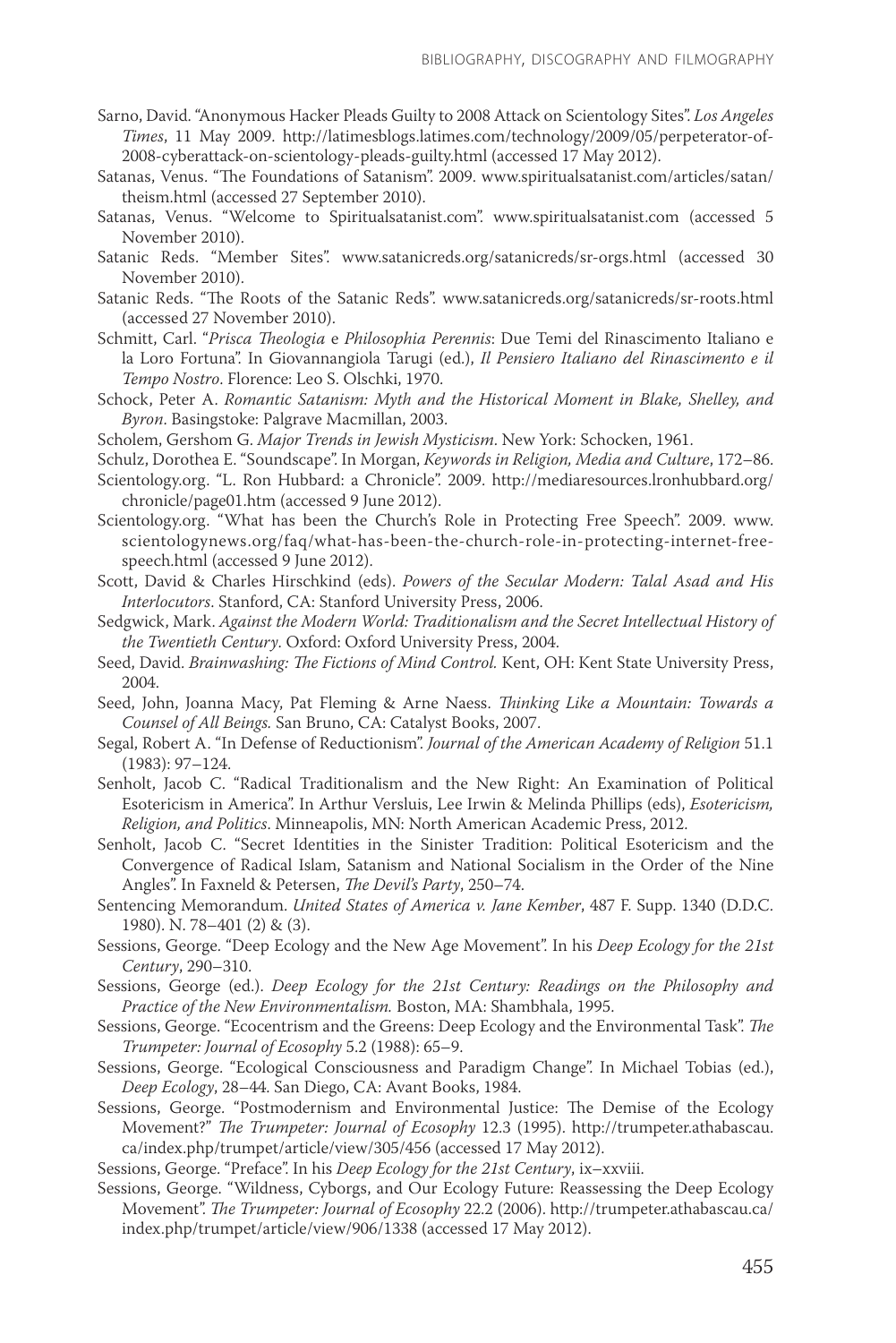Sarno, David. "Anonymous Hacker Pleads Guilty to 2008 Attack on Scientology Sites". *Los Angeles Times*, 11 May 2009. http://latimesblogs.latimes.com/technology/2009/05/perpeterator-of-2008-cyberattack-on-scientology-pleads-guilty.html (accessed 17 May 2012).

Satanas, Venus. "The Foundations of Satanism". 2009. www.spiritualsatanist.com/articles/satan/theism.html (accessed 27 September 2010).

Satanas, Venus. "Welcome to Spiritualsatanist.com". www.spiritualsatanist.com (accessed 5 November 2010).

Satanic Reds. "Member Sites". www.satanicreds.org/satanicreds/sr-orgs.html (accessed 30 November 2010).

Satanic Reds. "The Roots of the Satanic Reds". www.satanicreds.org/satanicreds/sr-roots.html (accessed 27 November 2010).

Schmitt, Carl. "*Prisca Theologia* e *Philosophia Perennis*: Due Temi del Rinascimento Italiano e la Loro Fortuna". In Giovannangiola Tarugi (ed.), *Il Pensiero Italiano del Rinascimento e il Tempo Nostro*. Florence: Leo S. Olschki, 1970.

Schock, Peter A. *Romantic Satanism: Myth and the Historical Moment in Blake, Shelley, and Byron*. Basingstoke: Palgrave Macmillan, 2003.

Scholem, Gershom G. *Major Trends in Jewish Mysticism*. New York: Schocken, 1961.

Schulz, Dorothea E. "Soundscape". In Morgan, *Keywords in Religion, Media and Culture*, 172–86.

Scientology.org. "L. Ron Hubbard: a Chronicle". 2009. http://mediaresources.lronhubbard.org/chronicle/page01.htm (accessed 9 June 2012).

Scientology.org. "What has been the Church's Role in Protecting Free Speech". 2009. www.scientologynews.org/faq/what-has-been-the-church-role-in-protecting-internet-free-speech.html (accessed 9 June 2012).

Scott, David & Charles Hirschkind (eds). *Powers of the Secular Modern: Talal Asad and His Interlocutors*. Stanford, CA: Stanford University Press, 2006.

Sedgwick, Mark. *Against the Modern World: Traditionalism and the Secret Intellectual History of the Twentieth Century*. Oxford: Oxford University Press, 2004.

Seed, David. *Brainwashing: The Fictions of Mind Control.* Kent, OH: Kent State University Press, 2004.

Seed, John, Joanna Macy, Pat Fleming & Arne Naess. *Thinking Like a Mountain: Towards a Counsel of All Beings.* San Bruno, CA: Catalyst Books, 2007.

Segal, Robert A. "In Defense of Reductionism". *Journal of the American Academy of Religion* 51.1 (1983): 97–124.

Senholt, Jacob C. "Radical Traditionalism and the New Right: An Examination of Political Esotericism in America". In Arthur Versluis, Lee Irwin & Melinda Phillips (eds), *Esotericism, Religion, and Politics*. Minneapolis, MN: North American Academic Press, 2012.

Senholt, Jacob C. "Secret Identities in the Sinister Tradition: Political Esotericism and the Convergence of Radical Islam, Satanism and National Socialism in the Order of the Nine Angles". In Faxneld & Petersen, *The Devil's Party*, 250–74.

Sentencing Memorandum. *United States of America v. Jane Kember*, 487 F. Supp. 1340 (D.D.C. 1980). N. 78–401 (2) & (3).

Sessions, George. "Deep Ecology and the New Age Movement". In his *Deep Ecology for the 21st Century*, 290–310.

Sessions, George (ed.). *Deep Ecology for the 21st Century: Readings on the Philosophy and Practice of the New Environmentalism.* Boston, MA: Shambhala, 1995.

Sessions, George. "Ecocentrism and the Greens: Deep Ecology and the Environmental Task". *The Trumpeter: Journal of Ecosophy* 5.2 (1988): 65–9.

Sessions, George. "Ecological Consciousness and Paradigm Change". In Michael Tobias (ed.), *Deep Ecology*, 28–44. San Diego, CA: Avant Books, 1984.

Sessions, George. "Postmodernism and Environmental Justice: The Demise of the Ecology Movement?" *The Trumpeter: Journal of Ecosophy* 12.3 (1995). http://trumpeter.athabascau.ca/index.php/trumpet/article/view/305/456 (accessed 17 May 2012).

Sessions, George. "Preface". In his *Deep Ecology for the 21st Century*, ix–xxviii.

Sessions, George. "Wildness, Cyborgs, and Our Ecology Future: Reassessing the Deep Ecology Movement". *The Trumpeter: Journal of Ecosophy* 22.2 (2006). http://trumpeter.athabascau.ca/index.php/trumpet/article/view/906/1338 (accessed 17 May 2012).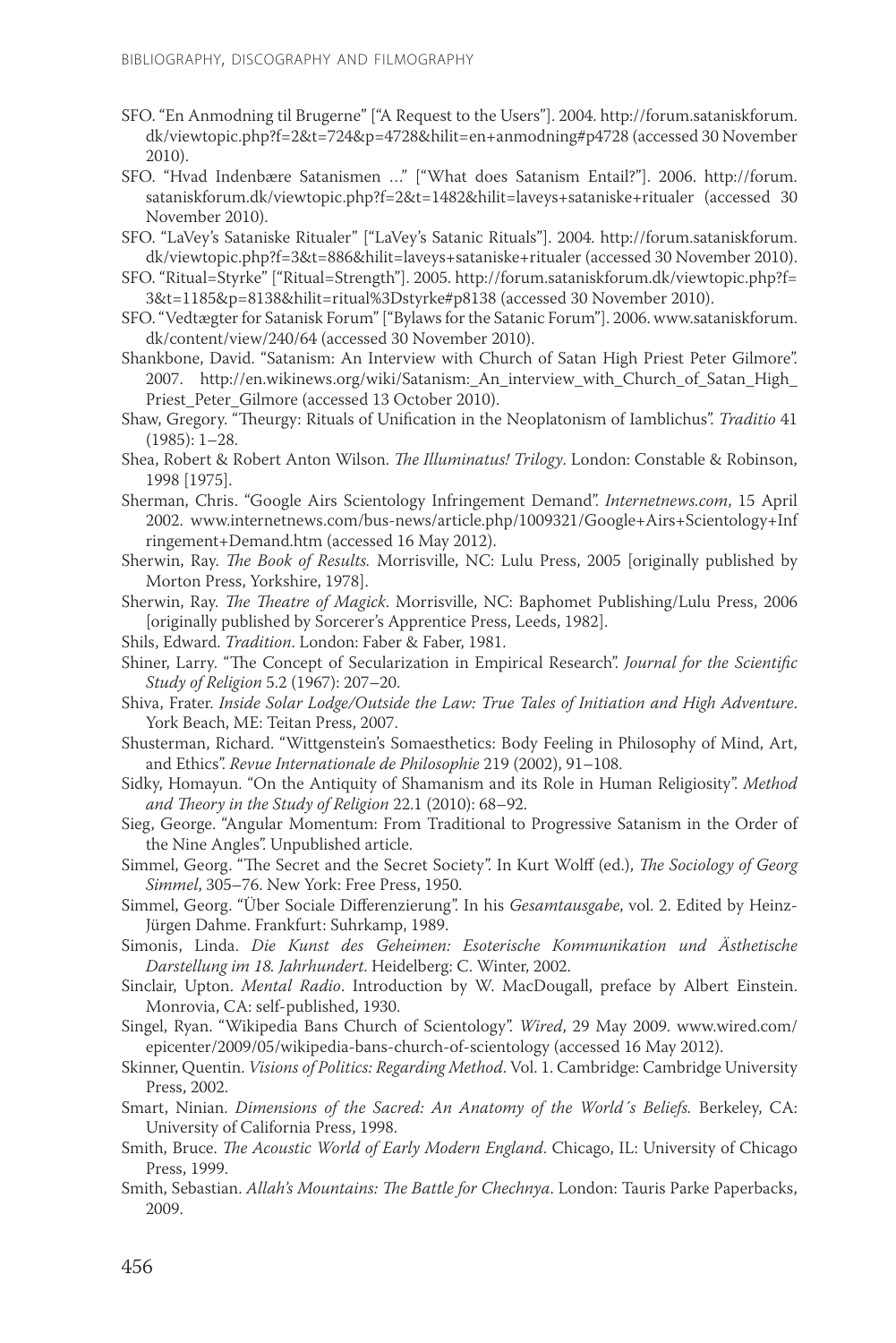SFO. "En Anmodning til Brugerne" ["A Request to the Users"]. 2004. http://forum.sataniskforum.dk/viewtopic.php?f=2&t=724&p=4728&hilit=en+anmodning#p4728 (accessed 30 November 2010).

SFO. "Hvad Indenbære Satanismen …" ["What does Satanism Entail?"]. 2006. http://forum.sataniskforum.dk/viewtopic.php?f=2&t=1482&hilit=laveys+sataniske+ritualer (accessed 30 November 2010).

SFO. "LaVey's Sataniske Ritualer" ["LaVey's Satanic Rituals"]. 2004. http://forum.sataniskforum.dk/viewtopic.php?f=3&t=886&hilit=laveys+sataniske+ritualer (accessed 30 November 2010).

SFO. "Ritual=Styrke" ["Ritual=Strength"]. 2005. http://forum.sataniskforum.dk/viewtopic.php?f=3&t=1185&p=8138&hilit=ritual%3Dstyrke#p8138 (accessed 30 November 2010).

SFO. "Vedtægter for Satanisk Forum" ["Bylaws for the Satanic Forum"]. 2006. www.sataniskforum.dk/content/view/240/64 (accessed 30 November 2010).

Shankbone, David. "Satanism: An Interview with Church of Satan High Priest Peter Gilmore". 2007. http://en.wikinews.org/wiki/Satanism:_An_interview_with_Church_of_Satan_High_Priest_Peter_Gilmore (accessed 13 October 2010).

Shaw, Gregory. "Theurgy: Rituals of Unification in the Neoplatonism of Iamblichus". *Traditio* 41 (1985): 1–28.

Shea, Robert & Robert Anton Wilson. *The Illuminatus! Trilogy*. London: Constable & Robinson, 1998 [1975].

Sherman, Chris. "Google Airs Scientology Infringement Demand". *Internetnews.com*, 15 April 2002. www.internetnews.com/bus-news/article.php/1009321/Google+Airs+Scientology+Infringement+Demand.htm (accessed 16 May 2012).

Sherwin, Ray. *The Book of Results.* Morrisville, NC: Lulu Press, 2005 [originally published by Morton Press, Yorkshire, 1978].

Sherwin, Ray. *The Theatre of Magick*. Morrisville, NC: Baphomet Publishing/Lulu Press, 2006 [originally published by Sorcerer's Apprentice Press, Leeds, 1982].

Shils, Edward. *Tradition*. London: Faber & Faber, 1981.

Shiner, Larry. "The Concept of Secularization in Empirical Research". *Journal for the Scientific Study of Religion* 5.2 (1967): 207–20.

Shiva, Frater. *Inside Solar Lodge/Outside the Law: True Tales of Initiation and High Adventure*. York Beach, ME: Teitan Press, 2007.

Shusterman, Richard. "Wittgenstein's Somaesthetics: Body Feeling in Philosophy of Mind, Art, and Ethics". *Revue Internationale de Philosophie* 219 (2002), 91–108.

Sidky, Homayun. "On the Antiquity of Shamanism and its Role in Human Religiosity". *Method and Theory in the Study of Religion* 22.1 (2010): 68–92.

Sieg, George. "Angular Momentum: From Traditional to Progressive Satanism in the Order of the Nine Angles". Unpublished article.

Simmel, Georg. "The Secret and the Secret Society". In Kurt Wolff (ed.), *The Sociology of Georg Simmel*, 305–76. New York: Free Press, 1950.

Simmel, Georg. "Über Sociale Differenzierung". In his *Gesamtausgabe*, vol. 2. Edited by Heinz-Jürgen Dahme. Frankfurt: Suhrkamp, 1989.

Simonis, Linda. *Die Kunst des Geheimen: Esoterische Kommunikation und Ästhetische Darstellung im 18. Jahrhundert*. Heidelberg: C. Winter, 2002.

Sinclair, Upton. *Mental Radio*. Introduction by W. MacDougall, preface by Albert Einstein. Monrovia, CA: self-published, 1930.

Singel, Ryan. "Wikipedia Bans Church of Scientology". *Wired*, 29 May 2009. www.wired.com/epicenter/2009/05/wikipedia-bans-church-of-scientology (accessed 16 May 2012).

Skinner, Quentin. *Visions of Politics: Regarding Method*. Vol. 1. Cambridge: Cambridge University Press, 2002.

Smart, Ninian. *Dimensions of the Sacred: An Anatomy of the World´s Beliefs.* Berkeley, CA: University of California Press, 1998.

Smith, Bruce. *The Acoustic World of Early Modern England*. Chicago, IL: University of Chicago Press, 1999.

Smith, Sebastian. *Allah's Mountains: The Battle for Chechnya*. London: Tauris Parke Paperbacks, 2009.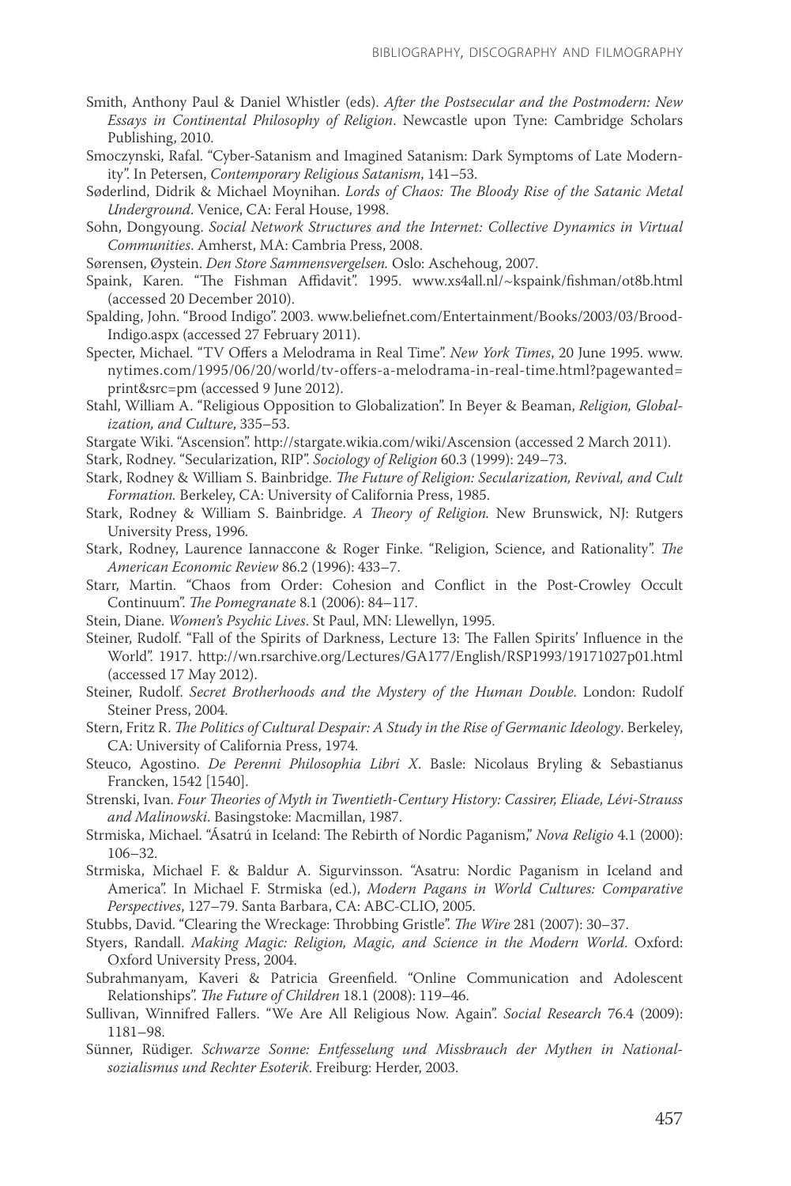Smith, Anthony Paul & Daniel Whistler (eds). *After the Postsecular and the Postmodern: New Essays in Continental Philosophy of Religion*. Newcastle upon Tyne: Cambridge Scholars Publishing, 2010.

Smoczynski, Rafal. "Cyber-Satanism and Imagined Satanism: Dark Symptoms of Late Modernity". In Petersen, *Contemporary Religious Satanism*, 141–53.

Søderlind, Didrik & Michael Moynihan. *Lords of Chaos: The Bloody Rise of the Satanic Metal Underground*. Venice, CA: Feral House, 1998.

Sohn, Dongyoung. *Social Network Structures and the Internet: Collective Dynamics in Virtual Communities*. Amherst, MA: Cambria Press, 2008.

Sørensen, Øystein. *Den Store Sammensvergelsen.* Oslo: Aschehoug, 2007.

Spaink, Karen. "The Fishman Affidavit". 1995. www.xs4all.nl/~kspaink/fishman/ot8b.html (accessed 20 December 2010).

Spalding, John. "Brood Indigo". 2003. www.beliefnet.com/Entertainment/Books/2003/03/Brood-Indigo.aspx (accessed 27 February 2011).

Specter, Michael. "TV Offers a Melodrama in Real Time". *New York Times*, 20 June 1995. www.nytimes.com/1995/06/20/world/tv-offers-a-melodrama-in-real-time.html?pagewanted=print&src=pm (accessed 9 June 2012).

Stahl, William A. "Religious Opposition to Globalization". In Beyer & Beaman, *Religion, Globalization, and Culture*, 335–53.

Stargate Wiki. "Ascension". http://stargate.wikia.com/wiki/Ascension (accessed 2 March 2011).

Stark, Rodney. "Secularization, RIP". *Sociology of Religion* 60.3 (1999): 249–73.

Stark, Rodney & William S. Bainbridge. *The Future of Religion: Secularization, Revival, and Cult Formation.* Berkeley, CA: University of California Press, 1985.

Stark, Rodney & William S. Bainbridge. *A Theory of Religion.* New Brunswick, NJ: Rutgers University Press, 1996.

Stark, Rodney, Laurence Iannaccone & Roger Finke. "Religion, Science, and Rationality". *The American Economic Review* 86.2 (1996): 433–7.

Starr, Martin. "Chaos from Order: Cohesion and Conflict in the Post-Crowley Occult Continuum". *The Pomegranate* 8.1 (2006): 84–117.

Stein, Diane. *Women's Psychic Lives*. St Paul, MN: Llewellyn, 1995.

Steiner, Rudolf. "Fall of the Spirits of Darkness, Lecture 13: The Fallen Spirits' Influence in the World". 1917. http://wn.rsarchive.org/Lectures/GA177/English/RSP1993/19171027p01.html (accessed 17 May 2012).

Steiner, Rudolf. *Secret Brotherhoods and the Mystery of the Human Double*. London: Rudolf Steiner Press, 2004.

Stern, Fritz R. *The Politics of Cultural Despair: A Study in the Rise of Germanic Ideology*. Berkeley, CA: University of California Press, 1974.

Steuco, Agostino. *De Perenni Philosophia Libri X*. Basle: Nicolaus Bryling & Sebastianus Francken, 1542 [1540].

Strenski, Ivan. *Four Theories of Myth in Twentieth-Century History: Cassirer, Eliade, Lévi-Strauss and Malinowski*. Basingstoke: Macmillan, 1987.

Strmiska, Michael. "Ásatrú in Iceland: The Rebirth of Nordic Paganism," *Nova Religio* 4.1 (2000): 106–32.

Strmiska, Michael F. & Baldur A. Sigurvinsson. "Asatru: Nordic Paganism in Iceland and America". In Michael F. Strmiska (ed.), *Modern Pagans in World Cultures: Comparative Perspectives*, 127–79. Santa Barbara, CA: ABC-CLIO, 2005.

Stubbs, David. "Clearing the Wreckage: Throbbing Gristle". *The Wire* 281 (2007): 30–37.

Styers, Randall. *Making Magic: Religion, Magic, and Science in the Modern World*. Oxford: Oxford University Press, 2004.

Subrahmanyam, Kaveri & Patricia Greenfield. "Online Communication and Adolescent Relationships". *The Future of Children* 18.1 (2008): 119–46.

Sullivan, Winnifred Fallers. "We Are All Religious Now. Again". *Social Research* 76.4 (2009): 1181–98.

Sünner, Rüdiger. *Schwarze Sonne: Entfesselung und Missbrauch der Mythen in Nationalsozialismus und Rechter Esoterik*. Freiburg: Herder, 2003.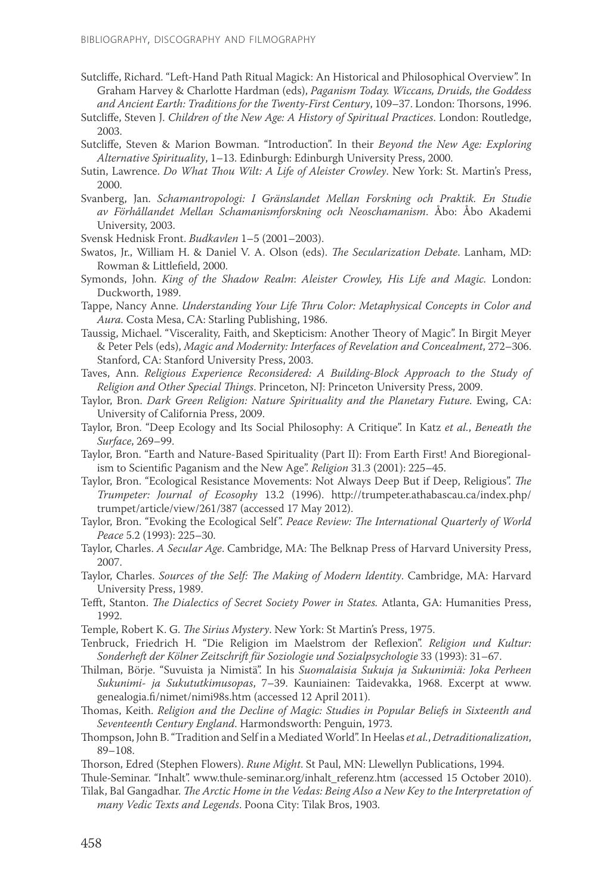Sutcliffe, Richard. "Left-Hand Path Ritual Magick: An Historical and Philosophical Overview". In Graham Harvey & Charlotte Hardman (eds), *Paganism Today. Wiccans, Druids, the Goddess and Ancient Earth: Traditions for the Twenty-First Century*, 109–37. London: Thorsons, 1996.

Sutcliffe, Steven J. *Children of the New Age: A History of Spiritual Practices*. London: Routledge, 2003.

Sutcliffe, Steven & Marion Bowman. "Introduction". In their *Beyond the New Age: Exploring Alternative Spirituality*, 1–13. Edinburgh: Edinburgh University Press, 2000.

Sutin, Lawrence. *Do What Thou Wilt: A Life of Aleister Crowley*. New York: St. Martin's Press, 2000.

Svanberg, Jan. *Schamantropologi: I Gränslandet Mellan Forskning och Praktik. En Studie av Förhållandet Mellan Schamanismforskning och Neoschamanism*. Åbo: Åbo Akademi University, 2003.

Svensk Hednisk Front. *Budkavlen* 1–5 (2001–2003).

Swatos, Jr., William H. & Daniel V. A. Olson (eds). *The Secularization Debate*. Lanham, MD: Rowman & Littlefield, 2000.

Symonds, John. *King of the Shadow Realm*: *Aleister Crowley, His Life and Magic*. London: Duckworth, 1989.

Tappe, Nancy Anne. *Understanding Your Life Thru Color: Metaphysical Concepts in Color and Aura*. Costa Mesa, CA: Starling Publishing, 1986.

Taussig, Michael. "Viscerality, Faith, and Skepticism: Another Theory of Magic". In Birgit Meyer & Peter Pels (eds), *Magic and Modernity: Interfaces of Revelation and Concealment*, 272–306. Stanford, CA: Stanford University Press, 2003.

Taves, Ann. *Religious Experience Reconsidered: A Building-Block Approach to the Study of Religion and Other Special Things*. Princeton, NJ: Princeton University Press, 2009.

Taylor, Bron. *Dark Green Religion: Nature Spirituality and the Planetary Future*. Ewing, CA: University of California Press, 2009.

Taylor, Bron. "Deep Ecology and Its Social Philosophy: A Critique". In Katz *et al.*, *Beneath the Surface*, 269–99.

Taylor, Bron. "Earth and Nature-Based Spirituality (Part II): From Earth First! And Bioregionalism to Scientific Paganism and the New Age". *Religion* 31.3 (2001): 225–45.

Taylor, Bron. "Ecological Resistance Movements: Not Always Deep But if Deep, Religious". *The Trumpeter: Journal of Ecosophy* 13.2 (1996). http://trumpeter.athabascau.ca/index.php/trumpet/article/view/261/387 (accessed 17 May 2012).

Taylor, Bron. "Evoking the Ecological Self". *Peace Review: The International Quarterly of World Peace* 5.2 (1993): 225–30.

Taylor, Charles. *A Secular Age*. Cambridge, MA: The Belknap Press of Harvard University Press, 2007.

Taylor, Charles. *Sources of the Self: The Making of Modern Identity*. Cambridge, MA: Harvard University Press, 1989.

Tefft, Stanton. *The Dialectics of Secret Society Power in States.* Atlanta, GA: Humanities Press, 1992.

Temple, Robert K. G. *The Sirius Mystery*. New York: St Martin's Press, 1975.

Tenbruck, Friedrich H. "Die Religion im Maelstrom der Reflexion". *Religion und Kultur: Sonderheft der Kölner Zeitschrift für Soziologie und Sozialpsychologie* 33 (1993): 31–67.

Thilman, Börje. "Suvuista ja Nimistä". In his *Suomalaisia Sukuja ja Sukunimiä: Joka Perheen Sukunimi- ja Sukututkimusopas*, 7–39. Kauniainen: Taidevakka, 1968. Excerpt at www.genealogia.fi/nimet/nimi98s.htm (accessed 12 April 2011).

Thomas, Keith. *Religion and the Decline of Magic: Studies in Popular Beliefs in Sixteenth and Seventeenth Century England*. Harmondsworth: Penguin, 1973.

Thompson, John B. "Tradition and Self in a Mediated World". In Heelas *et al.*, *Detraditionalization*, 89–108.

Thorson, Edred (Stephen Flowers). *Rune Might*. St Paul, MN: Llewellyn Publications, 1994.

Thule-Seminar. "Inhalt". www.thule-seminar.org/inhalt_referenz.htm (accessed 15 October 2010).

Tilak, Bal Gangadhar. *The Arctic Home in the Vedas: Being Also a New Key to the Interpretation of many Vedic Texts and Legends*. Poona City: Tilak Bros, 1903.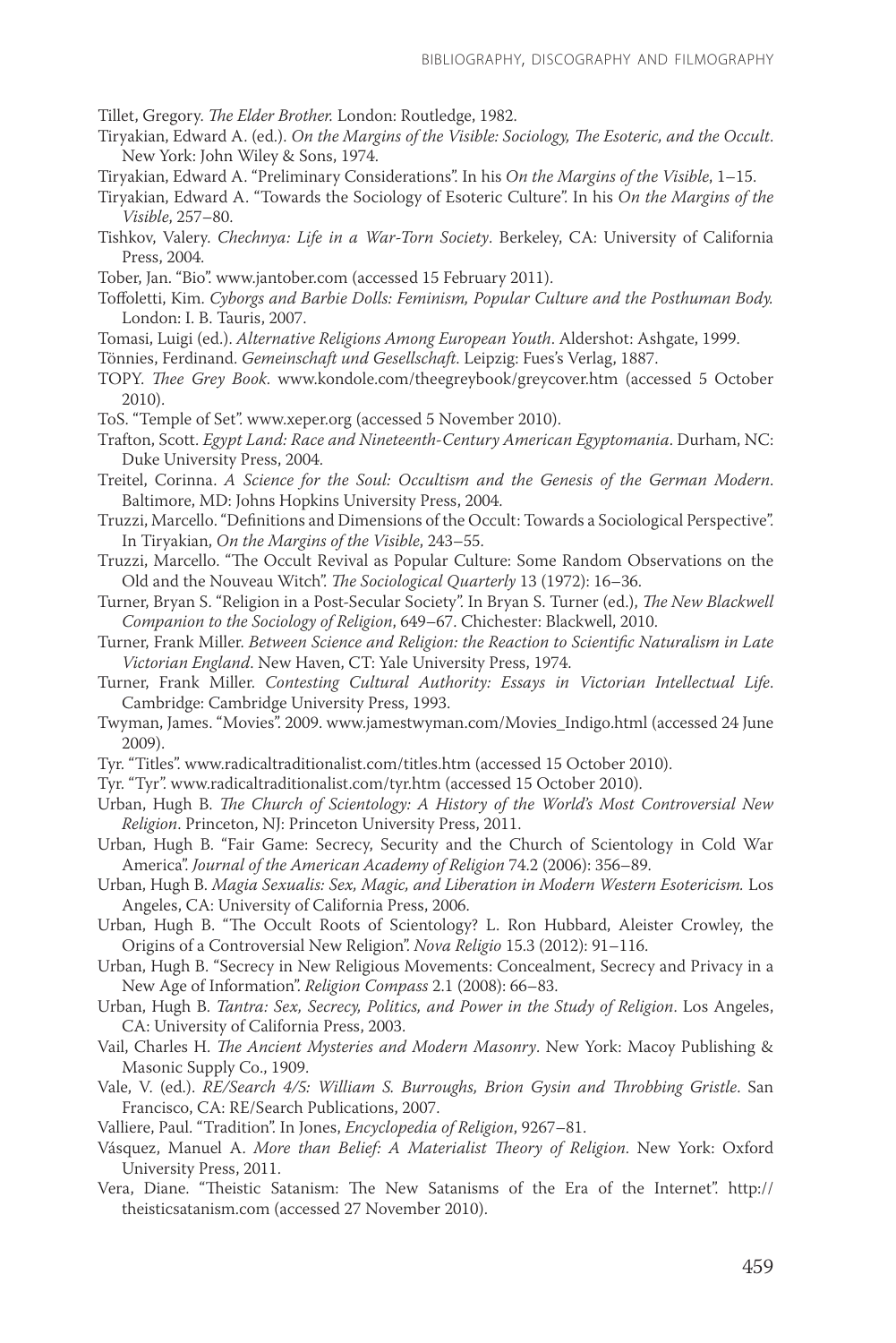Tillet, Gregory. *The Elder Brother.* London: Routledge, 1982.

Tiryakian, Edward A. (ed.). *On the Margins of the Visible: Sociology, The Esoteric, and the Occult*. New York: John Wiley & Sons, 1974.

Tiryakian, Edward A. "Preliminary Considerations". In his *On the Margins of the Visible*, 1–15.

Tiryakian, Edward A. "Towards the Sociology of Esoteric Culture". In his *On the Margins of the Visible*, 257–80.

Tishkov, Valery. *Chechnya: Life in a War-Torn Society*. Berkeley, CA: University of California Press, 2004.

Tober, Jan. "Bio". www.jantober.com (accessed 15 February 2011).

Toffoletti, Kim. *Cyborgs and Barbie Dolls: Feminism, Popular Culture and the Posthuman Body.* London: I. B. Tauris, 2007.

Tomasi, Luigi (ed.). *Alternative Religions Among European Youth*. Aldershot: Ashgate, 1999.

Tönnies, Ferdinand. *Gemeinschaft und Gesellschaft*. Leipzig: Fues's Verlag, 1887.

TOPY. *Thee Grey Book*. www.kondole.com/theegreybook/greycover.htm (accessed 5 October 2010).

ToS. "Temple of Set". www.xeper.org (accessed 5 November 2010).

Trafton, Scott. *Egypt Land: Race and Nineteenth-Century American Egyptomania*. Durham, NC: Duke University Press, 2004.

Treitel, Corinna. *A Science for the Soul: Occultism and the Genesis of the German Modern*. Baltimore, MD: Johns Hopkins University Press, 2004.

Truzzi, Marcello. "Definitions and Dimensions of the Occult: Towards a Sociological Perspective". In Tiryakian, *On the Margins of the Visible*, 243–55.

Truzzi, Marcello. "The Occult Revival as Popular Culture: Some Random Observations on the Old and the Nouveau Witch". *The Sociological Quarterly* 13 (1972): 16–36.

Turner, Bryan S. "Religion in a Post-Secular Society". In Bryan S. Turner (ed.), *The New Blackwell Companion to the Sociology of Religion*, 649–67. Chichester: Blackwell, 2010.

Turner, Frank Miller. *Between Science and Religion: the Reaction to Scientific Naturalism in Late Victorian England*. New Haven, CT: Yale University Press, 1974.

Turner, Frank Miller. *Contesting Cultural Authority: Essays in Victorian Intellectual Life*. Cambridge: Cambridge University Press, 1993.

Twyman, James. "Movies". 2009. www.jamestwyman.com/Movies_Indigo.html (accessed 24 June 2009).

Tyr. "Titles". www.radicaltraditionalist.com/titles.htm (accessed 15 October 2010).

Tyr. "Tyr". www.radicaltraditionalist.com/tyr.htm (accessed 15 October 2010).

Urban, Hugh B. *The Church of Scientology: A History of the World's Most Controversial New Religion*. Princeton, NJ: Princeton University Press, 2011.

Urban, Hugh B. "Fair Game: Secrecy, Security and the Church of Scientology in Cold War America". *Journal of the American Academy of Religion* 74.2 (2006): 356–89.

Urban, Hugh B. *Magia Sexualis: Sex, Magic, and Liberation in Modern Western Esotericism.* Los Angeles, CA: University of California Press, 2006.

Urban, Hugh B. "The Occult Roots of Scientology? L. Ron Hubbard, Aleister Crowley, the Origins of a Controversial New Religion". *Nova Religio* 15.3 (2012): 91–116.

Urban, Hugh B. "Secrecy in New Religious Movements: Concealment, Secrecy and Privacy in a New Age of Information". *Religion Compass* 2.1 (2008): 66–83.

Urban, Hugh B. *Tantra: Sex, Secrecy, Politics, and Power in the Study of Religion*. Los Angeles, CA: University of California Press, 2003.

Vail, Charles H. *The Ancient Mysteries and Modern Masonry*. New York: Macoy Publishing & Masonic Supply Co., 1909.

Vale, V. (ed.). *RE/Search 4/5: William S. Burroughs, Brion Gysin and Throbbing Gristle*. San Francisco, CA: RE/Search Publications, 2007.

Valliere, Paul. "Tradition". In Jones, *Encyclopedia of Religion*, 9267–81.

Vásquez, Manuel A. *More than Belief: A Materialist Theory of Religion*. New York: Oxford University Press, 2011.

Vera, Diane. "Theistic Satanism: The New Satanisms of the Era of the Internet". http://theisticsatanism.com (accessed 27 November 2010).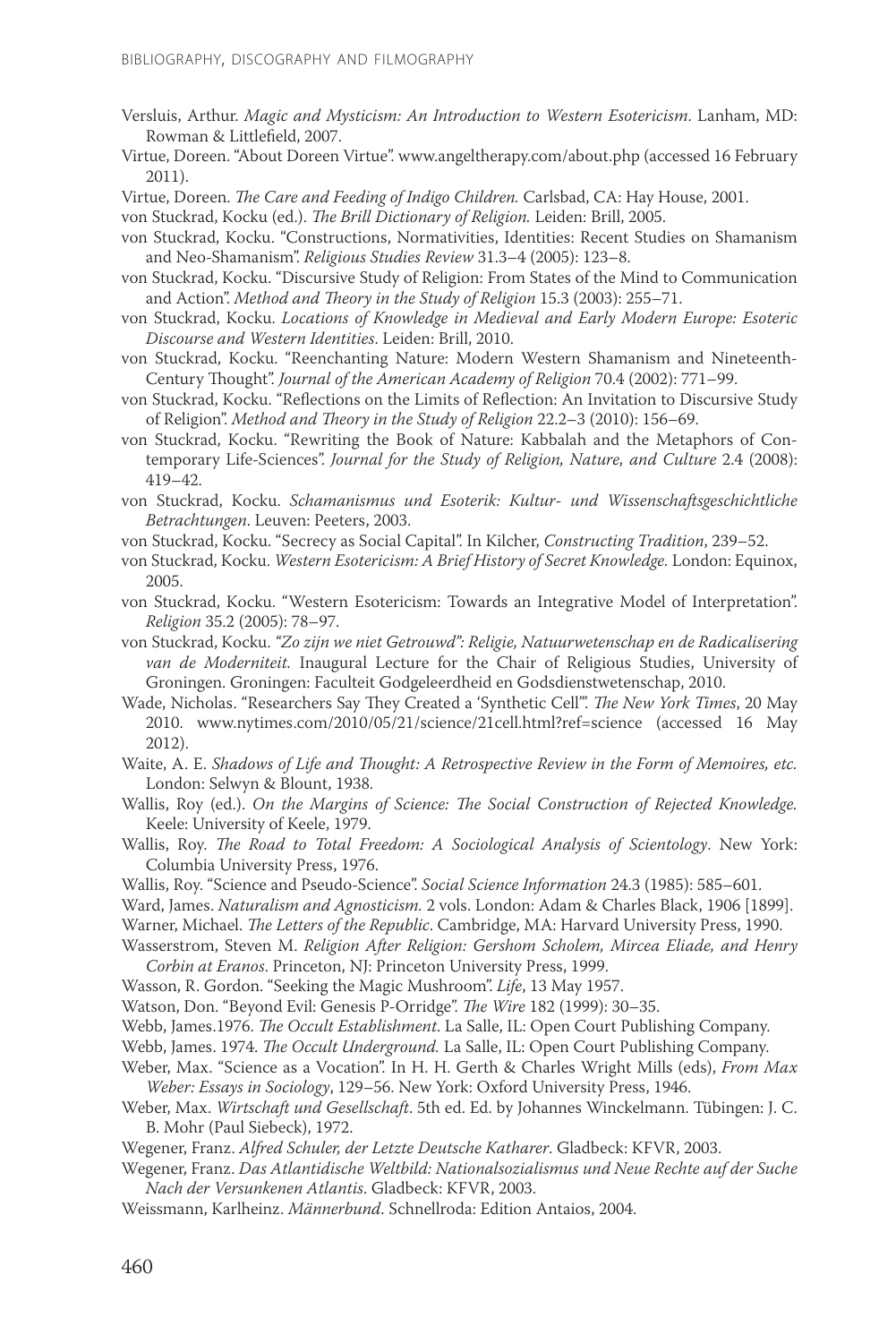Versluis, Arthur. *Magic and Mysticism: An Introduction to Western Esotericism*. Lanham, MD: Rowman & Littlefield, 2007.

Virtue, Doreen. "About Doreen Virtue". www.angeltherapy.com/about.php (accessed 16 February 2011).

Virtue, Doreen. *The Care and Feeding of Indigo Children.* Carlsbad, CA: Hay House, 2001.

von Stuckrad, Kocku (ed.). *The Brill Dictionary of Religion.* Leiden: Brill, 2005.

von Stuckrad, Kocku. "Constructions, Normativities, Identities: Recent Studies on Shamanism and Neo-Shamanism". *Religious Studies Review* 31.3–4 (2005): 123–8.

von Stuckrad, Kocku. "Discursive Study of Religion: From States of the Mind to Communication and Action". *Method and Theory in the Study of Religion* 15.3 (2003): 255–71.

von Stuckrad, Kocku. *Locations of Knowledge in Medieval and Early Modern Europe: Esoteric Discourse and Western Identities.* Leiden: Brill, 2010.

von Stuckrad, Kocku. "Reenchanting Nature: Modern Western Shamanism and Nineteenth-Century Thought". *Journal of the American Academy of Religion* 70.4 (2002): 771–99.

von Stuckrad, Kocku. "Reflections on the Limits of Reflection: An Invitation to Discursive Study of Religion". *Method and Theory in the Study of Religion* 22.2–3 (2010): 156–69.

von Stuckrad, Kocku. "Rewriting the Book of Nature: Kabbalah and the Metaphors of Contemporary Life-Sciences". *Journal for the Study of Religion, Nature, and Culture* 2.4 (2008): 419–42.

von Stuckrad, Kocku. *Schamanismus und Esoterik: Kultur- und Wissenschaftsgeschichtliche Betrachtungen*. Leuven: Peeters, 2003.

von Stuckrad, Kocku. "Secrecy as Social Capital". In Kilcher, *Constructing Tradition*, 239–52.

von Stuckrad, Kocku. *Western Esotericism: A Brief History of Secret Knowledge.* London: Equinox, 2005.

von Stuckrad, Kocku. "Western Esotericism: Towards an Integrative Model of Interpretation". *Religion* 35.2 (2005): 78–97.

von Stuckrad, Kocku. *"Zo zijn we niet Getrouwd": Religie, Natuurwetenschap en de Radicalisering van de Moderniteit.* Inaugural Lecture for the Chair of Religious Studies, University of Groningen. Groningen: Faculteit Godgeleerdheid en Godsdienstwetenschap, 2010.

Wade, Nicholas. "Researchers Say They Created a 'Synthetic Cell'". *The New York Times*, 20 May 2010. www.nytimes.com/2010/05/21/science/21cell.html?ref=science (accessed 16 May 2012).

Waite, A. E. *Shadows of Life and Thought: A Retrospective Review in the Form of Memoires, etc.* London: Selwyn & Blount, 1938.

Wallis, Roy (ed.). *On the Margins of Science: The Social Construction of Rejected Knowledge.* Keele: University of Keele, 1979.

Wallis, Roy. *The Road to Total Freedom: A Sociological Analysis of Scientology*. New York: Columbia University Press, 1976.

Wallis, Roy. "Science and Pseudo-Science". *Social Science Information* 24.3 (1985): 585–601.

Ward, James. *Naturalism and Agnosticism.* 2 vols. London: Adam & Charles Black, 1906 [1899].

Warner, Michael. *The Letters of the Republic*. Cambridge, MA: Harvard University Press, 1990.

Wasserstrom, Steven M. *Religion After Religion: Gershom Scholem, Mircea Eliade, and Henry Corbin at Eranos*. Princeton, NJ: Princeton University Press, 1999.

Wasson, R. Gordon. "Seeking the Magic Mushroom". *Life*, 13 May 1957.

Watson, Don. "Beyond Evil: Genesis P-Orridge". *The Wire* 182 (1999): 30–35.

Webb, James.1976. *The Occult Establishment.* La Salle, IL: Open Court Publishing Company.

Webb, James. 1974. *The Occult Underground.* La Salle, IL: Open Court Publishing Company.

Weber, Max. "Science as a Vocation". In H. H. Gerth & Charles Wright Mills (eds), *From Max Weber: Essays in Sociology*, 129–56. New York: Oxford University Press, 1946.

Weber, Max. *Wirtschaft und Gesellschaft*. 5th ed. Ed. by Johannes Winckelmann. Tübingen: J. C. B. Mohr (Paul Siebeck), 1972.

Wegener, Franz. *Alfred Schuler, der Letzte Deutsche Katharer*. Gladbeck: KFVR, 2003.

Wegener, Franz. *Das Atlantidische Weltbild: Nationalsozialismus und Neue Rechte auf der Suche Nach der Versunkenen Atlantis*. Gladbeck: KFVR, 2003.

Weissmann, Karlheinz. *Männerbund*. Schnellroda: Edition Antaios, 2004.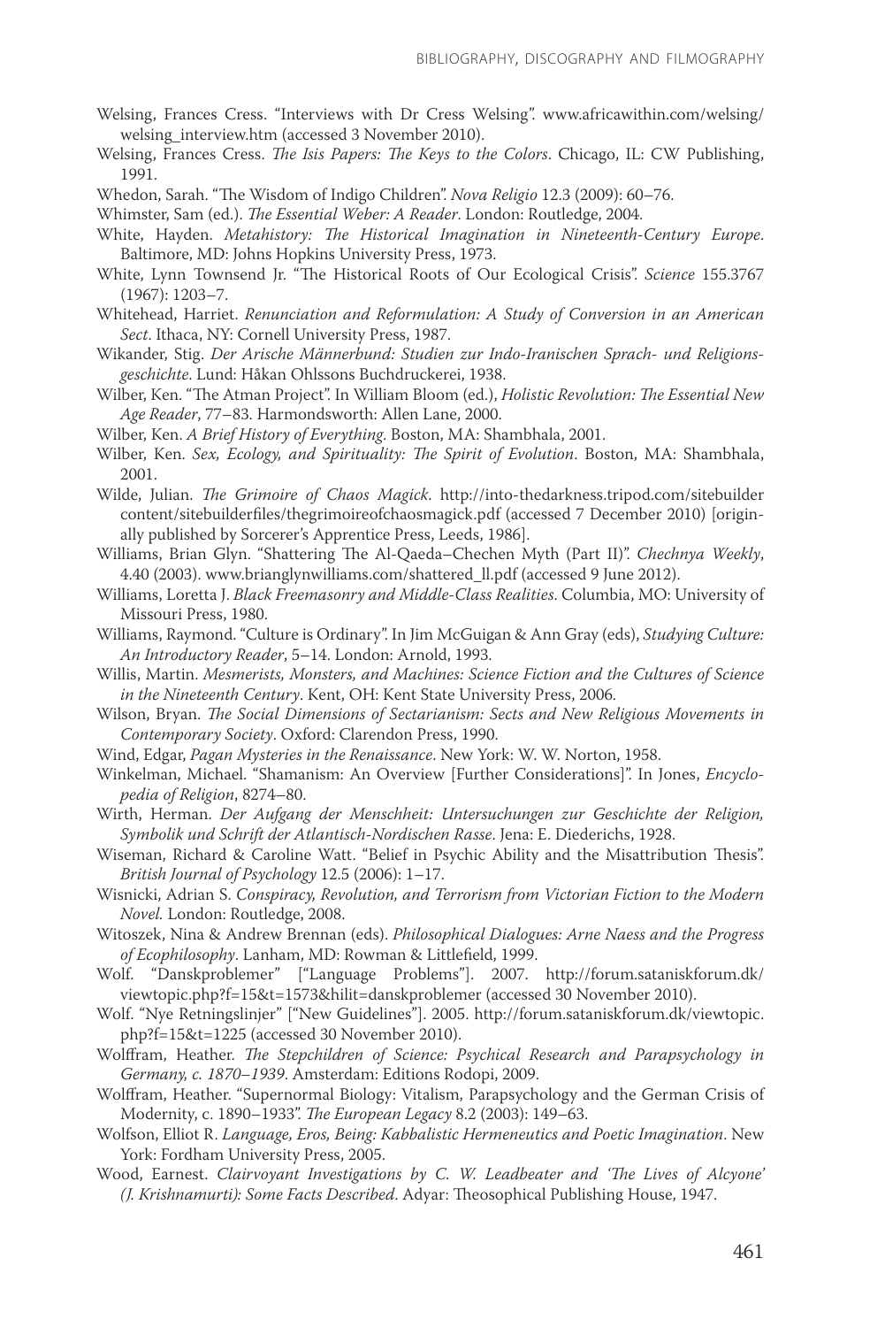Welsing, Frances Cress. "Interviews with Dr Cress Welsing". www.africawithin.com/welsing/welsing_interview.htm (accessed 3 November 2010).

Welsing, Frances Cress. *The Isis Papers: The Keys to the Colors*. Chicago, IL: CW Publishing, 1991.

Whedon, Sarah. "The Wisdom of Indigo Children". *Nova Religio* 12.3 (2009): 60–76.

Whimster, Sam (ed.). *The Essential Weber: A Reader*. London: Routledge, 2004.

White, Hayden. *Metahistory: The Historical Imagination in Nineteenth-Century Europe*. Baltimore, MD: Johns Hopkins University Press, 1973.

White, Lynn Townsend Jr. "The Historical Roots of Our Ecological Crisis". *Science* 155.3767 (1967): 1203–7.

Whitehead, Harriet. *Renunciation and Reformulation: A Study of Conversion in an American Sect*. Ithaca, NY: Cornell University Press, 1987.

Wikander, Stig. *Der Arische Männerbund: Studien zur Indo-Iranischen Sprach- und Religionsgeschichte*. Lund: Håkan Ohlssons Buchdruckerei, 1938.

Wilber, Ken. "The Atman Project". In William Bloom (ed.), *Holistic Revolution: The Essential New Age Reader*, 77–83. Harmondsworth: Allen Lane, 2000.

Wilber, Ken. *A Brief History of Everything*. Boston, MA: Shambhala, 2001.

Wilber, Ken. *Sex, Ecology, and Spirituality: The Spirit of Evolution*. Boston, MA: Shambhala, 2001.

Wilde, Julian. *The Grimoire of Chaos Magick*. http://into-thedarkness.tripod.com/sitebuildercontent/sitebuilderfiles/thegrimoireofchaosmagick.pdf (accessed 7 December 2010) [originally published by Sorcerer's Apprentice Press, Leeds, 1986].

Williams, Brian Glyn. "Shattering The Al-Qaeda–Chechen Myth (Part II)". *Chechnya Weekly*, 4.40 (2003). www.brianglynwilliams.com/shattered_ll.pdf (accessed 9 June 2012).

Williams, Loretta J. *Black Freemasonry and Middle-Class Realities*. Columbia, MO: University of Missouri Press, 1980.

Williams, Raymond. "Culture is Ordinary". In Jim McGuigan & Ann Gray (eds), *Studying Culture: An Introductory Reader*, 5–14. London: Arnold, 1993.

Willis, Martin. *Mesmerists, Monsters, and Machines: Science Fiction and the Cultures of Science in the Nineteenth Century*. Kent, OH: Kent State University Press, 2006.

Wilson, Bryan. *The Social Dimensions of Sectarianism: Sects and New Religious Movements in Contemporary Society*. Oxford: Clarendon Press, 1990.

Wind, Edgar, *Pagan Mysteries in the Renaissance*. New York: W. W. Norton, 1958.

Winkelman, Michael. "Shamanism: An Overview [Further Considerations]". In Jones, *Encyclopedia of Religion*, 8274–80.

Wirth, Herman. *Der Aufgang der Menschheit: Untersuchungen zur Geschichte der Religion, Symbolik und Schrift der Atlantisch-Nordischen Rasse*. Jena: E. Diederichs, 1928.

Wiseman, Richard & Caroline Watt. "Belief in Psychic Ability and the Misattribution Thesis". *British Journal of Psychology* 12.5 (2006): 1–17.

Wisnicki, Adrian S. *Conspiracy, Revolution, and Terrorism from Victorian Fiction to the Modern Novel*. London: Routledge, 2008.

Witoszek, Nina & Andrew Brennan (eds). *Philosophical Dialogues: Arne Naess and the Progress of Ecophilosophy*. Lanham, MD: Rowman & Littlefield, 1999.

Wolf. "Danskproblemer" ["Language Problems"]. 2007. http://forum.sataniskforum.dk/viewtopic.php?f=15&t=1573&hilit=danskproblemer (accessed 30 November 2010).

Wolf. "Nye Retningslinjer" ["New Guidelines"]. 2005. http://forum.sataniskforum.dk/viewtopic.php?f=15&t=1225 (accessed 30 November 2010).

Wolffram, Heather. *The Stepchildren of Science: Psychical Research and Parapsychology in Germany, c. 1870–1939*. Amsterdam: Editions Rodopi, 2009.

Wolffram, Heather. "Supernormal Biology: Vitalism, Parapsychology and the German Crisis of Modernity, c. 1890–1933". *The European Legacy* 8.2 (2003): 149–63.

Wolfson, Elliot R. *Language, Eros, Being: Kabbalistic Hermeneutics and Poetic Imagination*. New York: Fordham University Press, 2005.

Wood, Earnest. *Clairvoyant Investigations by C. W. Leadbeater and 'The Lives of Alcyone' (J. Krishnamurti): Some Facts Described*. Adyar: Theosophical Publishing House, 1947.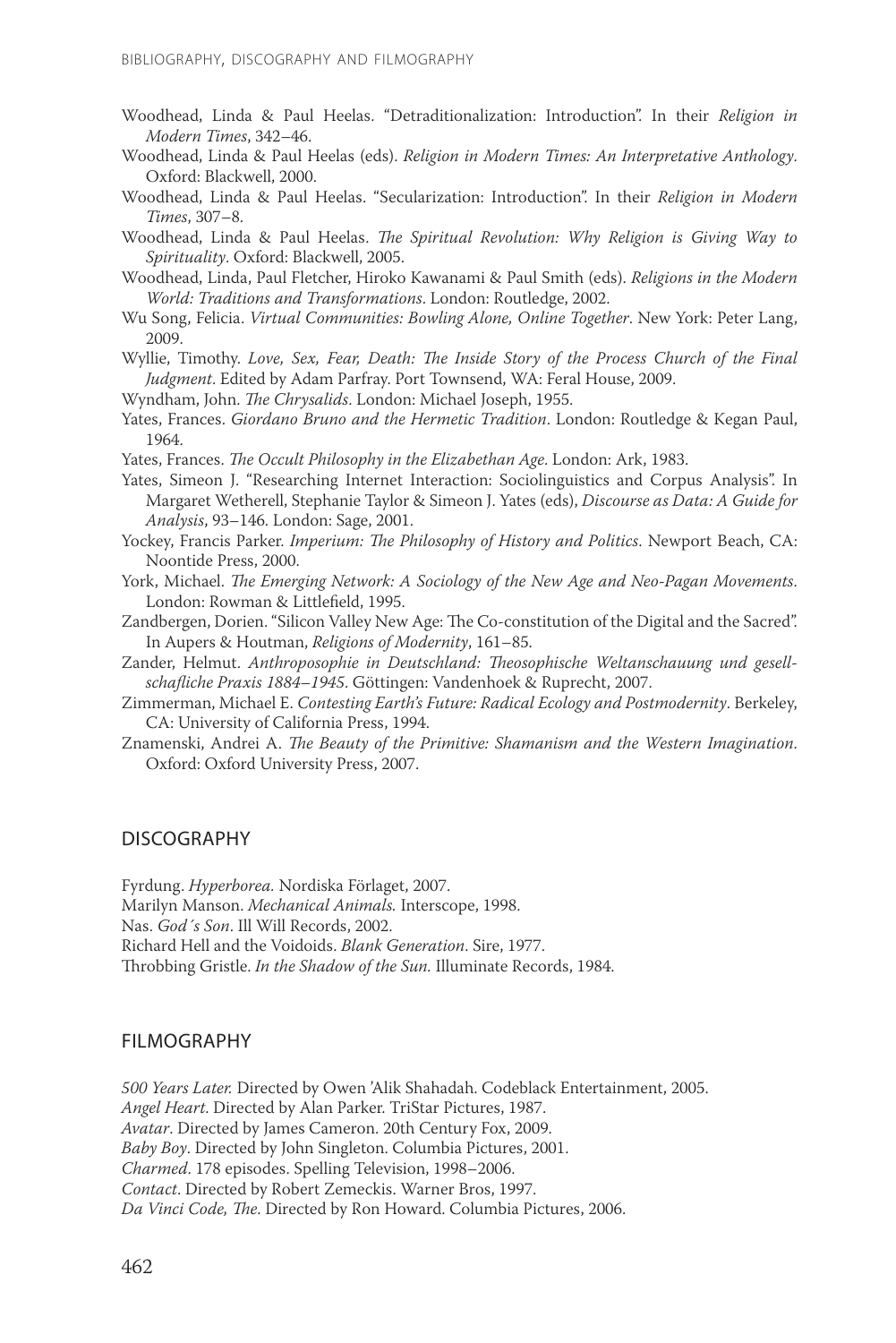Woodhead, Linda & Paul Heelas. "Detraditionalization: Introduction". In their *Religion in Modern Times*, 342–46.

Woodhead, Linda & Paul Heelas (eds). *Religion in Modern Times: An Interpretative Anthology*. Oxford: Blackwell, 2000.

Woodhead, Linda & Paul Heelas. "Secularization: Introduction". In their *Religion in Modern Times*, 307–8.

Woodhead, Linda & Paul Heelas. *The Spiritual Revolution: Why Religion is Giving Way to Spirituality*. Oxford: Blackwell, 2005.

Woodhead, Linda, Paul Fletcher, Hiroko Kawanami & Paul Smith (eds). *Religions in the Modern World: Traditions and Transformations*. London: Routledge, 2002.

Wu Song, Felicia. *Virtual Communities: Bowling Alone, Online Together*. New York: Peter Lang, 2009.

Wyllie, Timothy. *Love, Sex, Fear, Death: The Inside Story of the Process Church of the Final Judgment*. Edited by Adam Parfray. Port Townsend, WA: Feral House, 2009.

Wyndham, John. *The Chrysalids*. London: Michael Joseph, 1955.

Yates, Frances. *Giordano Bruno and the Hermetic Tradition*. London: Routledge & Kegan Paul, 1964.

Yates, Frances. *The Occult Philosophy in the Elizabethan Age*. London: Ark, 1983.

Yates, Simeon J. "Researching Internet Interaction: Sociolinguistics and Corpus Analysis". In Margaret Wetherell, Stephanie Taylor & Simeon J. Yates (eds), *Discourse as Data: A Guide for Analysis*, 93–146. London: Sage, 2001.

Yockey, Francis Parker. *Imperium: The Philosophy of History and Politics*. Newport Beach, CA: Noontide Press, 2000.

York, Michael. *The Emerging Network: A Sociology of the New Age and Neo-Pagan Movements*. London: Rowman & Littlefield, 1995.

Zandbergen, Dorien. "Silicon Valley New Age: The Co-constitution of the Digital and the Sacred". In Aupers & Houtman, *Religions of Modernity*, 161–85.

Zander, Helmut. *Anthroposophie in Deutschland: Theosophische Weltanschauung und gesellschafliche Praxis 1884–1945*. Göttingen: Vandenhoek & Ruprecht, 2007.

Zimmerman, Michael E. *Contesting Earth's Future: Radical Ecology and Postmodernity*. Berkeley, CA: University of California Press, 1994.

Znamenski, Andrei A. *The Beauty of the Primitive: Shamanism and the Western Imagination*. Oxford: Oxford University Press, 2007.

## DISCOGRAPHY

Fyrdung. *Hyperborea.* Nordiska Förlaget, 2007.

Marilyn Manson. *Mechanical Animals.* Interscope, 1998.

Nas. *God´s Son*. Ill Will Records, 2002.

Richard Hell and the Voidoids. *Blank Generation*. Sire, 1977.

Throbbing Gristle. *In the Shadow of the Sun.* Illuminate Records, 1984.

## FILMOGRAPHY

*500 Years Later.* Directed by Owen 'Alik Shahadah. Codeblack Entertainment, 2005.

*Angel Heart*. Directed by Alan Parker. TriStar Pictures, 1987.

*Avatar*. Directed by James Cameron. 20th Century Fox, 2009.

*Baby Boy*. Directed by John Singleton. Columbia Pictures, 2001.

*Charmed*. 178 episodes. Spelling Television, 1998–2006.

*Contact*. Directed by Robert Zemeckis. Warner Bros, 1997.

*Da Vinci Code, The*. Directed by Ron Howard. Columbia Pictures, 2006.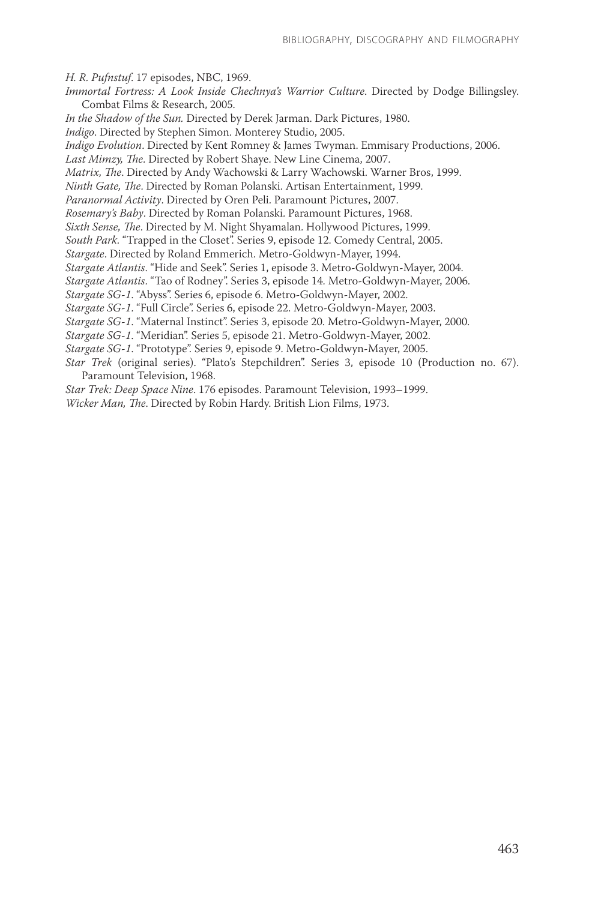*H. R. Pufnstuf*. 17 episodes, NBC, 1969.

*Immortal Fortress: A Look Inside Chechnya's Warrior Culture*. Directed by Dodge Billingsley. Combat Films & Research, 2005.

*In the Shadow of the Sun.* Directed by Derek Jarman. Dark Pictures, 1980.

*Indigo*. Directed by Stephen Simon. Monterey Studio, 2005.

*Indigo Evolution*. Directed by Kent Romney & James Twyman. Emmisary Productions, 2006.

*Last Mimzy, The*. Directed by Robert Shaye. New Line Cinema, 2007.

*Matrix, The*. Directed by Andy Wachowski & Larry Wachowski. Warner Bros, 1999.

*Ninth Gate, The*. Directed by Roman Polanski. Artisan Entertainment, 1999.

*Paranormal Activity*. Directed by Oren Peli. Paramount Pictures, 2007.

*Rosemary's Baby*. Directed by Roman Polanski. Paramount Pictures, 1968.

*Sixth Sense, The*. Directed by M. Night Shyamalan. Hollywood Pictures, 1999.

*South Park*. "Trapped in the Closet". Series 9, episode 12. Comedy Central, 2005.

*Stargate*. Directed by Roland Emmerich. Metro-Goldwyn-Mayer, 1994.

*Stargate Atlantis*. "Hide and Seek". Series 1, episode 3. Metro-Goldwyn-Mayer, 2004.

*Stargate Atlantis*. "Tao of Rodney". Series 3, episode 14. Metro-Goldwyn-Mayer, 2006.

*Stargate SG-1*. "Abyss". Series 6, episode 6. Metro-Goldwyn-Mayer, 2002.

*Stargate SG-1*. "Full Circle". Series 6, episode 22. Metro-Goldwyn-Mayer, 2003.

*Stargate SG-1*. "Maternal Instinct". Series 3, episode 20. Metro-Goldwyn-Mayer, 2000.

*Stargate SG-1*. "Meridian". Series 5, episode 21. Metro-Goldwyn-Mayer, 2002.

*Stargate SG-1*. "Prototype". Series 9, episode 9. Metro-Goldwyn-Mayer, 2005.

*Star Trek* (original series). "Plato's Stepchildren". Series 3, episode 10 (Production no. 67). Paramount Television, 1968.

*Star Trek: Deep Space Nine*. 176 episodes. Paramount Television, 1993–1999.

*Wicker Man, The*. Directed by Robin Hardy. British Lion Films, 1973.